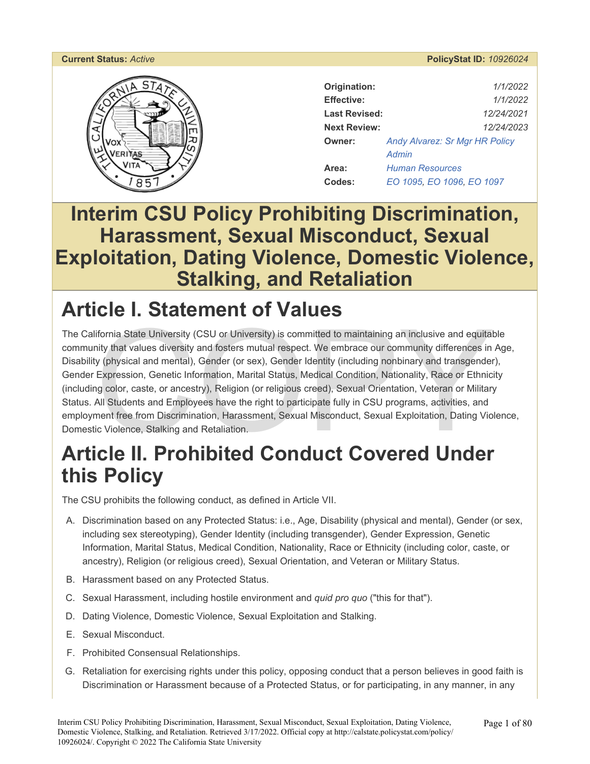**Current Status:** *Active* **PolicyStat ID:** *10926024*

| | |
|---|---|
| **Origination:** | 1/1/2022 |
| **Effective:** | 1/1/2022 |
| **Last Revised:** | 12/24/2021 |
| **Next Review:** | 12/24/2023 |
| **Owner:** | Andy Alvarez: Sr Mgr HR Policy Admin |
| **Area:** | Human Resources |
| **Codes:** | EO 1095, EO 1096, EO 1097 |

# Interim CSU Policy Prohibiting Discrimination, Harassment, Sexual Misconduct, Sexual Exploitation, Dating Violence, Domestic Violence, Stalking, and Retaliation

## Article I. Statement of Values

The California State University (CSU or University) is committed to maintaining an inclusive and equitable community that values diversity and fosters mutual respect. We embrace our community differences in Age, Disability (physical and mental), Gender (or sex), Gender Identity (including nonbinary and transgender), Gender Expression, Genetic Information, Marital Status, Medical Condition, Nationality, Race or Ethnicity (including color, caste, or ancestry), Religion (or religious creed), Sexual Orientation, Veteran or Military Status. All Students and Employees have the right to participate fully in CSU programs, activities, and employment free from Discrimination, Harassment, Sexual Misconduct, Sexual Exploitation, Dating Violence, Domestic Violence, Stalking and Retaliation.

## Article II. Prohibited Conduct Covered Under this Policy

The CSU prohibits the following conduct, as defined in Article VII.

A. Discrimination based on any Protected Status: i.e., Age, Disability (physical and mental), Gender (or sex, including sex stereotyping), Gender Identity (including transgender), Gender Expression, Genetic Information, Marital Status, Medical Condition, Nationality, Race or Ethnicity (including color, caste, or ancestry), Religion (or religious creed), Sexual Orientation, and Veteran or Military Status.

B. Harassment based on any Protected Status.

C. Sexual Harassment, including hostile environment and *quid pro quo* ("this for that").

D. Dating Violence, Domestic Violence, Sexual Exploitation and Stalking.

E. Sexual Misconduct.

F. Prohibited Consensual Relationships.

G. Retaliation for exercising rights under this policy, opposing conduct that a person believes in good faith is Discrimination or Harassment because of a Protected Status, or for participating, in any manner, in any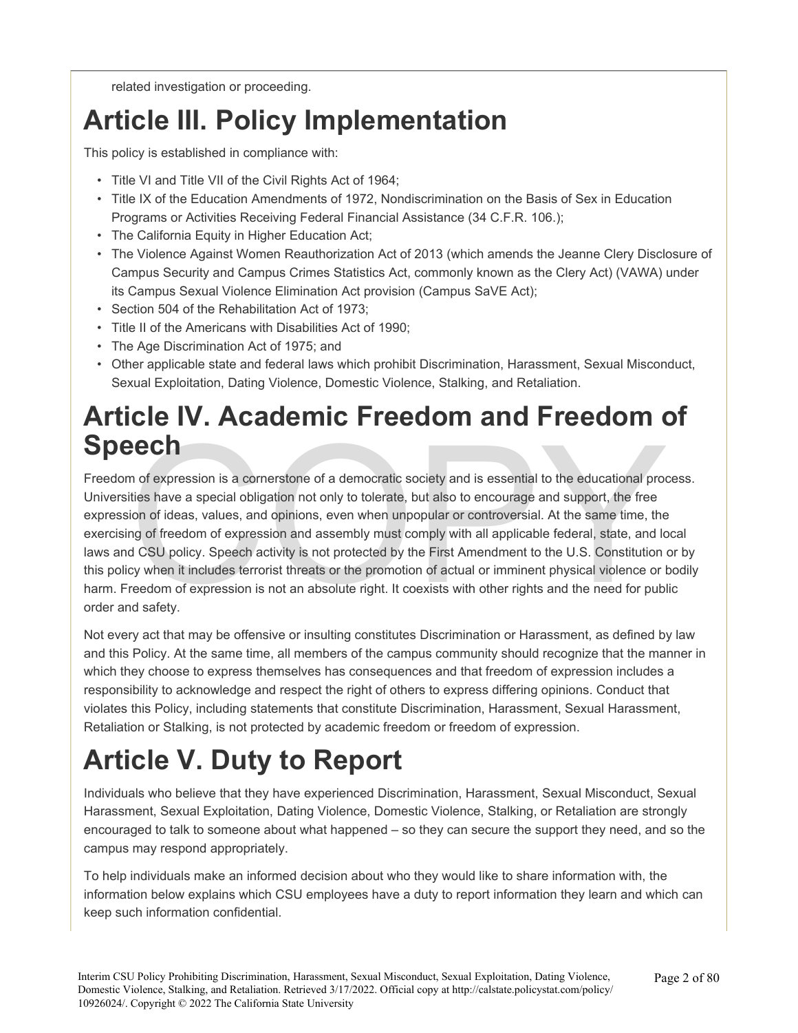related investigation or proceeding.

# Article III. Policy Implementation

This policy is established in compliance with:

- Title VI and Title VII of the Civil Rights Act of 1964;
- Title IX of the Education Amendments of 1972, Nondiscrimination on the Basis of Sex in Education Programs or Activities Receiving Federal Financial Assistance (34 C.F.R. 106.);
- The California Equity in Higher Education Act;
- The Violence Against Women Reauthorization Act of 2013 (which amends the Jeanne Clery Disclosure of Campus Security and Campus Crimes Statistics Act, commonly known as the Clery Act) (VAWA) under its Campus Sexual Violence Elimination Act provision (Campus SaVE Act);
- Section 504 of the Rehabilitation Act of 1973;
- Title II of the Americans with Disabilities Act of 1990;
- The Age Discrimination Act of 1975; and
- Other applicable state and federal laws which prohibit Discrimination, Harassment, Sexual Misconduct, Sexual Exploitation, Dating Violence, Domestic Violence, Stalking, and Retaliation.

# Article IV. Academic Freedom and Freedom of Speech

Freedom of expression is a cornerstone of a democratic society and is essential to the educational process. Universities have a special obligation not only to tolerate, but also to encourage and support, the free expression of ideas, values, and opinions, even when unpopular or controversial. At the same time, the exercising of freedom of expression and assembly must comply with all applicable federal, state, and local laws and CSU policy. Speech activity is not protected by the First Amendment to the U.S. Constitution or by this policy when it includes terrorist threats or the promotion of actual or imminent physical violence or bodily harm. Freedom of expression is not an absolute right. It coexists with other rights and the need for public order and safety.

Not every act that may be offensive or insulting constitutes Discrimination or Harassment, as defined by law and this Policy. At the same time, all members of the campus community should recognize that the manner in which they choose to express themselves has consequences and that freedom of expression includes a responsibility to acknowledge and respect the right of others to express differing opinions. Conduct that violates this Policy, including statements that constitute Discrimination, Harassment, Sexual Harassment, Retaliation or Stalking, is not protected by academic freedom or freedom of expression.

# Article V. Duty to Report

Individuals who believe that they have experienced Discrimination, Harassment, Sexual Misconduct, Sexual Harassment, Sexual Exploitation, Dating Violence, Domestic Violence, Stalking, or Retaliation are strongly encouraged to talk to someone about what happened – so they can secure the support they need, and so the campus may respond appropriately.

To help individuals make an informed decision about who they would like to share information with, the information below explains which CSU employees have a duty to report information they learn and which can keep such information confidential.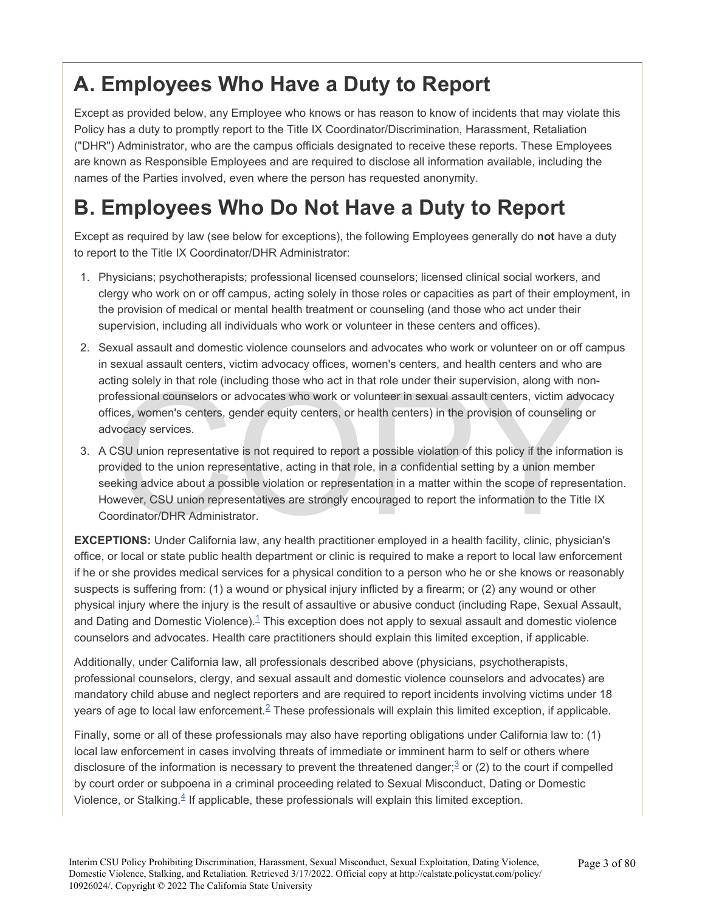# A. Employees Who Have a Duty to Report

Except as provided below, any Employee who knows or has reason to know of incidents that may violate this Policy has a duty to promptly report to the Title IX Coordinator/Discrimination, Harassment, Retaliation ("DHR") Administrator, who are the campus officials designated to receive these reports. These Employees are known as Responsible Employees and are required to disclose all information available, including the names of the Parties involved, even where the person has requested anonymity.

# B. Employees Who Do Not Have a Duty to Report

Except as required by law (see below for exceptions), the following Employees generally do **not** have a duty to report to the Title IX Coordinator/DHR Administrator:

1. Physicians; psychotherapists; professional licensed counselors; licensed clinical social workers, and clergy who work on or off campus, acting solely in those roles or capacities as part of their employment, in the provision of medical or mental health treatment or counseling (and those who act under their supervision, including all individuals who work or volunteer in these centers and offices).
2. Sexual assault and domestic violence counselors and advocates who work or volunteer on or off campus in sexual assault centers, victim advocacy offices, women's centers, and health centers and who are acting solely in that role (including those who act in that role under their supervision, along with non-professional counselors or advocates who work or volunteer in sexual assault centers, victim advocacy offices, women's centers, gender equity centers, or health centers) in the provision of counseling or advocacy services.
3. A CSU union representative is not required to report a possible violation of this policy if the information is provided to the union representative, acting in that role, in a confidential setting by a union member seeking advice about a possible violation or representation in a matter within the scope of representation. However, CSU union representatives are strongly encouraged to report the information to the Title IX Coordinator/DHR Administrator.

**EXCEPTIONS:** Under California law, any health practitioner employed in a health facility, clinic, physician's office, or local or state public health department or clinic is required to make a report to local law enforcement if he or she provides medical services for a physical condition to a person who he or she knows or reasonably suspects is suffering from: (1) a wound or physical injury inflicted by a firearm; or (2) any wound or other physical injury where the injury is the result of assaultive or abusive conduct (including Rape, Sexual Assault, and Dating and Domestic Violence).[1] This exception does not apply to sexual assault and domestic violence counselors and advocates. Health care practitioners should explain this limited exception, if applicable.

Additionally, under California law, all professionals described above (physicians, psychotherapists, professional counselors, clergy, and sexual assault and domestic violence counselors and advocates) are mandatory child abuse and neglect reporters and are required to report incidents involving victims under 18 years of age to local law enforcement.[2] These professionals will explain this limited exception, if applicable.

Finally, some or all of these professionals may also have reporting obligations under California law to: (1) local law enforcement in cases involving threats of immediate or imminent harm to self or others where disclosure of the information is necessary to prevent the threatened danger;[3] or (2) to the court if compelled by court order or subpoena in a criminal proceeding related to Sexual Misconduct, Dating or Domestic Violence, or Stalking.[4] If applicable, these professionals will explain this limited exception.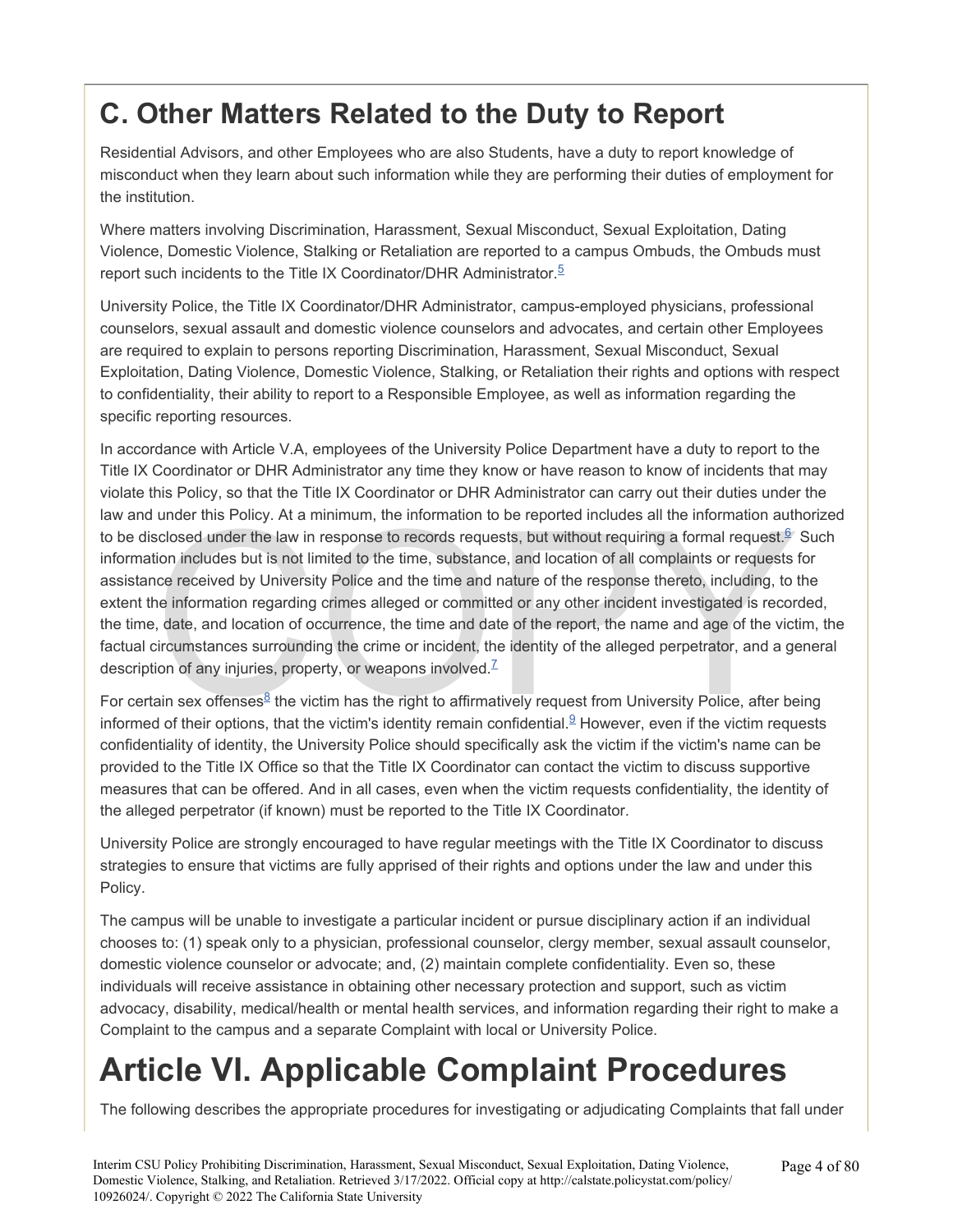## C. Other Matters Related to the Duty to Report

Residential Advisors, and other Employees who are also Students, have a duty to report knowledge of misconduct when they learn about such information while they are performing their duties of employment for the institution.

Where matters involving Discrimination, Harassment, Sexual Misconduct, Sexual Exploitation, Dating Violence, Domestic Violence, Stalking or Retaliation are reported to a campus Ombuds, the Ombuds must report such incidents to the Title IX Coordinator/DHR Administrator.[5]

University Police, the Title IX Coordinator/DHR Administrator, campus-employed physicians, professional counselors, sexual assault and domestic violence counselors and advocates, and certain other Employees are required to explain to persons reporting Discrimination, Harassment, Sexual Misconduct, Sexual Exploitation, Dating Violence, Domestic Violence, Stalking, or Retaliation their rights and options with respect to confidentiality, their ability to report to a Responsible Employee, as well as information regarding the specific reporting resources.

In accordance with Article V.A, employees of the University Police Department have a duty to report to the Title IX Coordinator or DHR Administrator any time they know or have reason to know of incidents that may violate this Policy, so that the Title IX Coordinator or DHR Administrator can carry out their duties under the law and under this Policy. At a minimum, the information to be reported includes all the information authorized to be disclosed under the law in response to records requests, but without requiring a formal request.[6] Such information includes but is not limited to the time, substance, and location of all complaints or requests for assistance received by University Police and the time and nature of the response thereto, including, to the extent the information regarding crimes alleged or committed or any other incident investigated is recorded, the time, date, and location of occurrence, the time and date of the report, the name and age of the victim, the factual circumstances surrounding the crime or incident, the identity of the alleged perpetrator, and a general description of any injuries, property, or weapons involved.[7]

For certain sex offenses[8] the victim has the right to affirmatively request from University Police, after being informed of their options, that the victim's identity remain confidential.[9] However, even if the victim requests confidentiality of identity, the University Police should specifically ask the victim if the victim's name can be provided to the Title IX Office so that the Title IX Coordinator can contact the victim to discuss supportive measures that can be offered. And in all cases, even when the victim requests confidentiality, the identity of the alleged perpetrator (if known) must be reported to the Title IX Coordinator.

University Police are strongly encouraged to have regular meetings with the Title IX Coordinator to discuss strategies to ensure that victims are fully apprised of their rights and options under the law and under this Policy.

The campus will be unable to investigate a particular incident or pursue disciplinary action if an individual chooses to: (1) speak only to a physician, professional counselor, clergy member, sexual assault counselor, domestic violence counselor or advocate; and, (2) maintain complete confidentiality. Even so, these individuals will receive assistance in obtaining other necessary protection and support, such as victim advocacy, disability, medical/health or mental health services, and information regarding their right to make a Complaint to the campus and a separate Complaint with local or University Police.

# Article VI. Applicable Complaint Procedures

The following describes the appropriate procedures for investigating or adjudicating Complaints that fall under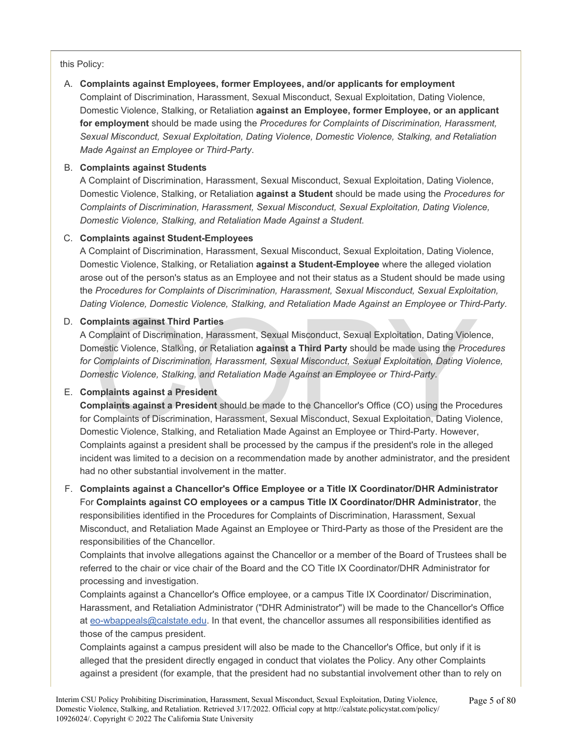this Policy:

A. **Complaints against Employees, former Employees, and/or applicants for employment**
   Complaint of Discrimination, Harassment, Sexual Misconduct, Sexual Exploitation, Dating Violence, Domestic Violence, Stalking, or Retaliation **against an Employee, former Employee, or an applicant for employment** should be made using the *Procedures for Complaints of Discrimination, Harassment, Sexual Misconduct, Sexual Exploitation, Dating Violence, Domestic Violence, Stalking, and Retaliation Made Against an Employee or Third-Party*.

B. **Complaints against Students**
   A Complaint of Discrimination, Harassment, Sexual Misconduct, Sexual Exploitation, Dating Violence, Domestic Violence, Stalking, or Retaliation **against a Student** should be made using the *Procedures for Complaints of Discrimination, Harassment, Sexual Misconduct, Sexual Exploitation, Dating Violence, Domestic Violence, Stalking, and Retaliation Made Against a Student.*

C. **Complaints against Student-Employees**
   A Complaint of Discrimination, Harassment, Sexual Misconduct, Sexual Exploitation, Dating Violence, Domestic Violence, Stalking, or Retaliation **against a Student-Employee** where the alleged violation arose out of the person's status as an Employee and not their status as a Student should be made using the *Procedures for Complaints of Discrimination, Harassment, Sexual Misconduct, Sexual Exploitation, Dating Violence, Domestic Violence, Stalking, and Retaliation Made Against an Employee or Third-Party.*

D. **Complaints against Third Parties**
   A Complaint of Discrimination, Harassment, Sexual Misconduct, Sexual Exploitation, Dating Violence, Domestic Violence, Stalking, or Retaliation **against a Third Party** should be made using the *Procedures for Complaints of Discrimination, Harassment, Sexual Misconduct, Sexual Exploitation, Dating Violence, Domestic Violence, Stalking, and Retaliation Made Against an Employee or Third-Party.*

E. **Complaints against a President**
   **Complaints against a President** should be made to the Chancellor's Office (CO) using the Procedures for Complaints of Discrimination, Harassment, Sexual Misconduct, Sexual Exploitation, Dating Violence, Domestic Violence, Stalking, and Retaliation Made Against an Employee or Third-Party. However, Complaints against a president shall be processed by the campus if the president's role in the alleged incident was limited to a decision on a recommendation made by another administrator, and the president had no other substantial involvement in the matter.

F. **Complaints against a Chancellor's Office Employee or a Title IX Coordinator/DHR Administrator**
   For **Complaints against CO employees or a campus Title IX Coordinator/DHR Administrator**, the responsibilities identified in the Procedures for Complaints of Discrimination, Harassment, Sexual Misconduct, and Retaliation Made Against an Employee or Third-Party as those of the President are the responsibilities of the Chancellor.
   Complaints that involve allegations against the Chancellor or a member of the Board of Trustees shall be referred to the chair or vice chair of the Board and the CO Title IX Coordinator/DHR Administrator for processing and investigation.
   Complaints against a Chancellor's Office employee, or a campus Title IX Coordinator/ Discrimination, Harassment, and Retaliation Administrator ("DHR Administrator") will be made to the Chancellor's Office at eo-wbappeals@calstate.edu. In that event, the chancellor assumes all responsibilities identified as those of the campus president.
   Complaints against a campus president will also be made to the Chancellor's Office, but only if it is alleged that the president directly engaged in conduct that violates the Policy. Any other Complaints against a president (for example, that the president had no substantial involvement other than to rely on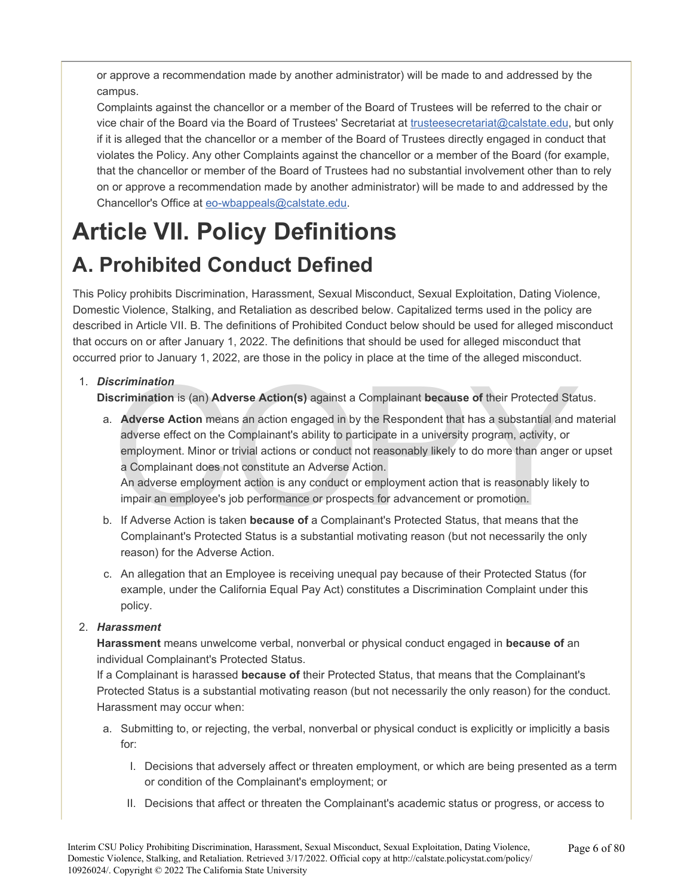or approve a recommendation made by another administrator) will be made to and addressed by the campus.

Complaints against the chancellor or a member of the Board of Trustees will be referred to the chair or vice chair of the Board via the Board of Trustees' Secretariat at trusteesecretariat@calstate.edu, but only if it is alleged that the chancellor or a member of the Board of Trustees directly engaged in conduct that violates the Policy. Any other Complaints against the chancellor or a member of the Board (for example, that the chancellor or member of the Board of Trustees had no substantial involvement other than to rely on or approve a recommendation made by another administrator) will be made to and addressed by the Chancellor's Office at eo-wbappeals@calstate.edu.

# Article VII. Policy Definitions

## A. Prohibited Conduct Defined

This Policy prohibits Discrimination, Harassment, Sexual Misconduct, Sexual Exploitation, Dating Violence, Domestic Violence, Stalking, and Retaliation as described below. Capitalized terms used in the policy are described in Article VII. B. The definitions of Prohibited Conduct below should be used for alleged misconduct that occurs on or after January 1, 2022. The definitions that should be used for alleged misconduct that occurred prior to January 1, 2022, are those in the policy in place at the time of the alleged misconduct.

1. ***Discrimination***
   **Discrimination** is (an) **Adverse Action(s)** against a Complainant **because of** their Protected Status.
   a. **Adverse Action** means an action engaged in by the Respondent that has a substantial and material adverse effect on the Complainant's ability to participate in a university program, activity, or employment. Minor or trivial actions or conduct not reasonably likely to do more than anger or upset a Complainant does not constitute an Adverse Action.
      An adverse employment action is any conduct or employment action that is reasonably likely to impair an employee's job performance or prospects for advancement or promotion.
   b. If Adverse Action is taken **because of** a Complainant's Protected Status, that means that the Complainant's Protected Status is a substantial motivating reason (but not necessarily the only reason) for the Adverse Action.
   c. An allegation that an Employee is receiving unequal pay because of their Protected Status (for example, under the California Equal Pay Act) constitutes a Discrimination Complaint under this policy.
2. ***Harassment***
   **Harassment** means unwelcome verbal, nonverbal or physical conduct engaged in **because of** an individual Complainant's Protected Status.
   If a Complainant is harassed **because of** their Protected Status, that means that the Complainant's Protected Status is a substantial motivating reason (but not necessarily the only reason) for the conduct.
   Harassment may occur when:
   a. Submitting to, or rejecting, the verbal, nonverbal or physical conduct is explicitly or implicitly a basis for:
      I. Decisions that adversely affect or threaten employment, or which are being presented as a term or condition of the Complainant's employment; or
      II. Decisions that affect or threaten the Complainant's academic status or progress, or access to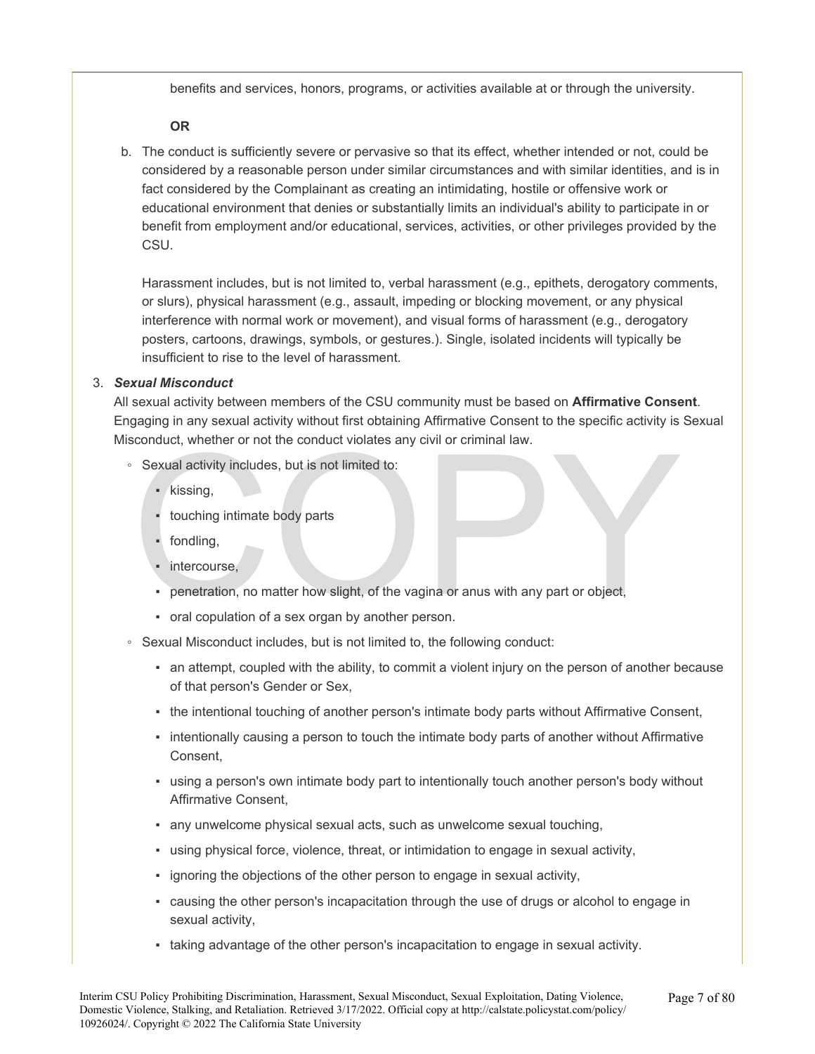benefits and services, honors, programs, or activities available at or through the university.

**OR**

b. The conduct is sufficiently severe or pervasive so that its effect, whether intended or not, could be considered by a reasonable person under similar circumstances and with similar identities, and is in fact considered by the Complainant as creating an intimidating, hostile or offensive work or educational environment that denies or substantially limits an individual's ability to participate in or benefit from employment and/or educational, services, activities, or other privileges provided by the CSU.

   Harassment includes, but is not limited to, verbal harassment (e.g., epithets, derogatory comments, or slurs), physical harassment (e.g., assault, impeding or blocking movement, or any physical interference with normal work or movement), and visual forms of harassment (e.g., derogatory posters, cartoons, drawings, symbols, or gestures.). Single, isolated incidents will typically be insufficient to rise to the level of harassment.

3. ***Sexual Misconduct***

   All sexual activity between members of the CSU community must be based on **Affirmative Consent**. Engaging in any sexual activity without first obtaining Affirmative Consent to the specific activity is Sexual Misconduct, whether or not the conduct violates any civil or criminal law.

   - Sexual activity includes, but is not limited to:
     - kissing,
     - touching intimate body parts
     - fondling,
     - intercourse,
     - penetration, no matter how slight, of the vagina or anus with any part or object,
     - oral copulation of a sex organ by another person.
   - Sexual Misconduct includes, but is not limited to, the following conduct:
     - an attempt, coupled with the ability, to commit a violent injury on the person of another because of that person's Gender or Sex,
     - the intentional touching of another person's intimate body parts without Affirmative Consent,
     - intentionally causing a person to touch the intimate body parts of another without Affirmative Consent,
     - using a person's own intimate body part to intentionally touch another person's body without Affirmative Consent,
     - any unwelcome physical sexual acts, such as unwelcome sexual touching,
     - using physical force, violence, threat, or intimidation to engage in sexual activity,
     - ignoring the objections of the other person to engage in sexual activity,
     - causing the other person's incapacitation through the use of drugs or alcohol to engage in sexual activity,
     - taking advantage of the other person's incapacitation to engage in sexual activity.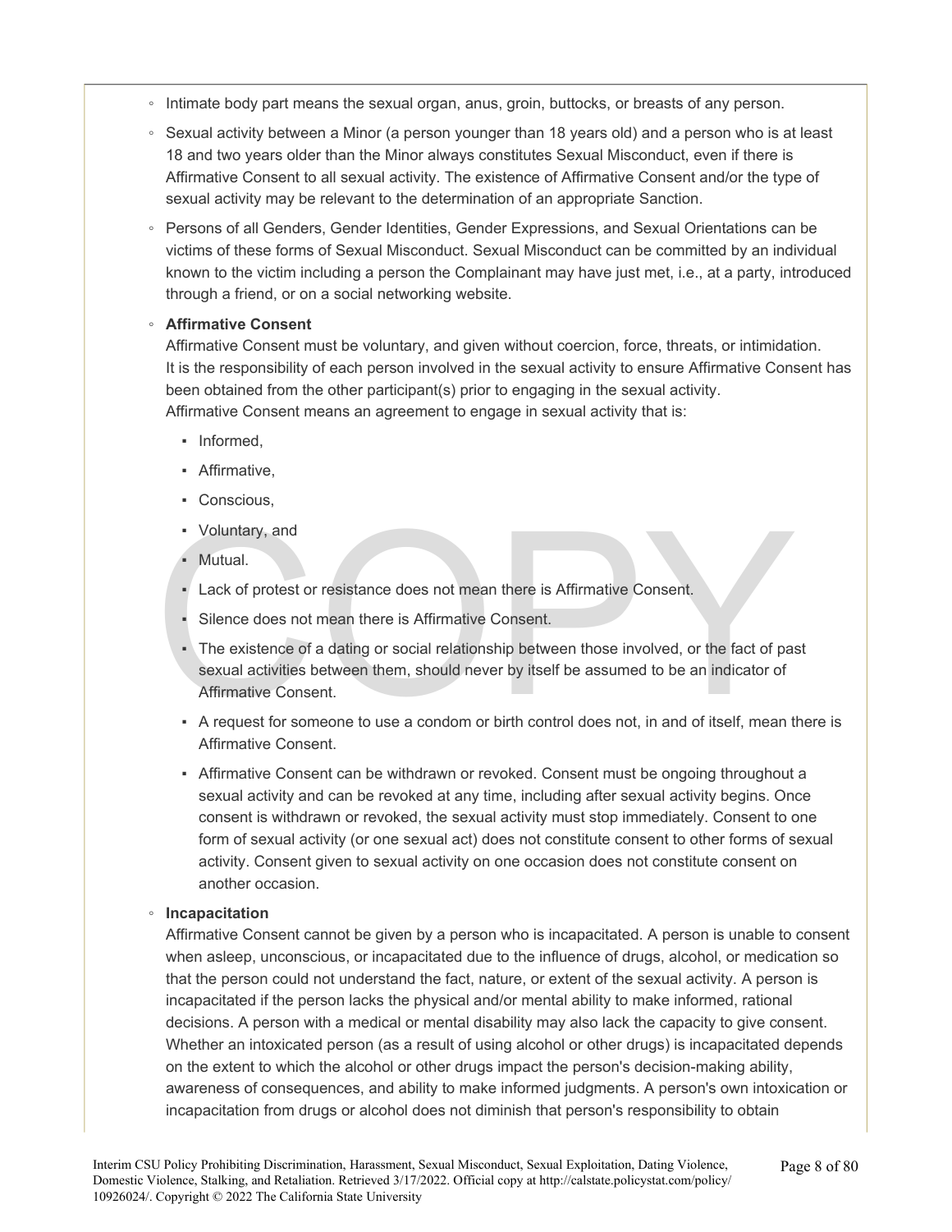- Intimate body part means the sexual organ, anus, groin, buttocks, or breasts of any person.
- Sexual activity between a Minor (a person younger than 18 years old) and a person who is at least 18 and two years older than the Minor always constitutes Sexual Misconduct, even if there is Affirmative Consent to all sexual activity. The existence of Affirmative Consent and/or the type of sexual activity may be relevant to the determination of an appropriate Sanction.
- Persons of all Genders, Gender Identities, Gender Expressions, and Sexual Orientations can be victims of these forms of Sexual Misconduct. Sexual Misconduct can be committed by an individual known to the victim including a person the Complainant may have just met, i.e., at a party, introduced through a friend, or on a social networking website.
- **Affirmative Consent**
  Affirmative Consent must be voluntary, and given without coercion, force, threats, or intimidation. It is the responsibility of each person involved in the sexual activity to ensure Affirmative Consent has been obtained from the other participant(s) prior to engaging in the sexual activity.
  Affirmative Consent means an agreement to engage in sexual activity that is:
  - Informed,
  - Affirmative,
  - Conscious,
  - Voluntary, and
  - Mutual.
  - Lack of protest or resistance does not mean there is Affirmative Consent.
  - Silence does not mean there is Affirmative Consent.
  - The existence of a dating or social relationship between those involved, or the fact of past sexual activities between them, should never by itself be assumed to be an indicator of Affirmative Consent.
  - A request for someone to use a condom or birth control does not, in and of itself, mean there is Affirmative Consent.
  - Affirmative Consent can be withdrawn or revoked. Consent must be ongoing throughout a sexual activity and can be revoked at any time, including after sexual activity begins. Once consent is withdrawn or revoked, the sexual activity must stop immediately. Consent to one form of sexual activity (or one sexual act) does not constitute consent to other forms of sexual activity. Consent given to sexual activity on one occasion does not constitute consent on another occasion.
- **Incapacitation**
  Affirmative Consent cannot be given by a person who is incapacitated. A person is unable to consent when asleep, unconscious, or incapacitated due to the influence of drugs, alcohol, or medication so that the person could not understand the fact, nature, or extent of the sexual activity. A person is incapacitated if the person lacks the physical and/or mental ability to make informed, rational decisions. A person with a medical or mental disability may also lack the capacity to give consent. Whether an intoxicated person (as a result of using alcohol or other drugs) is incapacitated depends on the extent to which the alcohol or other drugs impact the person's decision-making ability, awareness of consequences, and ability to make informed judgments. A person's own intoxication or incapacitation from drugs or alcohol does not diminish that person's responsibility to obtain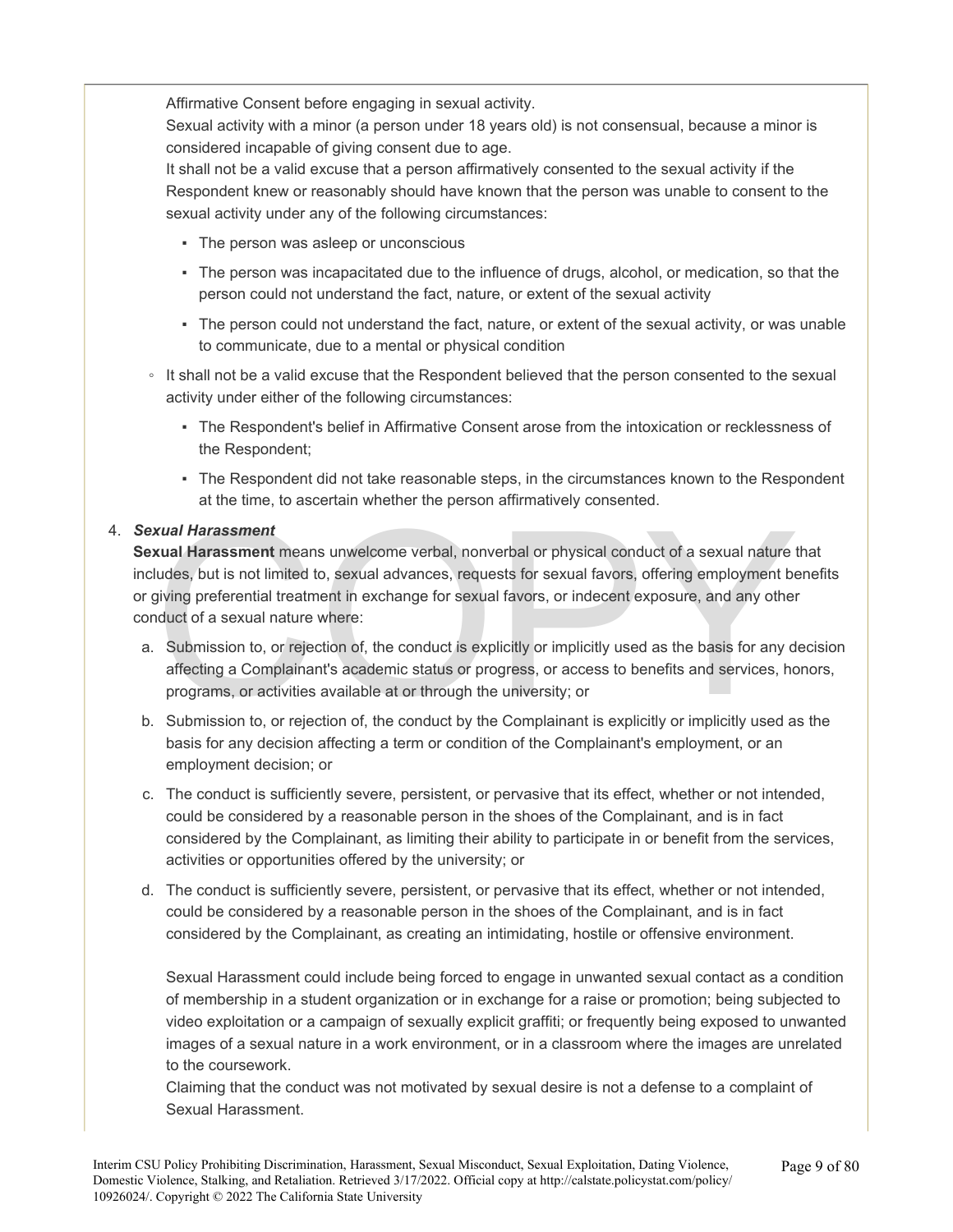Affirmative Consent before engaging in sexual activity.

Sexual activity with a minor (a person under 18 years old) is not consensual, because a minor is considered incapable of giving consent due to age.

It shall not be a valid excuse that a person affirmatively consented to the sexual activity if the Respondent knew or reasonably should have known that the person was unable to consent to the sexual activity under any of the following circumstances:

- The person was asleep or unconscious
- The person was incapacitated due to the influence of drugs, alcohol, or medication, so that the person could not understand the fact, nature, or extent of the sexual activity
- The person could not understand the fact, nature, or extent of the sexual activity, or was unable to communicate, due to a mental or physical condition

- It shall not be a valid excuse that the Respondent believed that the person consented to the sexual activity under either of the following circumstances:
  - The Respondent's belief in Affirmative Consent arose from the intoxication or recklessness of the Respondent;
  - The Respondent did not take reasonable steps, in the circumstances known to the Respondent at the time, to ascertain whether the person affirmatively consented.

4. ***Sexual Harassment***

**Sexual Harassment** means unwelcome verbal, nonverbal or physical conduct of a sexual nature that includes, but is not limited to, sexual advances, requests for sexual favors, offering employment benefits or giving preferential treatment in exchange for sexual favors, or indecent exposure, and any other conduct of a sexual nature where:

a. Submission to, or rejection of, the conduct is explicitly or implicitly used as the basis for any decision affecting a Complainant's academic status or progress, or access to benefits and services, honors, programs, or activities available at or through the university; or

b. Submission to, or rejection of, the conduct by the Complainant is explicitly or implicitly used as the basis for any decision affecting a term or condition of the Complainant's employment, or an employment decision; or

c. The conduct is sufficiently severe, persistent, or pervasive that its effect, whether or not intended, could be considered by a reasonable person in the shoes of the Complainant, and is in fact considered by the Complainant, as limiting their ability to participate in or benefit from the services, activities or opportunities offered by the university; or

d. The conduct is sufficiently severe, persistent, or pervasive that its effect, whether or not intended, could be considered by a reasonable person in the shoes of the Complainant, and is in fact considered by the Complainant, as creating an intimidating, hostile or offensive environment.

Sexual Harassment could include being forced to engage in unwanted sexual contact as a condition of membership in a student organization or in exchange for a raise or promotion; being subjected to video exploitation or a campaign of sexually explicit graffiti; or frequently being exposed to unwanted images of a sexual nature in a work environment, or in a classroom where the images are unrelated to the coursework.

Claiming that the conduct was not motivated by sexual desire is not a defense to a complaint of Sexual Harassment.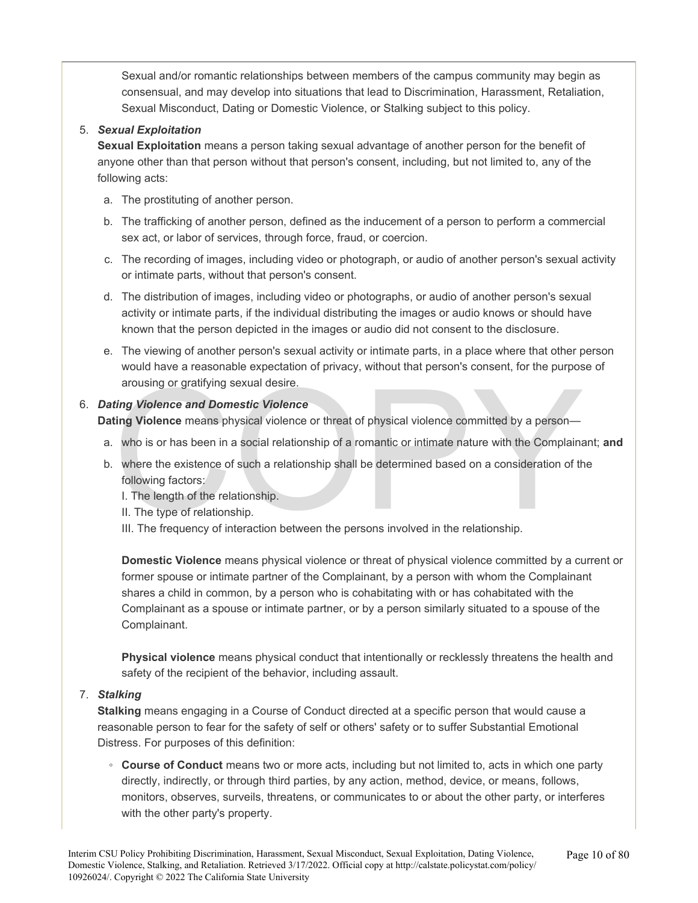Sexual and/or romantic relationships between members of the campus community may begin as consensual, and may develop into situations that lead to Discrimination, Harassment, Retaliation, Sexual Misconduct, Dating or Domestic Violence, or Stalking subject to this policy.

5. ***Sexual Exploitation***

   **Sexual Exploitation** means a person taking sexual advantage of another person for the benefit of anyone other than that person without that person's consent, including, but not limited to, any of the following acts:

   a. The prostituting of another person.

   b. The trafficking of another person, defined as the inducement of a person to perform a commercial sex act, or labor of services, through force, fraud, or coercion.

   c. The recording of images, including video or photograph, or audio of another person's sexual activity or intimate parts, without that person's consent.

   d. The distribution of images, including video or photographs, or audio of another person's sexual activity or intimate parts, if the individual distributing the images or audio knows or should have known that the person depicted in the images or audio did not consent to the disclosure.

   e. The viewing of another person's sexual activity or intimate parts, in a place where that other person would have a reasonable expectation of privacy, without that person's consent, for the purpose of arousing or gratifying sexual desire.

6. ***Dating Violence and Domestic Violence***

   **Dating Violence** means physical violence or threat of physical violence committed by a person—

   a. who is or has been in a social relationship of a romantic or intimate nature with the Complainant; **and**

   b. where the existence of such a relationship shall be determined based on a consideration of the following factors:

      I. The length of the relationship.

      II. The type of relationship.

      III. The frequency of interaction between the persons involved in the relationship.

   **Domestic Violence** means physical violence or threat of physical violence committed by a current or former spouse or intimate partner of the Complainant, by a person with whom the Complainant shares a child in common, by a person who is cohabitating with or has cohabitated with the Complainant as a spouse or intimate partner, or by a person similarly situated to a spouse of the Complainant.

   **Physical violence** means physical conduct that intentionally or recklessly threatens the health and safety of the recipient of the behavior, including assault.

7. ***Stalking***

   **Stalking** means engaging in a Course of Conduct directed at a specific person that would cause a reasonable person to fear for the safety of self or others' safety or to suffer Substantial Emotional Distress. For purposes of this definition:

   - **Course of Conduct** means two or more acts, including but not limited to, acts in which one party directly, indirectly, or through third parties, by any action, method, device, or means, follows, monitors, observes, surveils, threatens, or communicates to or about the other party, or interferes with the other party's property.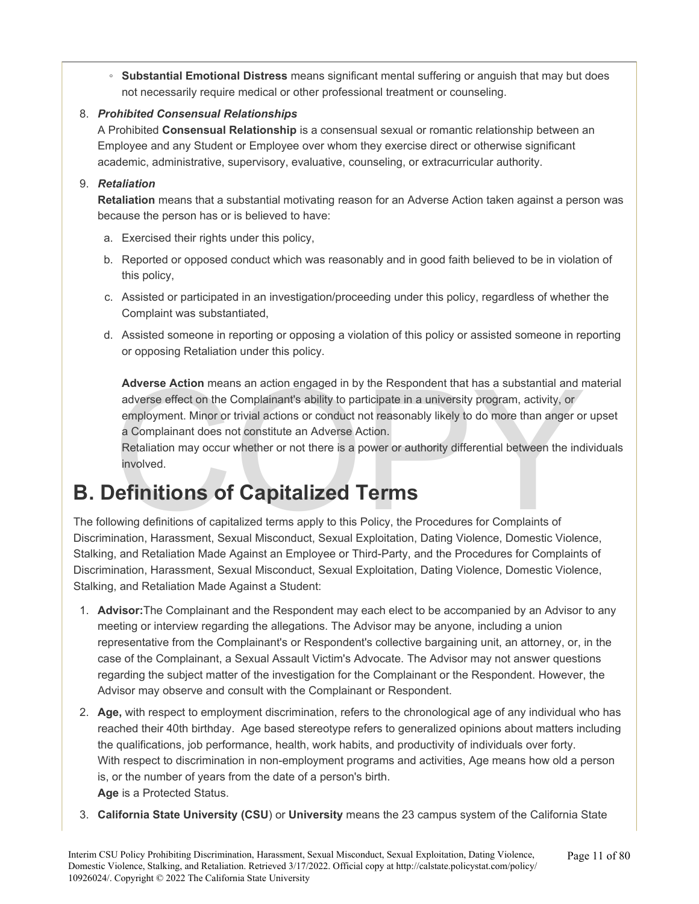- **Substantial Emotional Distress** means significant mental suffering or anguish that may but does not necessarily require medical or other professional treatment or counseling.

8. ***Prohibited Consensual Relationships***
   A Prohibited **Consensual Relationship** is a consensual sexual or romantic relationship between an Employee and any Student or Employee over whom they exercise direct or otherwise significant academic, administrative, supervisory, evaluative, counseling, or extracurricular authority.

9. ***Retaliation***
   **Retaliation** means that a substantial motivating reason for an Adverse Action taken against a person was because the person has or is believed to have:

   a. Exercised their rights under this policy,
   b. Reported or opposed conduct which was reasonably and in good faith believed to be in violation of this policy,
   c. Assisted or participated in an investigation/proceeding under this policy, regardless of whether the Complaint was substantiated,
   d. Assisted someone in reporting or opposing a violation of this policy or assisted someone in reporting or opposing Retaliation under this policy.

   **Adverse Action** means an action engaged in by the Respondent that has a substantial and material adverse effect on the Complainant's ability to participate in a university program, activity, or employment. Minor or trivial actions or conduct not reasonably likely to do more than anger or upset a Complainant does not constitute an Adverse Action.
   Retaliation may occur whether or not there is a power or authority differential between the individuals involved.

# B. Definitions of Capitalized Terms

The following definitions of capitalized terms apply to this Policy, the Procedures for Complaints of Discrimination, Harassment, Sexual Misconduct, Sexual Exploitation, Dating Violence, Domestic Violence, Stalking, and Retaliation Made Against an Employee or Third-Party, and the Procedures for Complaints of Discrimination, Harassment, Sexual Misconduct, Sexual Exploitation, Dating Violence, Domestic Violence, Stalking, and Retaliation Made Against a Student:

1. **Advisor:**The Complainant and the Respondent may each elect to be accompanied by an Advisor to any meeting or interview regarding the allegations. The Advisor may be anyone, including a union representative from the Complainant's or Respondent's collective bargaining unit, an attorney, or, in the case of the Complainant, a Sexual Assault Victim's Advocate. The Advisor may not answer questions regarding the subject matter of the investigation for the Complainant or the Respondent. However, the Advisor may observe and consult with the Complainant or Respondent.
2. **Age,** with respect to employment discrimination, refers to the chronological age of any individual who has reached their 40th birthday. Age based stereotype refers to generalized opinions about matters including the qualifications, job performance, health, work habits, and productivity of individuals over forty.
   With respect to discrimination in non-employment programs and activities, Age means how old a person is, or the number of years from the date of a person's birth.
   **Age** is a Protected Status.
3. **California State University (CSU**) or **University** means the 23 campus system of the California State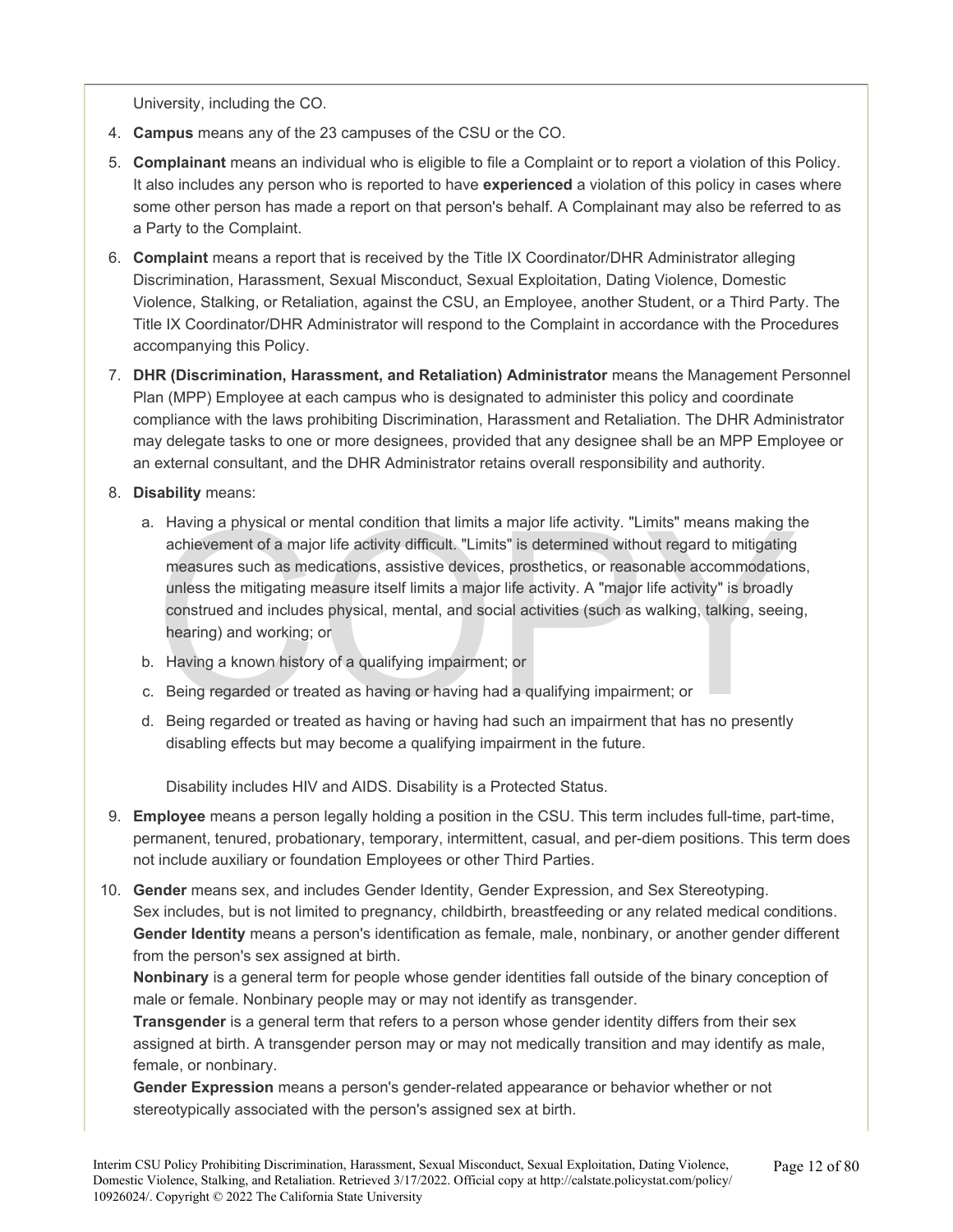University, including the CO.

4. **Campus** means any of the 23 campuses of the CSU or the CO.
5. **Complainant** means an individual who is eligible to file a Complaint or to report a violation of this Policy. It also includes any person who is reported to have **experienced** a violation of this policy in cases where some other person has made a report on that person's behalf. A Complainant may also be referred to as a Party to the Complaint.
6. **Complaint** means a report that is received by the Title IX Coordinator/DHR Administrator alleging Discrimination, Harassment, Sexual Misconduct, Sexual Exploitation, Dating Violence, Domestic Violence, Stalking, or Retaliation, against the CSU, an Employee, another Student, or a Third Party. The Title IX Coordinator/DHR Administrator will respond to the Complaint in accordance with the Procedures accompanying this Policy.
7. **DHR (Discrimination, Harassment, and Retaliation) Administrator** means the Management Personnel Plan (MPP) Employee at each campus who is designated to administer this policy and coordinate compliance with the laws prohibiting Discrimination, Harassment and Retaliation. The DHR Administrator may delegate tasks to one or more designees, provided that any designee shall be an MPP Employee or an external consultant, and the DHR Administrator retains overall responsibility and authority.
8. **Disability** means:
   a. Having a physical or mental condition that limits a major life activity. "Limits" means making the achievement of a major life activity difficult. "Limits" is determined without regard to mitigating measures such as medications, assistive devices, prosthetics, or reasonable accommodations, unless the mitigating measure itself limits a major life activity. A "major life activity" is broadly construed and includes physical, mental, and social activities (such as walking, talking, seeing, hearing) and working; or
   b. Having a known history of a qualifying impairment; or
   c. Being regarded or treated as having or having had a qualifying impairment; or
   d. Being regarded or treated as having or having had such an impairment that has no presently disabling effects but may become a qualifying impairment in the future.

   Disability includes HIV and AIDS. Disability is a Protected Status.
9. **Employee** means a person legally holding a position in the CSU. This term includes full-time, part-time, permanent, tenured, probationary, temporary, intermittent, casual, and per-diem positions. This term does not include auxiliary or foundation Employees or other Third Parties.
10. **Gender** means sex, and includes Gender Identity, Gender Expression, and Sex Stereotyping. Sex includes, but is not limited to pregnancy, childbirth, breastfeeding or any related medical conditions. **Gender Identity** means a person's identification as female, male, nonbinary, or another gender different from the person's sex assigned at birth.
    **Nonbinary** is a general term for people whose gender identities fall outside of the binary conception of male or female. Nonbinary people may or may not identify as transgender.
    **Transgender** is a general term that refers to a person whose gender identity differs from their sex assigned at birth. A transgender person may or may not medically transition and may identify as male, female, or nonbinary.
    **Gender Expression** means a person's gender-related appearance or behavior whether or not stereotypically associated with the person's assigned sex at birth.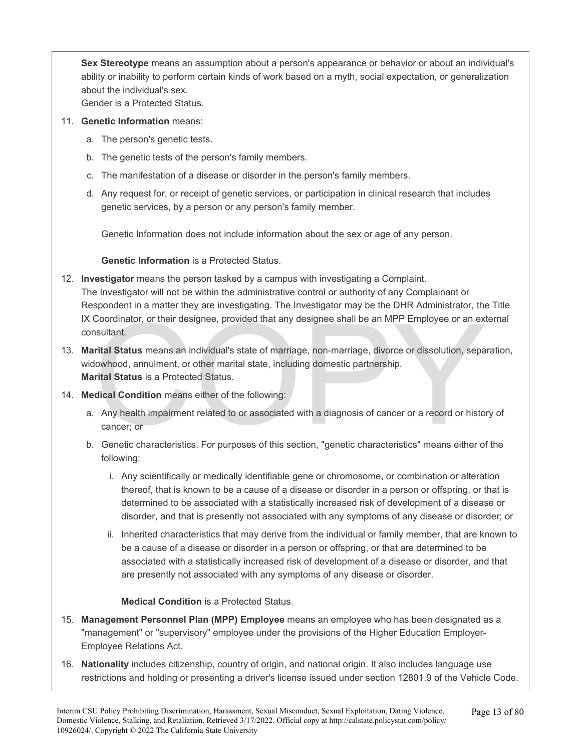**Sex Stereotype** means an assumption about a person's appearance or behavior or about an individual's ability or inability to perform certain kinds of work based on a myth, social expectation, or generalization about the individual's sex.
Gender is a Protected Status.

11. **Genetic Information** means:

    a. The person's genetic tests.

    b. The genetic tests of the person's family members.

    c. The manifestation of a disease or disorder in the person's family members.

    d. Any request for, or receipt of genetic services, or participation in clinical research that includes genetic services, by a person or any person's family member.

    Genetic Information does not include information about the sex or age of any person.

    **Genetic Information** is a Protected Status.

12. **Investigator** means the person tasked by a campus with investigating a Complaint.
    The Investigator will not be within the administrative control or authority of any Complainant or Respondent in a matter they are investigating. The Investigator may be the DHR Administrator, the Title IX Coordinator, or their designee, provided that any designee shall be an MPP Employee or an external consultant.

13. **Marital Status** means an individual's state of marriage, non-marriage, divorce or dissolution, separation, widowhood, annulment, or other marital state, including domestic partnership.
    **Marital Status** is a Protected Status.

14. **Medical Condition** means either of the following:

    a. Any health impairment related to or associated with a diagnosis of cancer or a record or history of cancer; or

    b. Genetic characteristics. For purposes of this section, "genetic characteristics" means either of the following:

        i. Any scientifically or medically identifiable gene or chromosome, or combination or alteration thereof, that is known to be a cause of a disease or disorder in a person or offspring, or that is determined to be associated with a statistically increased risk of development of a disease or disorder, and that is presently not associated with any symptoms of any disease or disorder; or

        ii. Inherited characteristics that may derive from the individual or family member, that are known to be a cause of a disease or disorder in a person or offspring, or that are determined to be associated with a statistically increased risk of development of a disease or disorder, and that are presently not associated with any symptoms of any disease or disorder.

        **Medical Condition** is a Protected Status.

15. **Management Personnel Plan (MPP) Employee** means an employee who has been designated as a "management" or "supervisory" employee under the provisions of the Higher Education Employer-Employee Relations Act.

16. **Nationality** includes citizenship, country of origin, and national origin. It also includes language use restrictions and holding or presenting a driver's license issued under section 12801.9 of the Vehicle Code.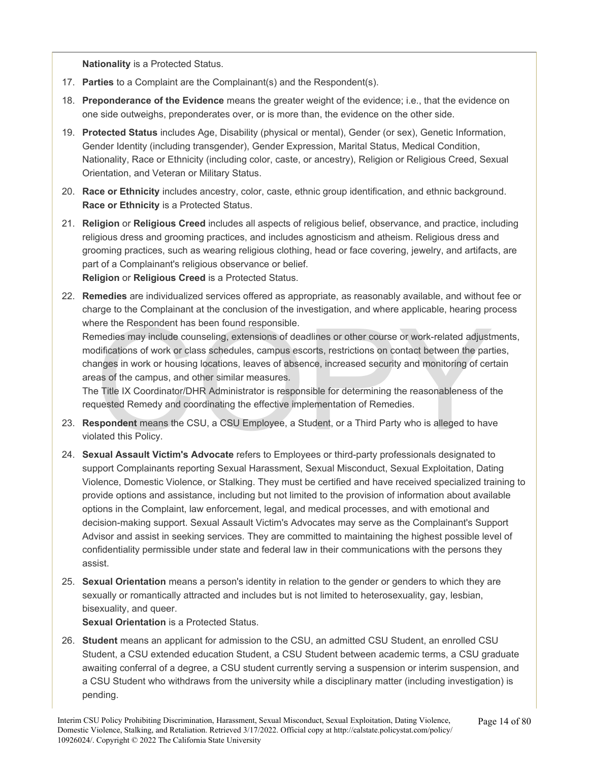**Nationality** is a Protected Status.

17. **Parties** to a Complaint are the Complainant(s) and the Respondent(s).
18. **Preponderance of the Evidence** means the greater weight of the evidence; i.e., that the evidence on one side outweighs, preponderates over, or is more than, the evidence on the other side.
19. **Protected Status** includes Age, Disability (physical or mental), Gender (or sex), Genetic Information, Gender Identity (including transgender), Gender Expression, Marital Status, Medical Condition, Nationality, Race or Ethnicity (including color, caste, or ancestry), Religion or Religious Creed, Sexual Orientation, and Veteran or Military Status.
20. **Race or Ethnicity** includes ancestry, color, caste, ethnic group identification, and ethnic background. **Race or Ethnicity** is a Protected Status.
21. **Religion** or **Religious Creed** includes all aspects of religious belief, observance, and practice, including religious dress and grooming practices, and includes agnosticism and atheism. Religious dress and grooming practices, such as wearing religious clothing, head or face covering, jewelry, and artifacts, are part of a Complainant's religious observance or belief.
    **Religion** or **Religious Creed** is a Protected Status.
22. **Remedies** are individualized services offered as appropriate, as reasonably available, and without fee or charge to the Complainant at the conclusion of the investigation, and where applicable, hearing process where the Respondent has been found responsible.
    Remedies may include counseling, extensions of deadlines or other course or work-related adjustments, modifications of work or class schedules, campus escorts, restrictions on contact between the parties, changes in work or housing locations, leaves of absence, increased security and monitoring of certain areas of the campus, and other similar measures.
    The Title IX Coordinator/DHR Administrator is responsible for determining the reasonableness of the requested Remedy and coordinating the effective implementation of Remedies.
23. **Respondent** means the CSU, a CSU Employee, a Student, or a Third Party who is alleged to have violated this Policy.
24. **Sexual Assault Victim's Advocate** refers to Employees or third-party professionals designated to support Complainants reporting Sexual Harassment, Sexual Misconduct, Sexual Exploitation, Dating Violence, Domestic Violence, or Stalking. They must be certified and have received specialized training to provide options and assistance, including but not limited to the provision of information about available options in the Complaint, law enforcement, legal, and medical processes, and with emotional and decision-making support. Sexual Assault Victim's Advocates may serve as the Complainant's Support Advisor and assist in seeking services. They are committed to maintaining the highest possible level of confidentiality permissible under state and federal law in their communications with the persons they assist.
25. **Sexual Orientation** means a person's identity in relation to the gender or genders to which they are sexually or romantically attracted and includes but is not limited to heterosexuality, gay, lesbian, bisexuality, and queer.
    **Sexual Orientation** is a Protected Status.
26. **Student** means an applicant for admission to the CSU, an admitted CSU Student, an enrolled CSU Student, a CSU extended education Student, a CSU Student between academic terms, a CSU graduate awaiting conferral of a degree, a CSU student currently serving a suspension or interim suspension, and a CSU Student who withdraws from the university while a disciplinary matter (including investigation) is pending.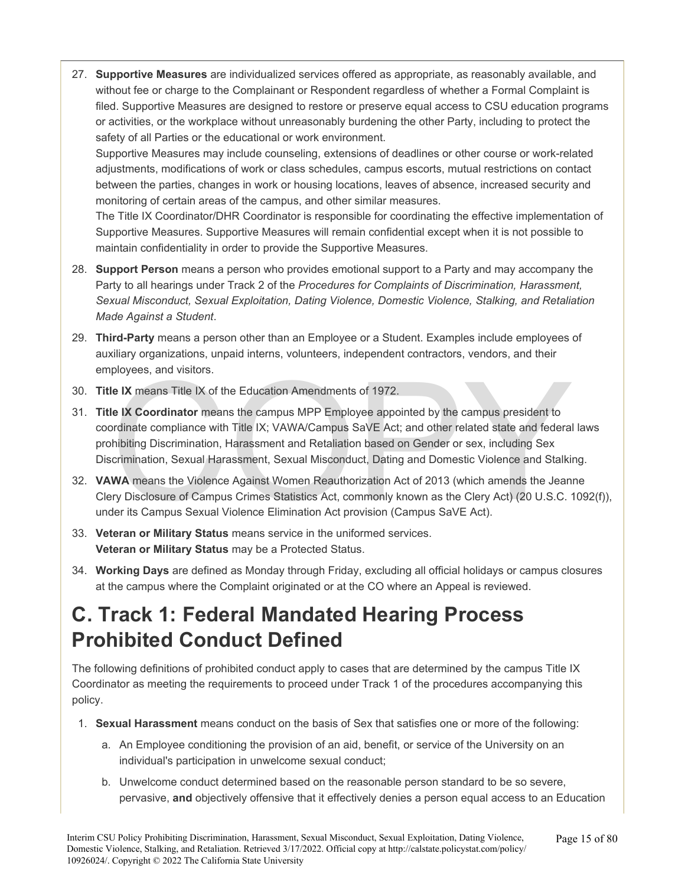27. **Supportive Measures** are individualized services offered as appropriate, as reasonably available, and without fee or charge to the Complainant or Respondent regardless of whether a Formal Complaint is filed. Supportive Measures are designed to restore or preserve equal access to CSU education programs or activities, or the workplace without unreasonably burdening the other Party, including to protect the safety of all Parties or the educational or work environment.
    Supportive Measures may include counseling, extensions of deadlines or other course or work-related adjustments, modifications of work or class schedules, campus escorts, mutual restrictions on contact between the parties, changes in work or housing locations, leaves of absence, increased security and monitoring of certain areas of the campus, and other similar measures.
    The Title IX Coordinator/DHR Coordinator is responsible for coordinating the effective implementation of Supportive Measures. Supportive Measures will remain confidential except when it is not possible to maintain confidentiality in order to provide the Supportive Measures.
28. **Support Person** means a person who provides emotional support to a Party and may accompany the Party to all hearings under Track 2 of the *Procedures for Complaints of Discrimination, Harassment, Sexual Misconduct, Sexual Exploitation, Dating Violence, Domestic Violence, Stalking, and Retaliation Made Against a Student*.
29. **Third-Party** means a person other than an Employee or a Student. Examples include employees of auxiliary organizations, unpaid interns, volunteers, independent contractors, vendors, and their employees, and visitors.
30. **Title IX** means Title IX of the Education Amendments of 1972.
31. **Title IX Coordinator** means the campus MPP Employee appointed by the campus president to coordinate compliance with Title IX; VAWA/Campus SaVE Act; and other related state and federal laws prohibiting Discrimination, Harassment and Retaliation based on Gender or sex, including Sex Discrimination, Sexual Harassment, Sexual Misconduct, Dating and Domestic Violence and Stalking.
32. **VAWA** means the Violence Against Women Reauthorization Act of 2013 (which amends the Jeanne Clery Disclosure of Campus Crimes Statistics Act, commonly known as the Clery Act) (20 U.S.C. 1092(f)), under its Campus Sexual Violence Elimination Act provision (Campus SaVE Act).
33. **Veteran or Military Status** means service in the uniformed services.
    **Veteran or Military Status** may be a Protected Status.
34. **Working Days** are defined as Monday through Friday, excluding all official holidays or campus closures at the campus where the Complaint originated or at the CO where an Appeal is reviewed.

# C. Track 1: Federal Mandated Hearing Process Prohibited Conduct Defined

The following definitions of prohibited conduct apply to cases that are determined by the campus Title IX Coordinator as meeting the requirements to proceed under Track 1 of the procedures accompanying this policy.

1. **Sexual Harassment** means conduct on the basis of Sex that satisfies one or more of the following:
    a. An Employee conditioning the provision of an aid, benefit, or service of the University on an individual's participation in unwelcome sexual conduct;
    b. Unwelcome conduct determined based on the reasonable person standard to be so severe, pervasive, **and** objectively offensive that it effectively denies a person equal access to an Education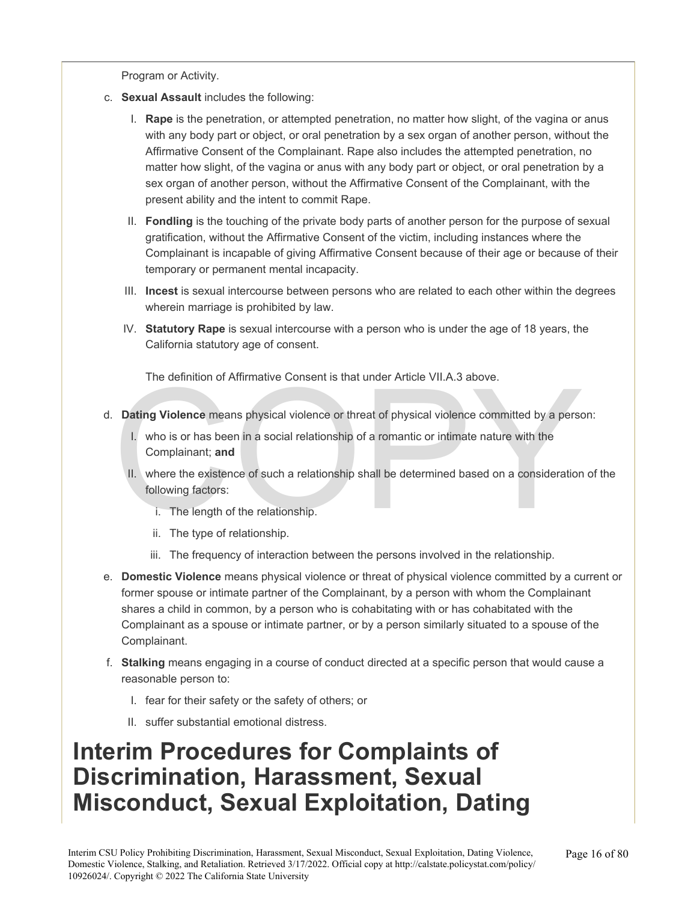Program or Activity.

c. **Sexual Assault** includes the following:

   I. **Rape** is the penetration, or attempted penetration, no matter how slight, of the vagina or anus with any body part or object, or oral penetration by a sex organ of another person, without the Affirmative Consent of the Complainant. Rape also includes the attempted penetration, no matter how slight, of the vagina or anus with any body part or object, or oral penetration by a sex organ of another person, without the Affirmative Consent of the Complainant, with the present ability and the intent to commit Rape.

   II. **Fondling** is the touching of the private body parts of another person for the purpose of sexual gratification, without the Affirmative Consent of the victim, including instances where the Complainant is incapable of giving Affirmative Consent because of their age or because of their temporary or permanent mental incapacity.

   III. **Incest** is sexual intercourse between persons who are related to each other within the degrees wherein marriage is prohibited by law.

   IV. **Statutory Rape** is sexual intercourse with a person who is under the age of 18 years, the California statutory age of consent.

   The definition of Affirmative Consent is that under Article VII.A.3 above.

d. **Dating Violence** means physical violence or threat of physical violence committed by a person:

   I. who is or has been in a social relationship of a romantic or intimate nature with the Complainant; **and**

   II. where the existence of such a relationship shall be determined based on a consideration of the following factors:

      i. The length of the relationship.

      ii. The type of relationship.

      iii. The frequency of interaction between the persons involved in the relationship.

e. **Domestic Violence** means physical violence or threat of physical violence committed by a current or former spouse or intimate partner of the Complainant, by a person with whom the Complainant shares a child in common, by a person who is cohabitating with or has cohabitated with the Complainant as a spouse or intimate partner, or by a person similarly situated to a spouse of the Complainant.

f. **Stalking** means engaging in a course of conduct directed at a specific person that would cause a reasonable person to:

   I. fear for their safety or the safety of others; or

   II. suffer substantial emotional distress.

# Interim Procedures for Complaints of Discrimination, Harassment, Sexual Misconduct, Sexual Exploitation, Dating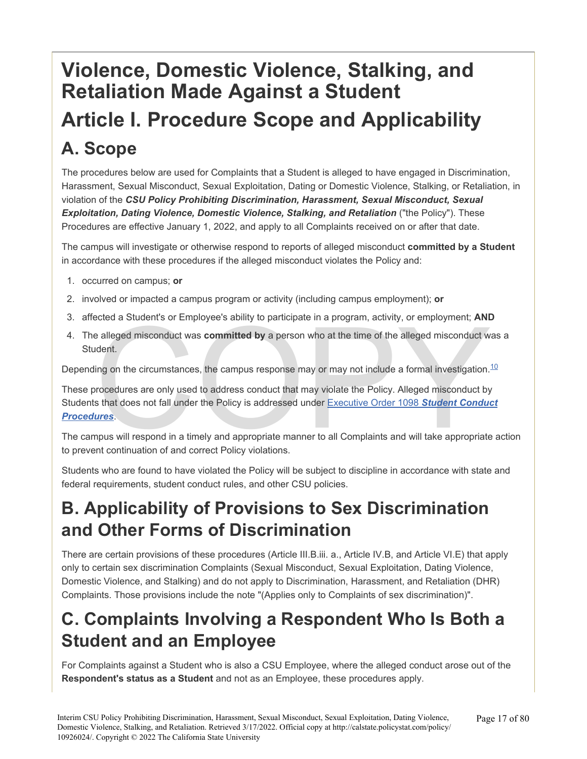# Violence, Domestic Violence, Stalking, and Retaliation Made Against a Student

# Article I. Procedure Scope and Applicability

## A. Scope

The procedures below are used for Complaints that a Student is alleged to have engaged in Discrimination, Harassment, Sexual Misconduct, Sexual Exploitation, Dating or Domestic Violence, Stalking, or Retaliation, in violation of the ***CSU Policy Prohibiting Discrimination, Harassment, Sexual Misconduct, Sexual Exploitation, Dating Violence, Domestic Violence, Stalking, and Retaliation*** ("the Policy"). These Procedures are effective January 1, 2022, and apply to all Complaints received on or after that date.

The campus will investigate or otherwise respond to reports of alleged misconduct **committed by a Student** in accordance with these procedures if the alleged misconduct violates the Policy and:

1. occurred on campus; **or**
2. involved or impacted a campus program or activity (including campus employment); **or**
3. affected a Student's or Employee's ability to participate in a program, activity, or employment; **AND**
4. The alleged misconduct was **committed by** a person who at the time of the alleged misconduct was a Student.

Depending on the circumstances, the campus response may or may not include a formal investigation.[10]

These procedures are only used to address conduct that may violate the Policy. Alleged misconduct by Students that does not fall under the Policy is addressed under Executive Order 1098 ***Student Conduct Procedures***.

The campus will respond in a timely and appropriate manner to all Complaints and will take appropriate action to prevent continuation of and correct Policy violations.

Students who are found to have violated the Policy will be subject to discipline in accordance with state and federal requirements, student conduct rules, and other CSU policies.

## B. Applicability of Provisions to Sex Discrimination and Other Forms of Discrimination

There are certain provisions of these procedures (Article III.B.iii. a., Article IV.B, and Article VI.E) that apply only to certain sex discrimination Complaints (Sexual Misconduct, Sexual Exploitation, Dating Violence, Domestic Violence, and Stalking) and do not apply to Discrimination, Harassment, and Retaliation (DHR) Complaints. Those provisions include the note "(Applies only to Complaints of sex discrimination)".

## C. Complaints Involving a Respondent Who Is Both a Student and an Employee

For Complaints against a Student who is also a CSU Employee, where the alleged conduct arose out of the **Respondent's status as a Student** and not as an Employee, these procedures apply.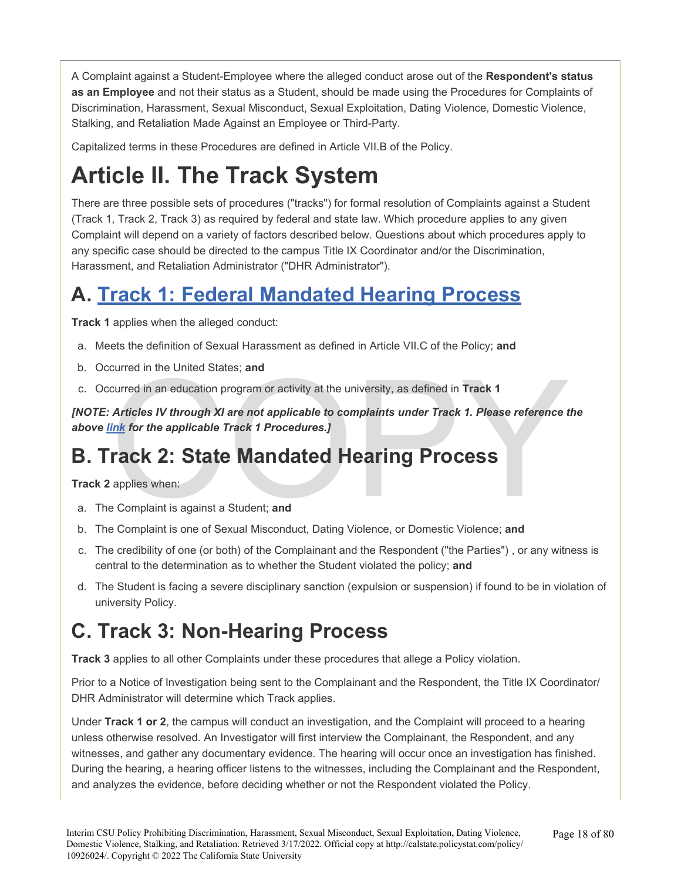A Complaint against a Student-Employee where the alleged conduct arose out of the **Respondent's status as an Employee** and not their status as a Student, should be made using the Procedures for Complaints of Discrimination, Harassment, Sexual Misconduct, Sexual Exploitation, Dating Violence, Domestic Violence, Stalking, and Retaliation Made Against an Employee or Third-Party.

Capitalized terms in these Procedures are defined in Article VII.B of the Policy.

# Article II. The Track System

There are three possible sets of procedures ("tracks") for formal resolution of Complaints against a Student (Track 1, Track 2, Track 3) as required by federal and state law. Which procedure applies to any given Complaint will depend on a variety of factors described below. Questions about which procedures apply to any specific case should be directed to the campus Title IX Coordinator and/or the Discrimination, Harassment, and Retaliation Administrator ("DHR Administrator").

## A. Track 1: Federal Mandated Hearing Process

**Track 1** applies when the alleged conduct:

a. Meets the definition of Sexual Harassment as defined in Article VII.C of the Policy; **and**

b. Occurred in the United States; **and**

c. Occurred in an education program or activity at the university, as defined in **Track 1**

***[NOTE: Articles IV through XI are not applicable to complaints under Track 1. Please reference the above link for the applicable Track 1 Procedures.]***

## B. Track 2: State Mandated Hearing Process

**Track 2** applies when:

a. The Complaint is against a Student; **and**

b. The Complaint is one of Sexual Misconduct, Dating Violence, or Domestic Violence; **and**

c. The credibility of one (or both) of the Complainant and the Respondent ("the Parties") , or any witness is central to the determination as to whether the Student violated the policy; **and**

d. The Student is facing a severe disciplinary sanction (expulsion or suspension) if found to be in violation of university Policy.

## C. Track 3: Non-Hearing Process

**Track 3** applies to all other Complaints under these procedures that allege a Policy violation.

Prior to a Notice of Investigation being sent to the Complainant and the Respondent, the Title IX Coordinator/ DHR Administrator will determine which Track applies.

Under **Track 1 or 2**, the campus will conduct an investigation, and the Complaint will proceed to a hearing unless otherwise resolved. An Investigator will first interview the Complainant, the Respondent, and any witnesses, and gather any documentary evidence. The hearing will occur once an investigation has finished. During the hearing, a hearing officer listens to the witnesses, including the Complainant and the Respondent, and analyzes the evidence, before deciding whether or not the Respondent violated the Policy.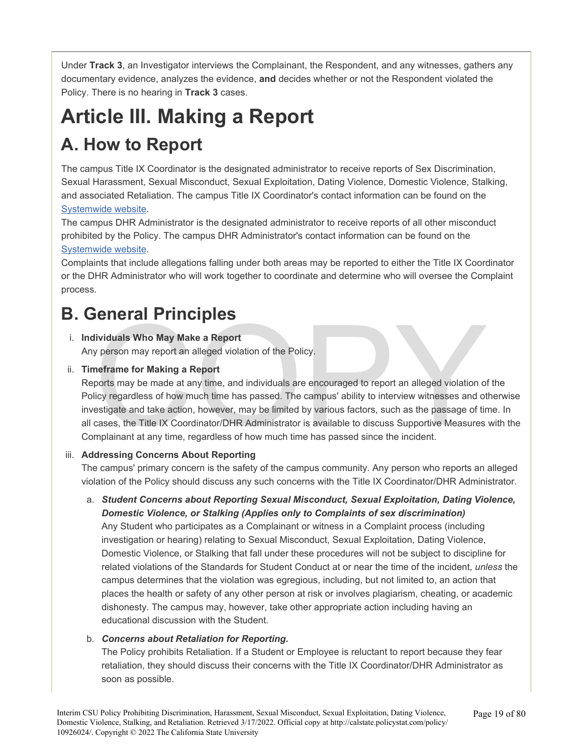Under **Track 3**, an Investigator interviews the Complainant, the Respondent, and any witnesses, gathers any documentary evidence, analyzes the evidence, **and** decides whether or not the Respondent violated the Policy. There is no hearing in **Track 3** cases.

# Article III. Making a Report

## A. How to Report

The campus Title IX Coordinator is the designated administrator to receive reports of Sex Discrimination, Sexual Harassment, Sexual Misconduct, Sexual Exploitation, Dating Violence, Domestic Violence, Stalking, and associated Retaliation. The campus Title IX Coordinator's contact information can be found on the Systemwide website.

The campus DHR Administrator is the designated administrator to receive reports of all other misconduct prohibited by the Policy. The campus DHR Administrator's contact information can be found on the Systemwide website.

Complaints that include allegations falling under both areas may be reported to either the Title IX Coordinator or the DHR Administrator who will work together to coordinate and determine who will oversee the Complaint process.

## B. General Principles

i. **Individuals Who May Make a Report**
   Any person may report an alleged violation of the Policy.

ii. **Timeframe for Making a Report**
   Reports may be made at any time, and individuals are encouraged to report an alleged violation of the Policy regardless of how much time has passed. The campus' ability to interview witnesses and otherwise investigate and take action, however, may be limited by various factors, such as the passage of time. In all cases, the Title IX Coordinator/DHR Administrator is available to discuss Supportive Measures with the Complainant at any time, regardless of how much time has passed since the incident.

iii. **Addressing Concerns About Reporting**
   The campus' primary concern is the safety of the campus community. Any person who reports an alleged violation of the Policy should discuss any such concerns with the Title IX Coordinator/DHR Administrator.

   a. ***Student Concerns about Reporting Sexual Misconduct, Sexual Exploitation, Dating Violence, Domestic Violence, or Stalking (Applies only to Complaints of sex discrimination)***
      Any Student who participates as a Complainant or witness in a Complaint process (including investigation or hearing) relating to Sexual Misconduct, Sexual Exploitation, Dating Violence, Domestic Violence, or Stalking that fall under these procedures will not be subject to discipline for related violations of the Standards for Student Conduct at or near the time of the incident, *unless* the campus determines that the violation was egregious, including, but not limited to, an action that places the health or safety of any other person at risk or involves plagiarism, cheating, or academic dishonesty. The campus may, however, take other appropriate action including having an educational discussion with the Student.

   b. ***Concerns about Retaliation for Reporting.***
      The Policy prohibits Retaliation. If a Student or Employee is reluctant to report because they fear retaliation, they should discuss their concerns with the Title IX Coordinator/DHR Administrator as soon as possible.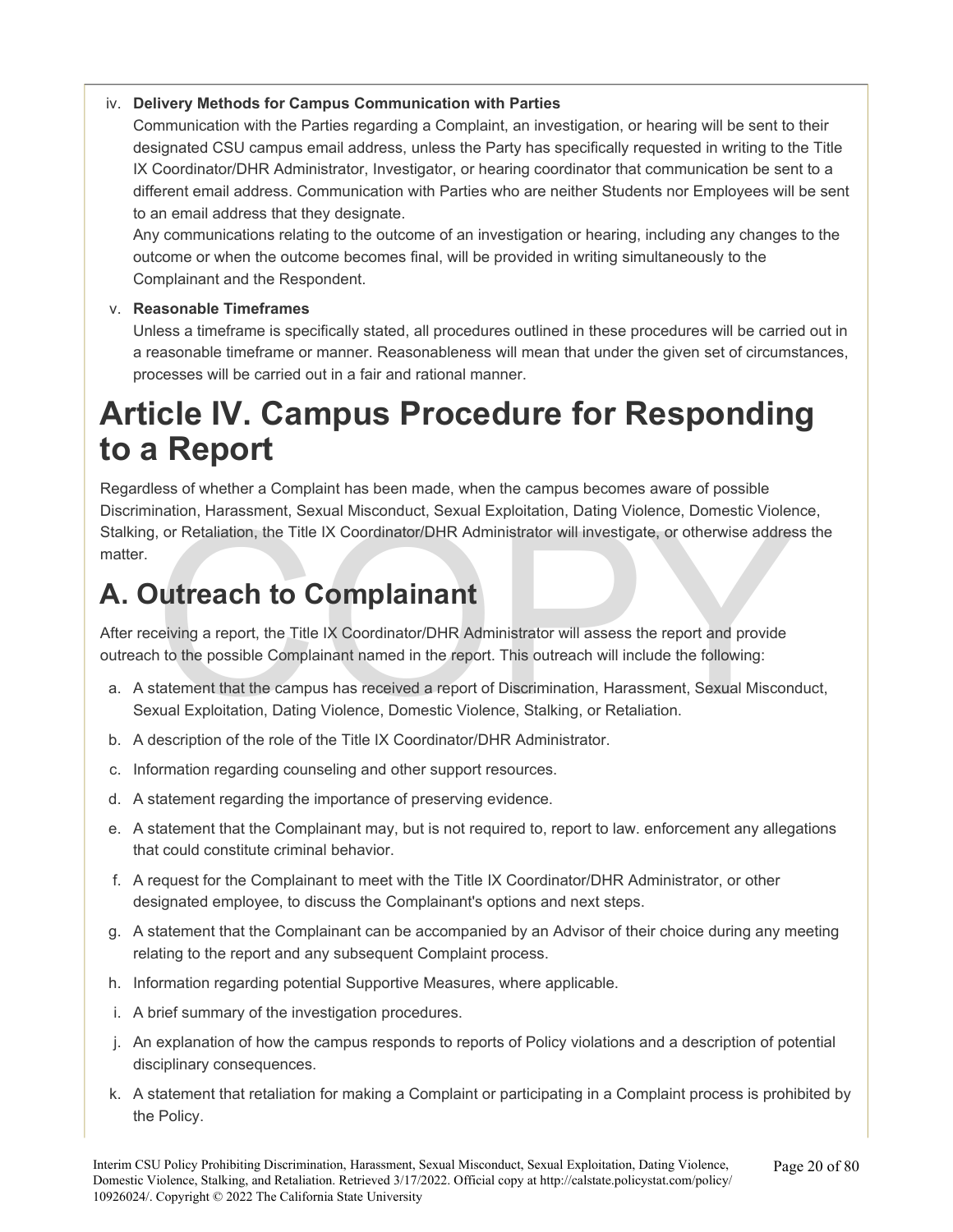iv. **Delivery Methods for Campus Communication with Parties**

Communication with the Parties regarding a Complaint, an investigation, or hearing will be sent to their designated CSU campus email address, unless the Party has specifically requested in writing to the Title IX Coordinator/DHR Administrator, Investigator, or hearing coordinator that communication be sent to a different email address. Communication with Parties who are neither Students nor Employees will be sent to an email address that they designate.

Any communications relating to the outcome of an investigation or hearing, including any changes to the outcome or when the outcome becomes final, will be provided in writing simultaneously to the Complainant and the Respondent.

v. **Reasonable Timeframes**

Unless a timeframe is specifically stated, all procedures outlined in these procedures will be carried out in a reasonable timeframe or manner. Reasonableness will mean that under the given set of circumstances, processes will be carried out in a fair and rational manner.

# Article IV. Campus Procedure for Responding to a Report

Regardless of whether a Complaint has been made, when the campus becomes aware of possible Discrimination, Harassment, Sexual Misconduct, Sexual Exploitation, Dating Violence, Domestic Violence, Stalking, or Retaliation, the Title IX Coordinator/DHR Administrator will investigate, or otherwise address the matter.

## A. Outreach to Complainant

After receiving a report, the Title IX Coordinator/DHR Administrator will assess the report and provide outreach to the possible Complainant named in the report. This outreach will include the following:

a. A statement that the campus has received a report of Discrimination, Harassment, Sexual Misconduct, Sexual Exploitation, Dating Violence, Domestic Violence, Stalking, or Retaliation.

b. A description of the role of the Title IX Coordinator/DHR Administrator.

c. Information regarding counseling and other support resources.

d. A statement regarding the importance of preserving evidence.

e. A statement that the Complainant may, but is not required to, report to law. enforcement any allegations that could constitute criminal behavior.

f. A request for the Complainant to meet with the Title IX Coordinator/DHR Administrator, or other designated employee, to discuss the Complainant's options and next steps.

g. A statement that the Complainant can be accompanied by an Advisor of their choice during any meeting relating to the report and any subsequent Complaint process.

h. Information regarding potential Supportive Measures, where applicable.

i. A brief summary of the investigation procedures.

j. An explanation of how the campus responds to reports of Policy violations and a description of potential disciplinary consequences.

k. A statement that retaliation for making a Complaint or participating in a Complaint process is prohibited by the Policy.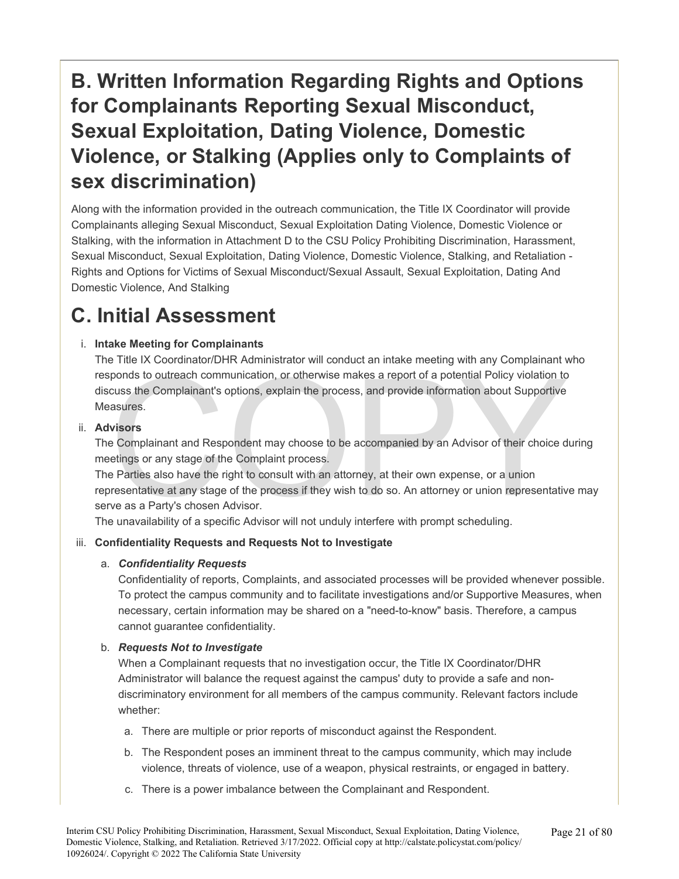## B. Written Information Regarding Rights and Options for Complainants Reporting Sexual Misconduct, Sexual Exploitation, Dating Violence, Domestic Violence, or Stalking (Applies only to Complaints of sex discrimination)

Along with the information provided in the outreach communication, the Title IX Coordinator will provide Complainants alleging Sexual Misconduct, Sexual Exploitation Dating Violence, Domestic Violence or Stalking, with the information in Attachment D to the CSU Policy Prohibiting Discrimination, Harassment, Sexual Misconduct, Sexual Exploitation, Dating Violence, Domestic Violence, Stalking, and Retaliation - Rights and Options for Victims of Sexual Misconduct/Sexual Assault, Sexual Exploitation, Dating And Domestic Violence, And Stalking

## C. Initial Assessment

i. **Intake Meeting for Complainants**
   The Title IX Coordinator/DHR Administrator will conduct an intake meeting with any Complainant who responds to outreach communication, or otherwise makes a report of a potential Policy violation to discuss the Complainant's options, explain the process, and provide information about Supportive Measures.

ii. **Advisors**
   The Complainant and Respondent may choose to be accompanied by an Advisor of their choice during meetings or any stage of the Complaint process.
   The Parties also have the right to consult with an attorney, at their own expense, or a union representative at any stage of the process if they wish to do so. An attorney or union representative may serve as a Party's chosen Advisor.
   The unavailability of a specific Advisor will not unduly interfere with prompt scheduling.

iii. **Confidentiality Requests and Requests Not to Investigate**

   a. ***Confidentiality Requests***
      Confidentiality of reports, Complaints, and associated processes will be provided whenever possible. To protect the campus community and to facilitate investigations and/or Supportive Measures, when necessary, certain information may be shared on a "need-to-know" basis. Therefore, a campus cannot guarantee confidentiality.

   b. ***Requests Not to Investigate***
      When a Complainant requests that no investigation occur, the Title IX Coordinator/DHR Administrator will balance the request against the campus' duty to provide a safe and non-discriminatory environment for all members of the campus community. Relevant factors include whether:

      a. There are multiple or prior reports of misconduct against the Respondent.

      b. The Respondent poses an imminent threat to the campus community, which may include violence, threats of violence, use of a weapon, physical restraints, or engaged in battery.

      c. There is a power imbalance between the Complainant and Respondent.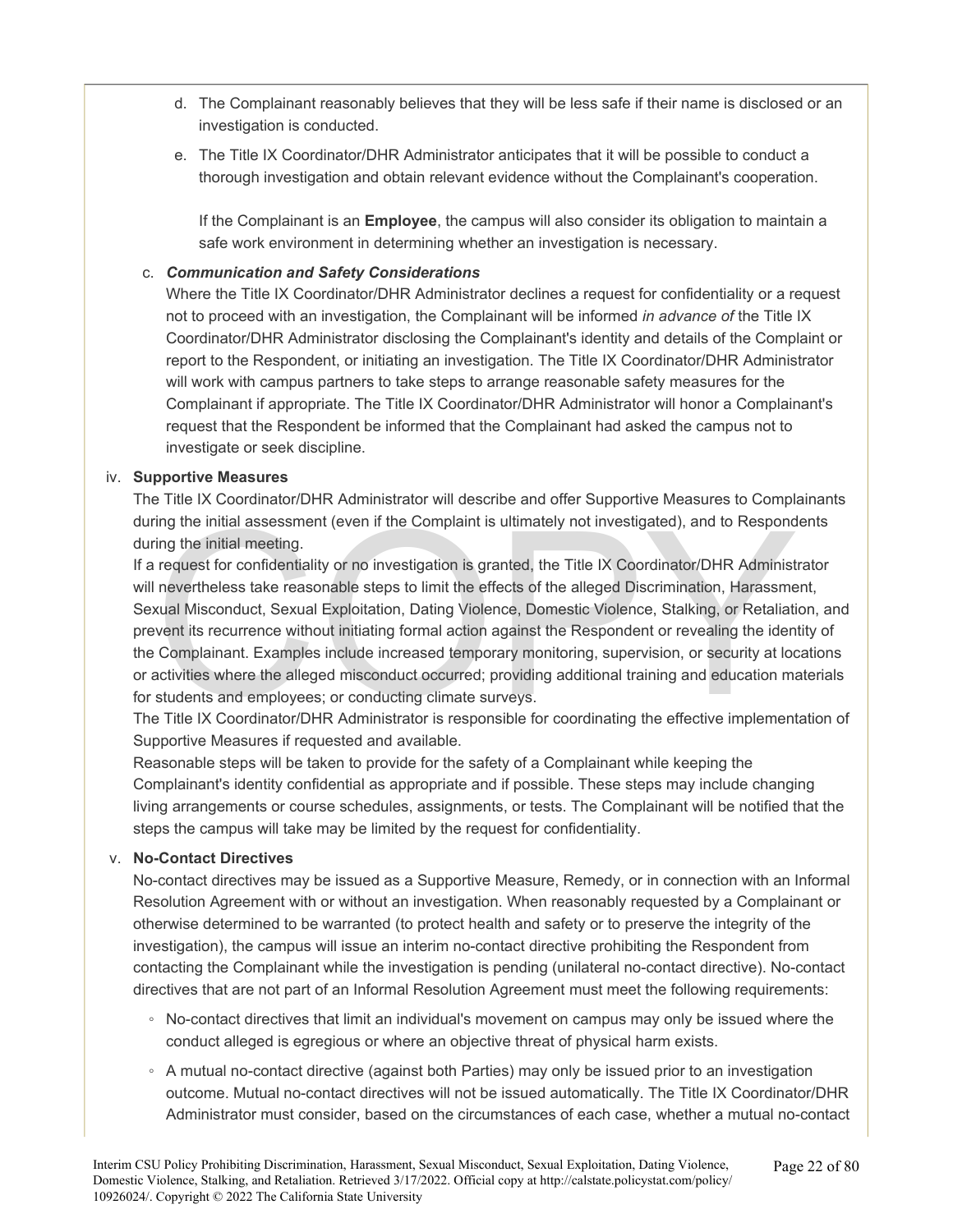d. The Complainant reasonably believes that they will be less safe if their name is disclosed or an investigation is conducted.

e. The Title IX Coordinator/DHR Administrator anticipates that it will be possible to conduct a thorough investigation and obtain relevant evidence without the Complainant's cooperation.

If the Complainant is an **Employee**, the campus will also consider its obligation to maintain a safe work environment in determining whether an investigation is necessary.

c. ***Communication and Safety Considerations***

Where the Title IX Coordinator/DHR Administrator declines a request for confidentiality or a request not to proceed with an investigation, the Complainant will be informed *in advance of* the Title IX Coordinator/DHR Administrator disclosing the Complainant's identity and details of the Complaint or report to the Respondent, or initiating an investigation. The Title IX Coordinator/DHR Administrator will work with campus partners to take steps to arrange reasonable safety measures for the Complainant if appropriate. The Title IX Coordinator/DHR Administrator will honor a Complainant's request that the Respondent be informed that the Complainant had asked the campus not to investigate or seek discipline.

iv. **Supportive Measures**

The Title IX Coordinator/DHR Administrator will describe and offer Supportive Measures to Complainants during the initial assessment (even if the Complaint is ultimately not investigated), and to Respondents during the initial meeting.

If a request for confidentiality or no investigation is granted, the Title IX Coordinator/DHR Administrator will nevertheless take reasonable steps to limit the effects of the alleged Discrimination, Harassment, Sexual Misconduct, Sexual Exploitation, Dating Violence, Domestic Violence, Stalking, or Retaliation, and prevent its recurrence without initiating formal action against the Respondent or revealing the identity of the Complainant. Examples include increased temporary monitoring, supervision, or security at locations or activities where the alleged misconduct occurred; providing additional training and education materials for students and employees; or conducting climate surveys.

The Title IX Coordinator/DHR Administrator is responsible for coordinating the effective implementation of Supportive Measures if requested and available.

Reasonable steps will be taken to provide for the safety of a Complainant while keeping the Complainant's identity confidential as appropriate and if possible. These steps may include changing living arrangements or course schedules, assignments, or tests. The Complainant will be notified that the steps the campus will take may be limited by the request for confidentiality.

v. **No-Contact Directives**

No-contact directives may be issued as a Supportive Measure, Remedy, or in connection with an Informal Resolution Agreement with or without an investigation. When reasonably requested by a Complainant or otherwise determined to be warranted (to protect health and safety or to preserve the integrity of the investigation), the campus will issue an interim no-contact directive prohibiting the Respondent from contacting the Complainant while the investigation is pending (unilateral no-contact directive). No-contact directives that are not part of an Informal Resolution Agreement must meet the following requirements:

- No-contact directives that limit an individual's movement on campus may only be issued where the conduct alleged is egregious or where an objective threat of physical harm exists.
- A mutual no-contact directive (against both Parties) may only be issued prior to an investigation outcome. Mutual no-contact directives will not be issued automatically. The Title IX Coordinator/DHR Administrator must consider, based on the circumstances of each case, whether a mutual no-contact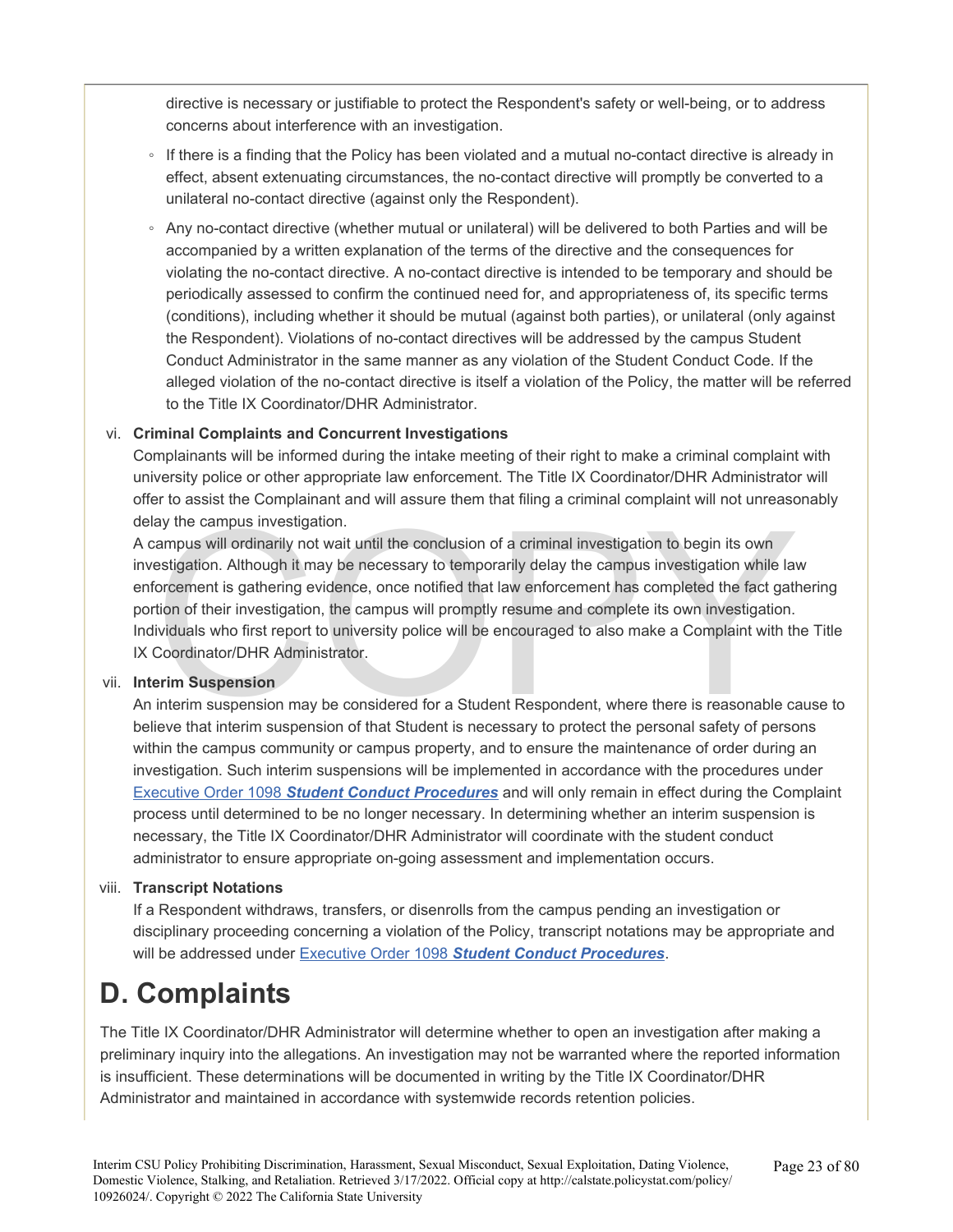directive is necessary or justifiable to protect the Respondent's safety or well-being, or to address concerns about interference with an investigation.

- If there is a finding that the Policy has been violated and a mutual no-contact directive is already in effect, absent extenuating circumstances, the no-contact directive will promptly be converted to a unilateral no-contact directive (against only the Respondent).
- Any no-contact directive (whether mutual or unilateral) will be delivered to both Parties and will be accompanied by a written explanation of the terms of the directive and the consequences for violating the no-contact directive. A no-contact directive is intended to be temporary and should be periodically assessed to confirm the continued need for, and appropriateness of, its specific terms (conditions), including whether it should be mutual (against both parties), or unilateral (only against the Respondent). Violations of no-contact directives will be addressed by the campus Student Conduct Administrator in the same manner as any violation of the Student Conduct Code. If the alleged violation of the no-contact directive is itself a violation of the Policy, the matter will be referred to the Title IX Coordinator/DHR Administrator.

vi. **Criminal Complaints and Concurrent Investigations**

Complainants will be informed during the intake meeting of their right to make a criminal complaint with university police or other appropriate law enforcement. The Title IX Coordinator/DHR Administrator will offer to assist the Complainant and will assure them that filing a criminal complaint will not unreasonably delay the campus investigation.

A campus will ordinarily not wait until the conclusion of a criminal investigation to begin its own investigation. Although it may be necessary to temporarily delay the campus investigation while law enforcement is gathering evidence, once notified that law enforcement has completed the fact gathering portion of their investigation, the campus will promptly resume and complete its own investigation. Individuals who first report to university police will be encouraged to also make a Complaint with the Title IX Coordinator/DHR Administrator.

vii. **Interim Suspension**

An interim suspension may be considered for a Student Respondent, where there is reasonable cause to believe that interim suspension of that Student is necessary to protect the personal safety of persons within the campus community or campus property, and to ensure the maintenance of order during an investigation. Such interim suspensions will be implemented in accordance with the procedures under Executive Order 1098 ***Student Conduct Procedures*** and will only remain in effect during the Complaint process until determined to be no longer necessary. In determining whether an interim suspension is necessary, the Title IX Coordinator/DHR Administrator will coordinate with the student conduct administrator to ensure appropriate on-going assessment and implementation occurs.

viii. **Transcript Notations**

If a Respondent withdraws, transfers, or disenrolls from the campus pending an investigation or disciplinary proceeding concerning a violation of the Policy, transcript notations may be appropriate and will be addressed under Executive Order 1098 ***Student Conduct Procedures***.

# D. Complaints

The Title IX Coordinator/DHR Administrator will determine whether to open an investigation after making a preliminary inquiry into the allegations. An investigation may not be warranted where the reported information is insufficient. These determinations will be documented in writing by the Title IX Coordinator/DHR Administrator and maintained in accordance with systemwide records retention policies.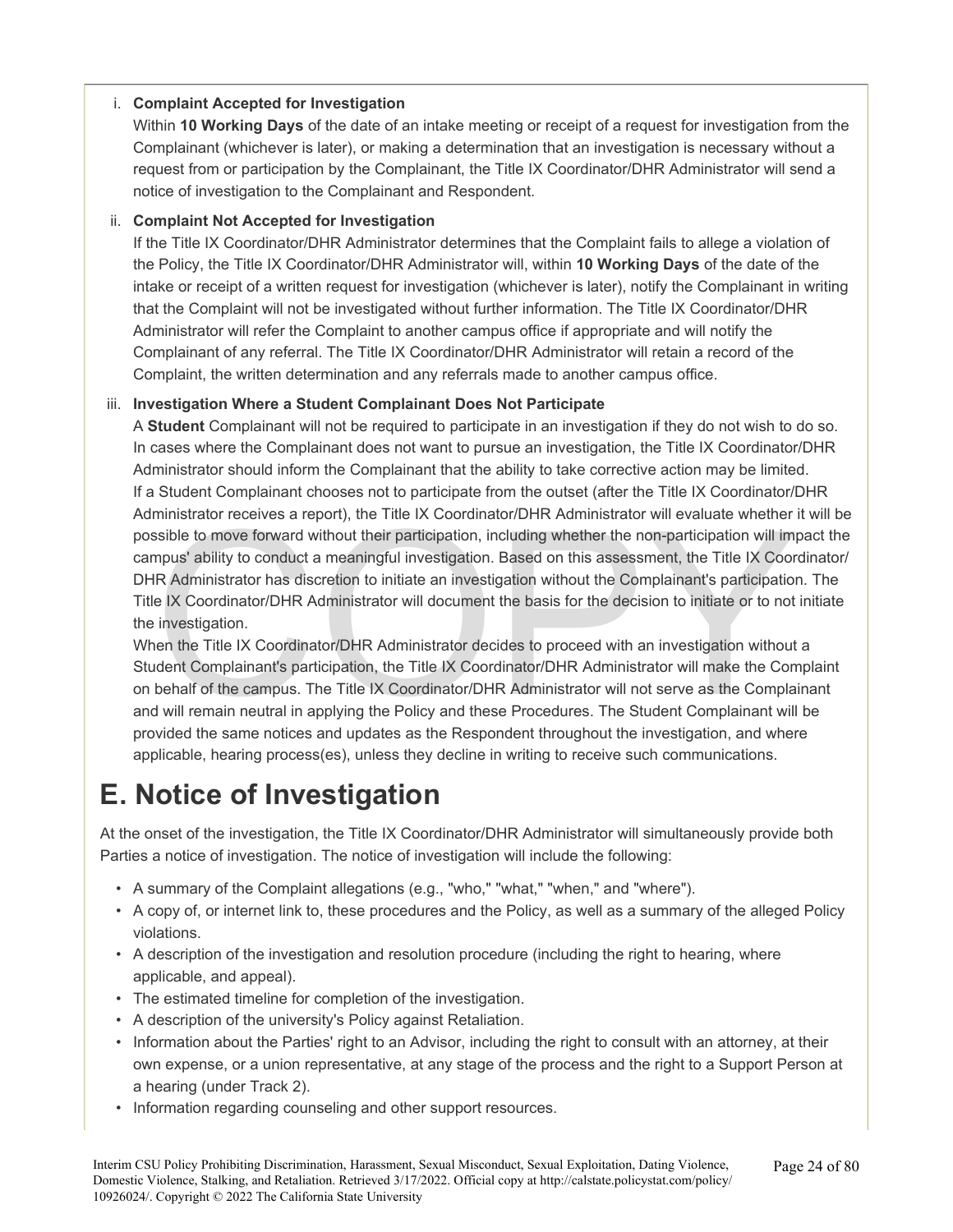i. **Complaint Accepted for Investigation**

Within **10 Working Days** of the date of an intake meeting or receipt of a request for investigation from the Complainant (whichever is later), or making a determination that an investigation is necessary without a request from or participation by the Complainant, the Title IX Coordinator/DHR Administrator will send a notice of investigation to the Complainant and Respondent.

ii. **Complaint Not Accepted for Investigation**

If the Title IX Coordinator/DHR Administrator determines that the Complaint fails to allege a violation of the Policy, the Title IX Coordinator/DHR Administrator will, within **10 Working Days** of the date of the intake or receipt of a written request for investigation (whichever is later), notify the Complainant in writing that the Complaint will not be investigated without further information. The Title IX Coordinator/DHR Administrator will refer the Complaint to another campus office if appropriate and will notify the Complainant of any referral. The Title IX Coordinator/DHR Administrator will retain a record of the Complaint, the written determination and any referrals made to another campus office.

iii. **Investigation Where a Student Complainant Does Not Participate**

A **Student** Complainant will not be required to participate in an investigation if they do not wish to do so. In cases where the Complainant does not want to pursue an investigation, the Title IX Coordinator/DHR Administrator should inform the Complainant that the ability to take corrective action may be limited.

If a Student Complainant chooses not to participate from the outset (after the Title IX Coordinator/DHR Administrator receives a report), the Title IX Coordinator/DHR Administrator will evaluate whether it will be possible to move forward without their participation, including whether the non-participation will impact the campus' ability to conduct a meaningful investigation. Based on this assessment, the Title IX Coordinator/DHR Administrator has discretion to initiate an investigation without the Complainant's participation. The Title IX Coordinator/DHR Administrator will document the basis for the decision to initiate or to not initiate the investigation.

When the Title IX Coordinator/DHR Administrator decides to proceed with an investigation without a Student Complainant's participation, the Title IX Coordinator/DHR Administrator will make the Complaint on behalf of the campus. The Title IX Coordinator/DHR Administrator will not serve as the Complainant and will remain neutral in applying the Policy and these Procedures. The Student Complainant will be provided the same notices and updates as the Respondent throughout the investigation, and where applicable, hearing process(es), unless they decline in writing to receive such communications.

# E. Notice of Investigation

At the onset of the investigation, the Title IX Coordinator/DHR Administrator will simultaneously provide both Parties a notice of investigation. The notice of investigation will include the following:

- A summary of the Complaint allegations (e.g., "who," "what," "when," and "where").
- A copy of, or internet link to, these procedures and the Policy, as well as a summary of the alleged Policy violations.
- A description of the investigation and resolution procedure (including the right to hearing, where applicable, and appeal).
- The estimated timeline for completion of the investigation.
- A description of the university's Policy against Retaliation.
- Information about the Parties' right to an Advisor, including the right to consult with an attorney, at their own expense, or a union representative, at any stage of the process and the right to a Support Person at a hearing (under Track 2).
- Information regarding counseling and other support resources.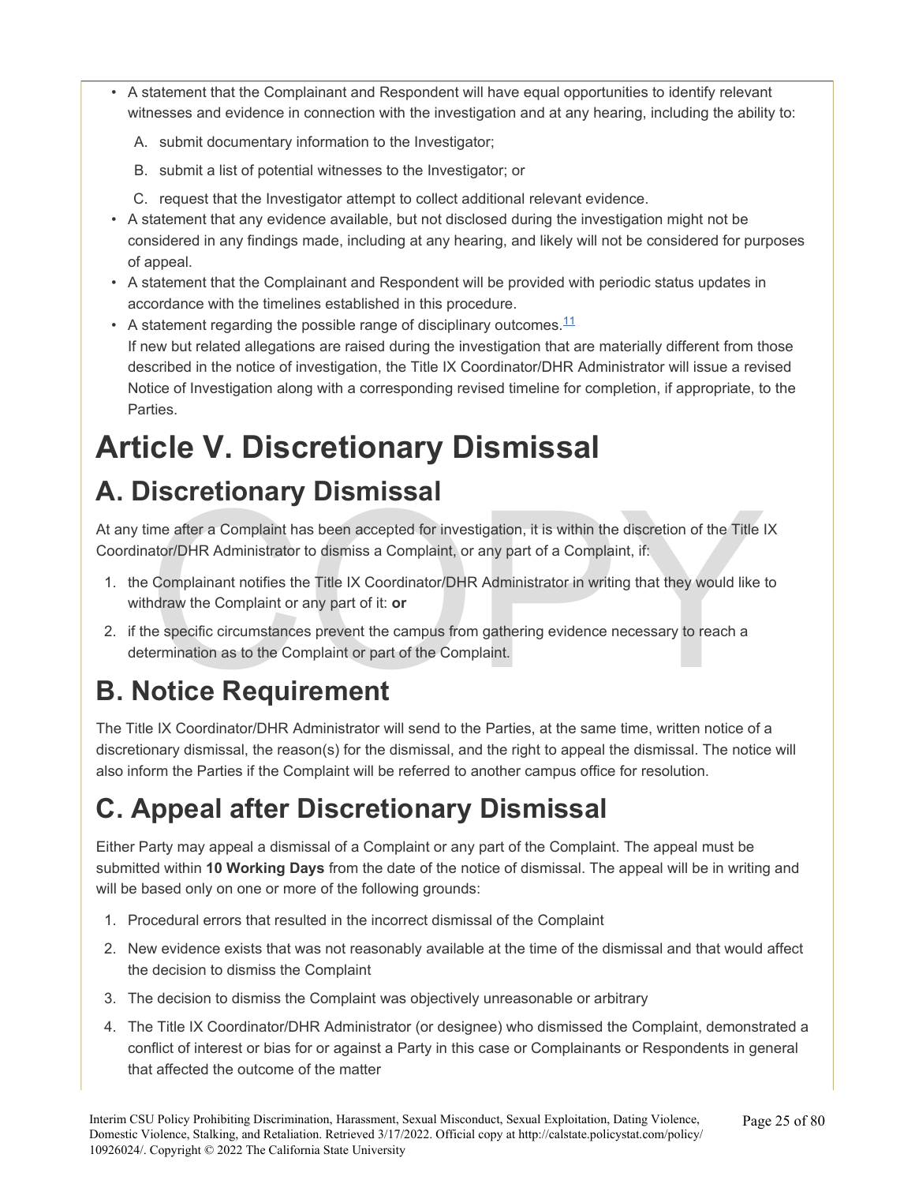- A statement that the Complainant and Respondent will have equal opportunities to identify relevant witnesses and evidence in connection with the investigation and at any hearing, including the ability to:
  - A. submit documentary information to the Investigator;
  - B. submit a list of potential witnesses to the Investigator; or
  - C. request that the Investigator attempt to collect additional relevant evidence.
- A statement that any evidence available, but not disclosed during the investigation might not be considered in any findings made, including at any hearing, and likely will not be considered for purposes of appeal.
- A statement that the Complainant and Respondent will be provided with periodic status updates in accordance with the timelines established in this procedure.
- A statement regarding the possible range of disciplinary outcomes.[11]
  If new but related allegations are raised during the investigation that are materially different from those described in the notice of investigation, the Title IX Coordinator/DHR Administrator will issue a revised Notice of Investigation along with a corresponding revised timeline for completion, if appropriate, to the Parties.

# Article V. Discretionary Dismissal

## A. Discretionary Dismissal

At any time after a Complaint has been accepted for investigation, it is within the discretion of the Title IX Coordinator/DHR Administrator to dismiss a Complaint, or any part of a Complaint, if:

1. the Complainant notifies the Title IX Coordinator/DHR Administrator in writing that they would like to withdraw the Complaint or any part of it: **or**
2. if the specific circumstances prevent the campus from gathering evidence necessary to reach a determination as to the Complaint or part of the Complaint.

## B. Notice Requirement

The Title IX Coordinator/DHR Administrator will send to the Parties, at the same time, written notice of a discretionary dismissal, the reason(s) for the dismissal, and the right to appeal the dismissal. The notice will also inform the Parties if the Complaint will be referred to another campus office for resolution.

## C. Appeal after Discretionary Dismissal

Either Party may appeal a dismissal of a Complaint or any part of the Complaint. The appeal must be submitted within **10 Working Days** from the date of the notice of dismissal. The appeal will be in writing and will be based only on one or more of the following grounds:

1. Procedural errors that resulted in the incorrect dismissal of the Complaint
2. New evidence exists that was not reasonably available at the time of the dismissal and that would affect the decision to dismiss the Complaint
3. The decision to dismiss the Complaint was objectively unreasonable or arbitrary
4. The Title IX Coordinator/DHR Administrator (or designee) who dismissed the Complaint, demonstrated a conflict of interest or bias for or against a Party in this case or Complainants or Respondents in general that affected the outcome of the matter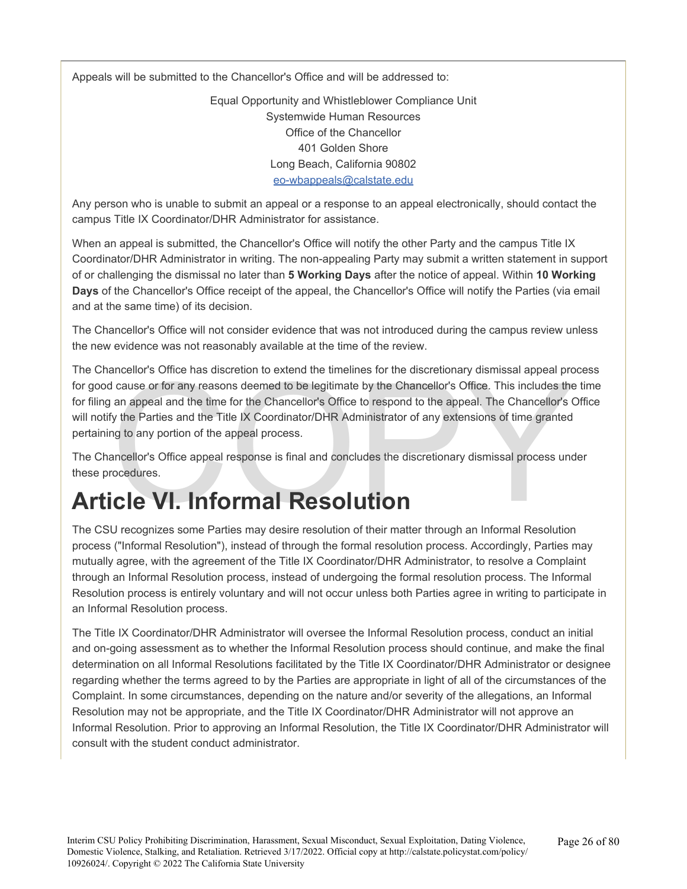Appeals will be submitted to the Chancellor's Office and will be addressed to:

Equal Opportunity and Whistleblower Compliance Unit
Systemwide Human Resources
Office of the Chancellor
401 Golden Shore
Long Beach, California 90802
eo-wbappeals@calstate.edu

Any person who is unable to submit an appeal or a response to an appeal electronically, should contact the campus Title IX Coordinator/DHR Administrator for assistance.

When an appeal is submitted, the Chancellor's Office will notify the other Party and the campus Title IX Coordinator/DHR Administrator in writing. The non-appealing Party may submit a written statement in support of or challenging the dismissal no later than **5 Working Days** after the notice of appeal. Within **10 Working Days** of the Chancellor's Office receipt of the appeal, the Chancellor's Office will notify the Parties (via email and at the same time) of its decision.

The Chancellor's Office will not consider evidence that was not introduced during the campus review unless the new evidence was not reasonably available at the time of the review.

The Chancellor's Office has discretion to extend the timelines for the discretionary dismissal appeal process for good cause or for any reasons deemed to be legitimate by the Chancellor's Office. This includes the time for filing an appeal and the time for the Chancellor's Office to respond to the appeal. The Chancellor's Office will notify the Parties and the Title IX Coordinator/DHR Administrator of any extensions of time granted pertaining to any portion of the appeal process.

The Chancellor's Office appeal response is final and concludes the discretionary dismissal process under these procedures.

# Article VI. Informal Resolution

The CSU recognizes some Parties may desire resolution of their matter through an Informal Resolution process ("Informal Resolution"), instead of through the formal resolution process. Accordingly, Parties may mutually agree, with the agreement of the Title IX Coordinator/DHR Administrator, to resolve a Complaint through an Informal Resolution process, instead of undergoing the formal resolution process. The Informal Resolution process is entirely voluntary and will not occur unless both Parties agree in writing to participate in an Informal Resolution process.

The Title IX Coordinator/DHR Administrator will oversee the Informal Resolution process, conduct an initial and on-going assessment as to whether the Informal Resolution process should continue, and make the final determination on all Informal Resolutions facilitated by the Title IX Coordinator/DHR Administrator or designee regarding whether the terms agreed to by the Parties are appropriate in light of all of the circumstances of the Complaint. In some circumstances, depending on the nature and/or severity of the allegations, an Informal Resolution may not be appropriate, and the Title IX Coordinator/DHR Administrator will not approve an Informal Resolution. Prior to approving an Informal Resolution, the Title IX Coordinator/DHR Administrator will consult with the student conduct administrator.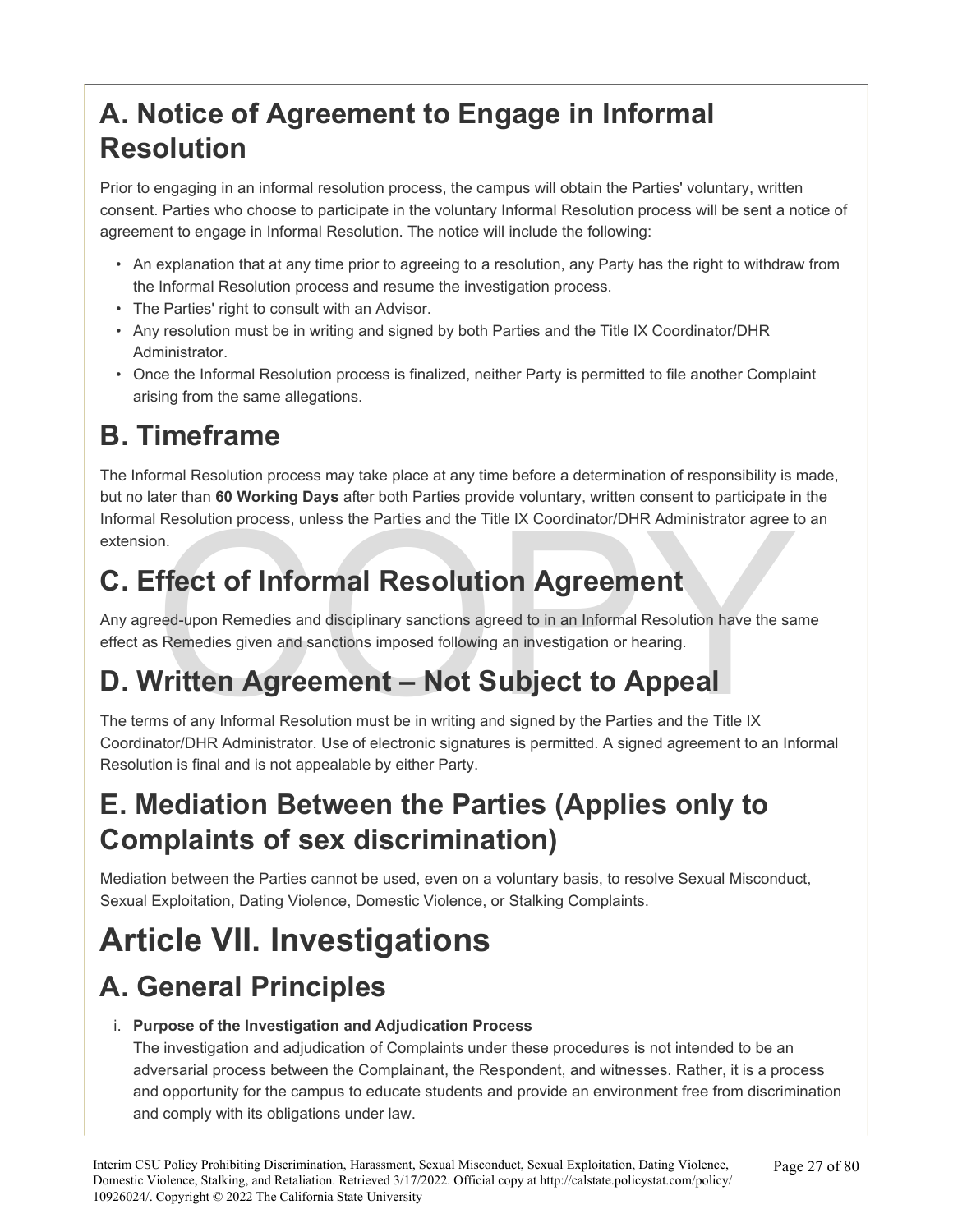## A. Notice of Agreement to Engage in Informal Resolution

Prior to engaging in an informal resolution process, the campus will obtain the Parties' voluntary, written consent. Parties who choose to participate in the voluntary Informal Resolution process will be sent a notice of agreement to engage in Informal Resolution. The notice will include the following:

- An explanation that at any time prior to agreeing to a resolution, any Party has the right to withdraw from the Informal Resolution process and resume the investigation process.
- The Parties' right to consult with an Advisor.
- Any resolution must be in writing and signed by both Parties and the Title IX Coordinator/DHR Administrator.
- Once the Informal Resolution process is finalized, neither Party is permitted to file another Complaint arising from the same allegations.

## B. Timeframe

The Informal Resolution process may take place at any time before a determination of responsibility is made, but no later than **60 Working Days** after both Parties provide voluntary, written consent to participate in the Informal Resolution process, unless the Parties and the Title IX Coordinator/DHR Administrator agree to an extension.

## C. Effect of Informal Resolution Agreement

Any agreed-upon Remedies and disciplinary sanctions agreed to in an Informal Resolution have the same effect as Remedies given and sanctions imposed following an investigation or hearing.

## D. Written Agreement – Not Subject to Appeal

The terms of any Informal Resolution must be in writing and signed by the Parties and the Title IX Coordinator/DHR Administrator. Use of electronic signatures is permitted. A signed agreement to an Informal Resolution is final and is not appealable by either Party.

## E. Mediation Between the Parties (Applies only to Complaints of sex discrimination)

Mediation between the Parties cannot be used, even on a voluntary basis, to resolve Sexual Misconduct, Sexual Exploitation, Dating Violence, Domestic Violence, or Stalking Complaints.

# Article VII. Investigations

## A. General Principles

i. **Purpose of the Investigation and Adjudication Process**
   The investigation and adjudication of Complaints under these procedures is not intended to be an adversarial process between the Complainant, the Respondent, and witnesses. Rather, it is a process and opportunity for the campus to educate students and provide an environment free from discrimination and comply with its obligations under law.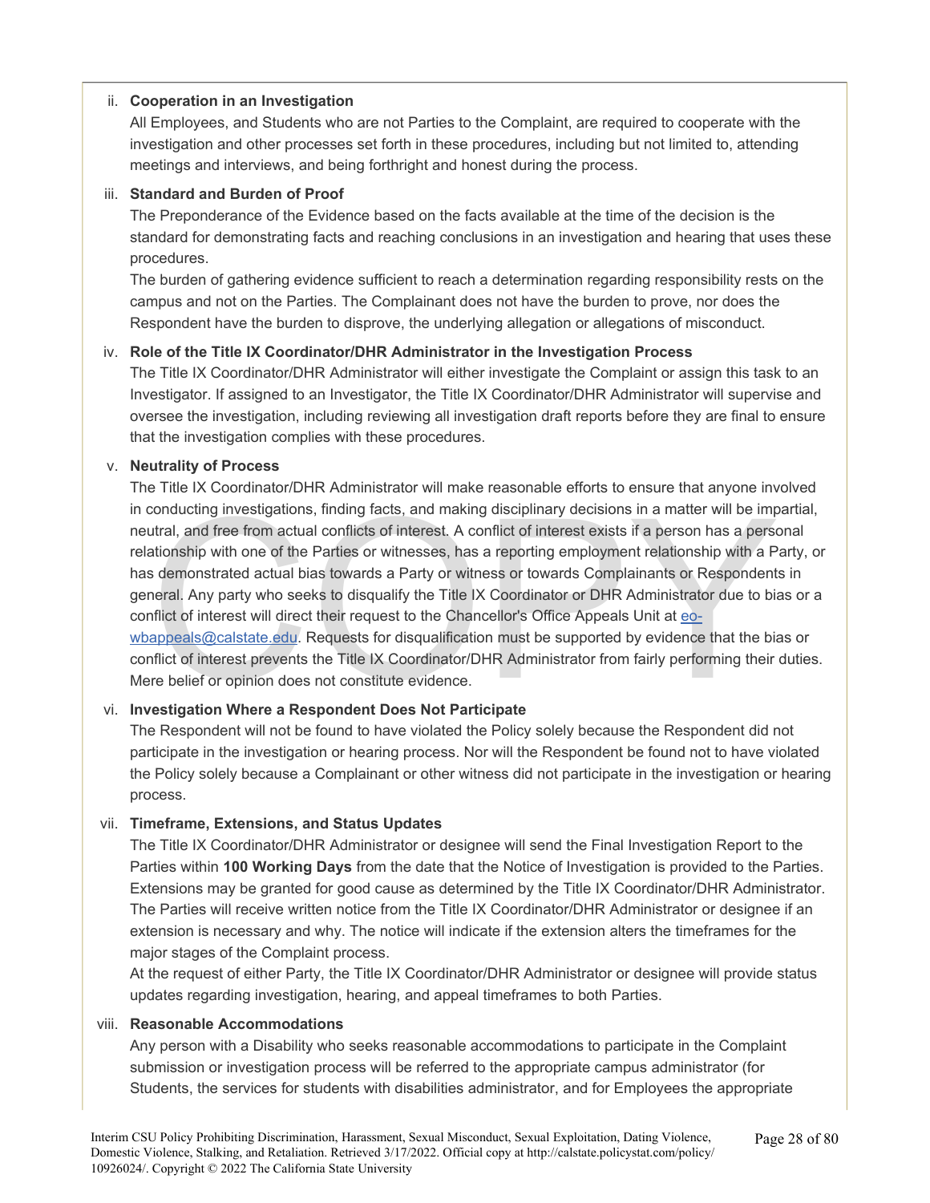ii. **Cooperation in an Investigation**

All Employees, and Students who are not Parties to the Complaint, are required to cooperate with the investigation and other processes set forth in these procedures, including but not limited to, attending meetings and interviews, and being forthright and honest during the process.

iii. **Standard and Burden of Proof**

The Preponderance of the Evidence based on the facts available at the time of the decision is the standard for demonstrating facts and reaching conclusions in an investigation and hearing that uses these procedures.

The burden of gathering evidence sufficient to reach a determination regarding responsibility rests on the campus and not on the Parties. The Complainant does not have the burden to prove, nor does the Respondent have the burden to disprove, the underlying allegation or allegations of misconduct.

iv. **Role of the Title IX Coordinator/DHR Administrator in the Investigation Process**

The Title IX Coordinator/DHR Administrator will either investigate the Complaint or assign this task to an Investigator. If assigned to an Investigator, the Title IX Coordinator/DHR Administrator will supervise and oversee the investigation, including reviewing all investigation draft reports before they are final to ensure that the investigation complies with these procedures.

v. **Neutrality of Process**

The Title IX Coordinator/DHR Administrator will make reasonable efforts to ensure that anyone involved in conducting investigations, finding facts, and making disciplinary decisions in a matter will be impartial, neutral, and free from actual conflicts of interest. A conflict of interest exists if a person has a personal relationship with one of the Parties or witnesses, has a reporting employment relationship with a Party, or has demonstrated actual bias towards a Party or witness or towards Complainants or Respondents in general. Any party who seeks to disqualify the Title IX Coordinator or DHR Administrator due to bias or a conflict of interest will direct their request to the Chancellor's Office Appeals Unit at eo-wbappeals@calstate.edu. Requests for disqualification must be supported by evidence that the bias or conflict of interest prevents the Title IX Coordinator/DHR Administrator from fairly performing their duties. Mere belief or opinion does not constitute evidence.

vi. **Investigation Where a Respondent Does Not Participate**

The Respondent will not be found to have violated the Policy solely because the Respondent did not participate in the investigation or hearing process. Nor will the Respondent be found not to have violated the Policy solely because a Complainant or other witness did not participate in the investigation or hearing process.

vii. **Timeframe, Extensions, and Status Updates**

The Title IX Coordinator/DHR Administrator or designee will send the Final Investigation Report to the Parties within **100 Working Days** from the date that the Notice of Investigation is provided to the Parties. Extensions may be granted for good cause as determined by the Title IX Coordinator/DHR Administrator. The Parties will receive written notice from the Title IX Coordinator/DHR Administrator or designee if an extension is necessary and why. The notice will indicate if the extension alters the timeframes for the major stages of the Complaint process.

At the request of either Party, the Title IX Coordinator/DHR Administrator or designee will provide status updates regarding investigation, hearing, and appeal timeframes to both Parties.

viii. **Reasonable Accommodations**

Any person with a Disability who seeks reasonable accommodations to participate in the Complaint submission or investigation process will be referred to the appropriate campus administrator (for Students, the services for students with disabilities administrator, and for Employees the appropriate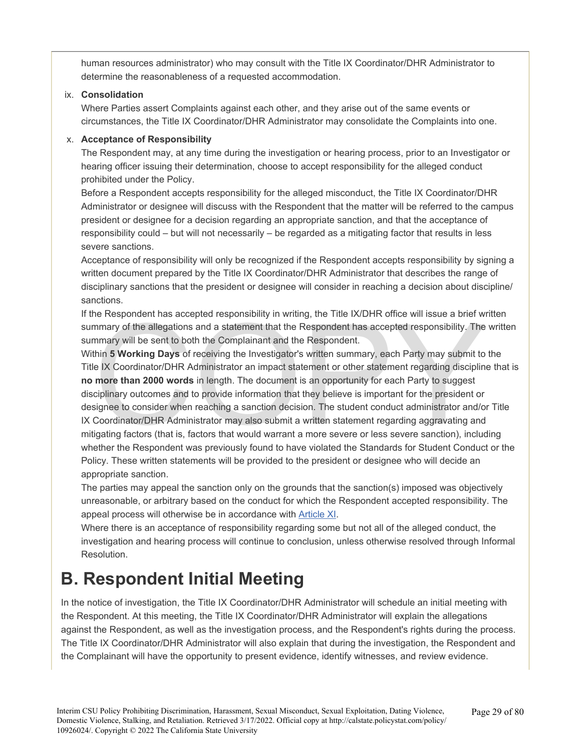human resources administrator) who may consult with the Title IX Coordinator/DHR Administrator to determine the reasonableness of a requested accommodation.

ix. **Consolidation**

Where Parties assert Complaints against each other, and they arise out of the same events or circumstances, the Title IX Coordinator/DHR Administrator may consolidate the Complaints into one.

x. **Acceptance of Responsibility**

The Respondent may, at any time during the investigation or hearing process, prior to an Investigator or hearing officer issuing their determination, choose to accept responsibility for the alleged conduct prohibited under the Policy.

Before a Respondent accepts responsibility for the alleged misconduct, the Title IX Coordinator/DHR Administrator or designee will discuss with the Respondent that the matter will be referred to the campus president or designee for a decision regarding an appropriate sanction, and that the acceptance of responsibility could – but will not necessarily – be regarded as a mitigating factor that results in less severe sanctions.

Acceptance of responsibility will only be recognized if the Respondent accepts responsibility by signing a written document prepared by the Title IX Coordinator/DHR Administrator that describes the range of disciplinary sanctions that the president or designee will consider in reaching a decision about discipline/sanctions.

If the Respondent has accepted responsibility in writing, the Title IX/DHR office will issue a brief written summary of the allegations and a statement that the Respondent has accepted responsibility. The written summary will be sent to both the Complainant and the Respondent.

Within **5 Working Days** of receiving the Investigator's written summary, each Party may submit to the Title IX Coordinator/DHR Administrator an impact statement or other statement regarding discipline that is **no more than 2000 words** in length. The document is an opportunity for each Party to suggest disciplinary outcomes and to provide information that they believe is important for the president or designee to consider when reaching a sanction decision. The student conduct administrator and/or Title IX Coordinator/DHR Administrator may also submit a written statement regarding aggravating and mitigating factors (that is, factors that would warrant a more severe or less severe sanction), including whether the Respondent was previously found to have violated the Standards for Student Conduct or the Policy. These written statements will be provided to the president or designee who will decide an appropriate sanction.

The parties may appeal the sanction only on the grounds that the sanction(s) imposed was objectively unreasonable, or arbitrary based on the conduct for which the Respondent accepted responsibility. The appeal process will otherwise be in accordance with Article XI.

Where there is an acceptance of responsibility regarding some but not all of the alleged conduct, the investigation and hearing process will continue to conclusion, unless otherwise resolved through Informal Resolution.

## B. Respondent Initial Meeting

In the notice of investigation, the Title IX Coordinator/DHR Administrator will schedule an initial meeting with the Respondent. At this meeting, the Title IX Coordinator/DHR Administrator will explain the allegations against the Respondent, as well as the investigation process, and the Respondent's rights during the process. The Title IX Coordinator/DHR Administrator will also explain that during the investigation, the Respondent and the Complainant will have the opportunity to present evidence, identify witnesses, and review evidence.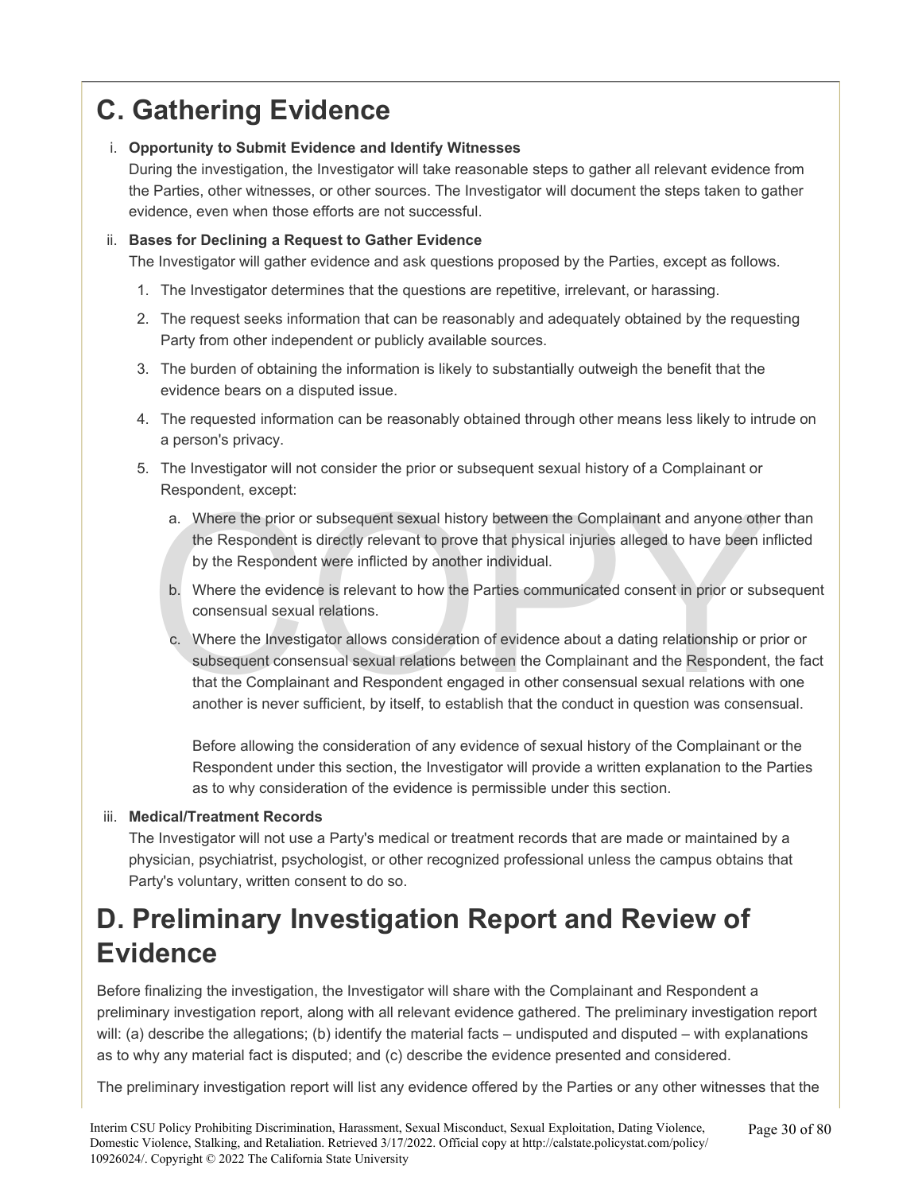## C. Gathering Evidence

i. **Opportunity to Submit Evidence and Identify Witnesses**

During the investigation, the Investigator will take reasonable steps to gather all relevant evidence from the Parties, other witnesses, or other sources. The Investigator will document the steps taken to gather evidence, even when those efforts are not successful.

ii. **Bases for Declining a Request to Gather Evidence**

The Investigator will gather evidence and ask questions proposed by the Parties, except as follows.

1. The Investigator determines that the questions are repetitive, irrelevant, or harassing.
2. The request seeks information that can be reasonably and adequately obtained by the requesting Party from other independent or publicly available sources.
3. The burden of obtaining the information is likely to substantially outweigh the benefit that the evidence bears on a disputed issue.
4. The requested information can be reasonably obtained through other means less likely to intrude on a person's privacy.
5. The Investigator will not consider the prior or subsequent sexual history of a Complainant or Respondent, except:
   a. Where the prior or subsequent sexual history between the Complainant and anyone other than the Respondent is directly relevant to prove that physical injuries alleged to have been inflicted by the Respondent were inflicted by another individual.
   b. Where the evidence is relevant to how the Parties communicated consent in prior or subsequent consensual sexual relations.
   c. Where the Investigator allows consideration of evidence about a dating relationship or prior or subsequent consensual sexual relations between the Complainant and the Respondent, the fact that the Complainant and Respondent engaged in other consensual sexual relations with one another is never sufficient, by itself, to establish that the conduct in question was consensual.

      Before allowing the consideration of any evidence of sexual history of the Complainant or the Respondent under this section, the Investigator will provide a written explanation to the Parties as to why consideration of the evidence is permissible under this section.

iii. **Medical/Treatment Records**

The Investigator will not use a Party's medical or treatment records that are made or maintained by a physician, psychiatrist, psychologist, or other recognized professional unless the campus obtains that Party's voluntary, written consent to do so.

## D. Preliminary Investigation Report and Review of Evidence

Before finalizing the investigation, the Investigator will share with the Complainant and Respondent a preliminary investigation report, along with all relevant evidence gathered. The preliminary investigation report will: (a) describe the allegations; (b) identify the material facts – undisputed and disputed – with explanations as to why any material fact is disputed; and (c) describe the evidence presented and considered.

The preliminary investigation report will list any evidence offered by the Parties or any other witnesses that the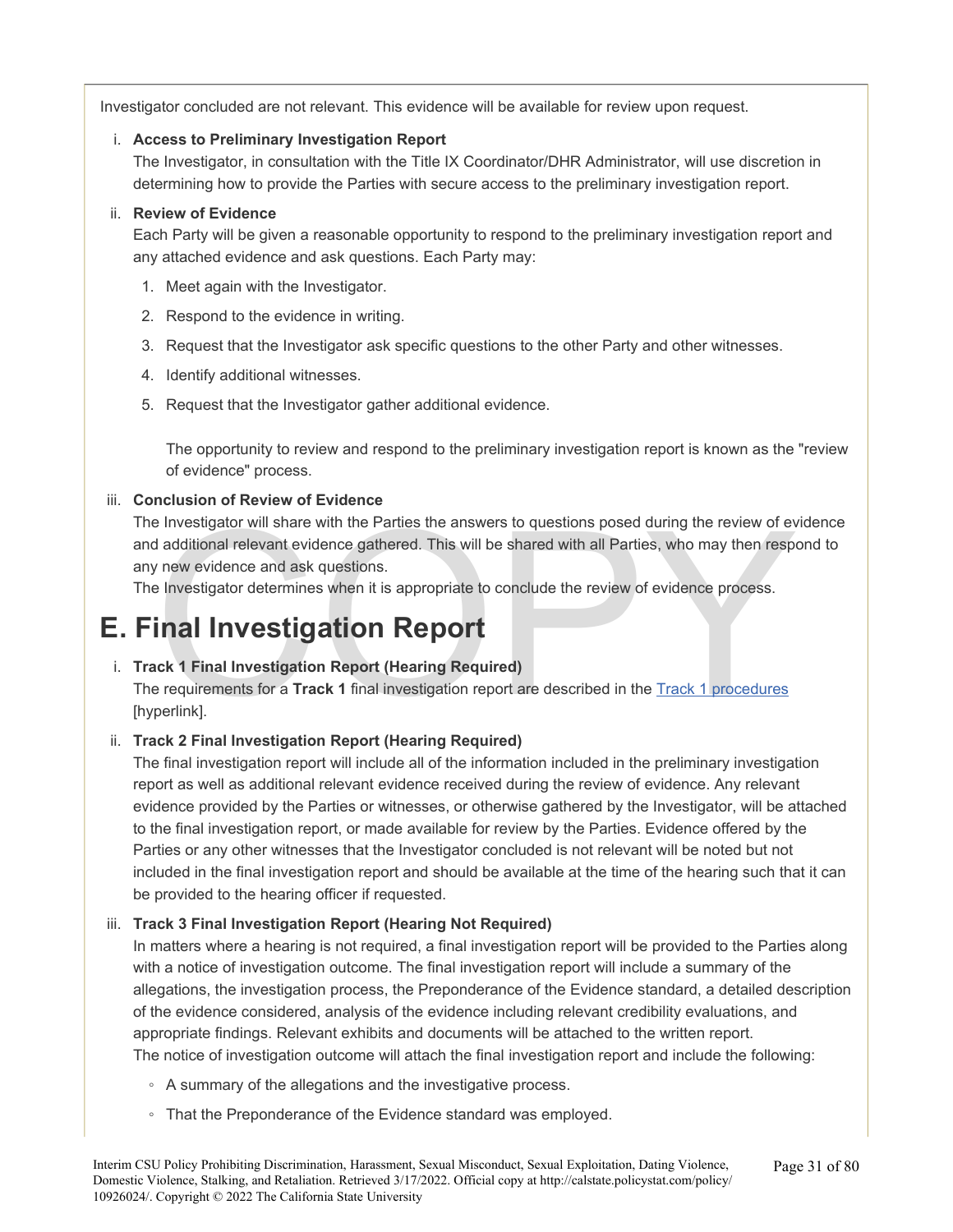Investigator concluded are not relevant. This evidence will be available for review upon request.

i. **Access to Preliminary Investigation Report**
The Investigator, in consultation with the Title IX Coordinator/DHR Administrator, will use discretion in determining how to provide the Parties with secure access to the preliminary investigation report.

ii. **Review of Evidence**
Each Party will be given a reasonable opportunity to respond to the preliminary investigation report and any attached evidence and ask questions. Each Party may:

1. Meet again with the Investigator.
2. Respond to the evidence in writing.
3. Request that the Investigator ask specific questions to the other Party and other witnesses.
4. Identify additional witnesses.
5. Request that the Investigator gather additional evidence.

   The opportunity to review and respond to the preliminary investigation report is known as the "review of evidence" process.

iii. **Conclusion of Review of Evidence**
The Investigator will share with the Parties the answers to questions posed during the review of evidence and additional relevant evidence gathered. This will be shared with all Parties, who may then respond to any new evidence and ask questions.
The Investigator determines when it is appropriate to conclude the review of evidence process.

# E. Final Investigation Report

i. **Track 1 Final Investigation Report (Hearing Required)**
The requirements for a **Track 1** final investigation report are described in the Track 1 procedures [hyperlink].

ii. **Track 2 Final Investigation Report (Hearing Required)**
The final investigation report will include all of the information included in the preliminary investigation report as well as additional relevant evidence received during the review of evidence. Any relevant evidence provided by the Parties or witnesses, or otherwise gathered by the Investigator, will be attached to the final investigation report, or made available for review by the Parties. Evidence offered by the Parties or any other witnesses that the Investigator concluded is not relevant will be noted but not included in the final investigation report and should be available at the time of the hearing such that it can be provided to the hearing officer if requested.

iii. **Track 3 Final Investigation Report (Hearing Not Required)**
In matters where a hearing is not required, a final investigation report will be provided to the Parties along with a notice of investigation outcome. The final investigation report will include a summary of the allegations, the investigation process, the Preponderance of the Evidence standard, a detailed description of the evidence considered, analysis of the evidence including relevant credibility evaluations, and appropriate findings. Relevant exhibits and documents will be attached to the written report.
The notice of investigation outcome will attach the final investigation report and include the following:

- A summary of the allegations and the investigative process.
- That the Preponderance of the Evidence standard was employed.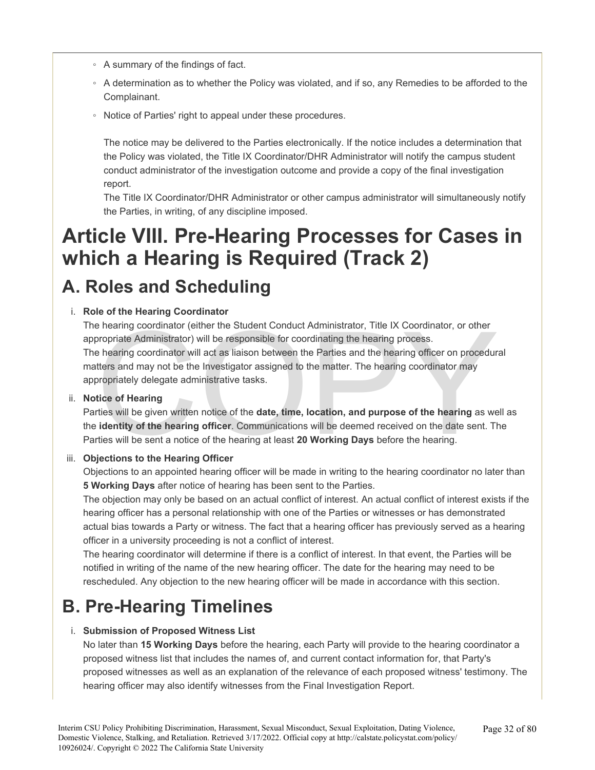- A summary of the findings of fact.
- A determination as to whether the Policy was violated, and if so, any Remedies to be afforded to the Complainant.
- Notice of Parties' right to appeal under these procedures.

  The notice may be delivered to the Parties electronically. If the notice includes a determination that the Policy was violated, the Title IX Coordinator/DHR Administrator will notify the campus student conduct administrator of the investigation outcome and provide a copy of the final investigation report.
  The Title IX Coordinator/DHR Administrator or other campus administrator will simultaneously notify the Parties, in writing, of any discipline imposed.

# Article VIII. Pre-Hearing Processes for Cases in which a Hearing is Required (Track 2)

## A. Roles and Scheduling

i. **Role of the Hearing Coordinator**
   The hearing coordinator (either the Student Conduct Administrator, Title IX Coordinator, or other appropriate Administrator) will be responsible for coordinating the hearing process.
   The hearing coordinator will act as liaison between the Parties and the hearing officer on procedural matters and may not be the Investigator assigned to the matter. The hearing coordinator may appropriately delegate administrative tasks.

ii. **Notice of Hearing**
   Parties will be given written notice of the **date, time, location, and purpose of the hearing** as well as the **identity of the hearing officer**. Communications will be deemed received on the date sent. The Parties will be sent a notice of the hearing at least **20 Working Days** before the hearing.

iii. **Objections to the Hearing Officer**
   Objections to an appointed hearing officer will be made in writing to the hearing coordinator no later than **5 Working Days** after notice of hearing has been sent to the Parties.
   The objection may only be based on an actual conflict of interest. An actual conflict of interest exists if the hearing officer has a personal relationship with one of the Parties or witnesses or has demonstrated actual bias towards a Party or witness. The fact that a hearing officer has previously served as a hearing officer in a university proceeding is not a conflict of interest.
   The hearing coordinator will determine if there is a conflict of interest. In that event, the Parties will be notified in writing of the name of the new hearing officer. The date for the hearing may need to be rescheduled. Any objection to the new hearing officer will be made in accordance with this section.

## B. Pre-Hearing Timelines

i. **Submission of Proposed Witness List**
   No later than **15 Working Days** before the hearing, each Party will provide to the hearing coordinator a proposed witness list that includes the names of, and current contact information for, that Party's proposed witnesses as well as an explanation of the relevance of each proposed witness' testimony. The hearing officer may also identify witnesses from the Final Investigation Report.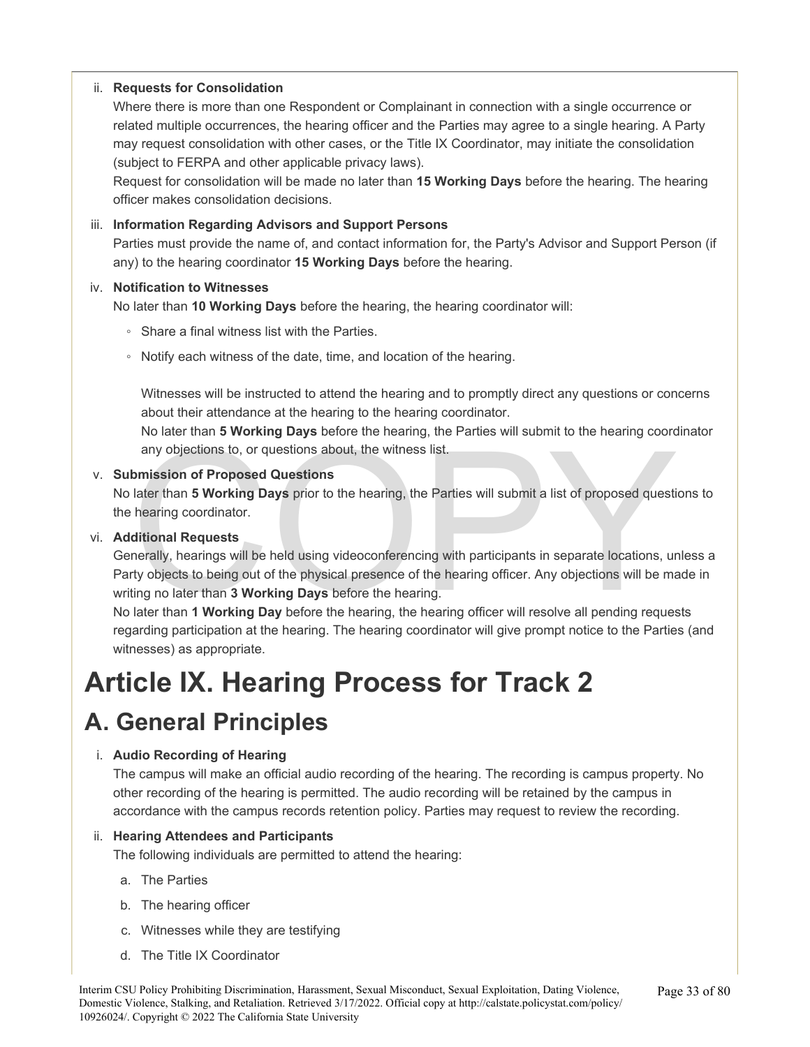ii. **Requests for Consolidation**

Where there is more than one Respondent or Complainant in connection with a single occurrence or related multiple occurrences, the hearing officer and the Parties may agree to a single hearing. A Party may request consolidation with other cases, or the Title IX Coordinator, may initiate the consolidation (subject to FERPA and other applicable privacy laws).

Request for consolidation will be made no later than **15 Working Days** before the hearing. The hearing officer makes consolidation decisions.

iii. **Information Regarding Advisors and Support Persons**

Parties must provide the name of, and contact information for, the Party's Advisor and Support Person (if any) to the hearing coordinator **15 Working Days** before the hearing.

iv. **Notification to Witnesses**

No later than **10 Working Days** before the hearing, the hearing coordinator will:

- Share a final witness list with the Parties.
- Notify each witness of the date, time, and location of the hearing.

  Witnesses will be instructed to attend the hearing and to promptly direct any questions or concerns about their attendance at the hearing to the hearing coordinator.

  No later than **5 Working Days** before the hearing, the Parties will submit to the hearing coordinator any objections to, or questions about, the witness list.

v. **Submission of Proposed Questions**

No later than **5 Working Days** prior to the hearing, the Parties will submit a list of proposed questions to the hearing coordinator.

vi. **Additional Requests**

Generally, hearings will be held using videoconferencing with participants in separate locations, unless a Party objects to being out of the physical presence of the hearing officer. Any objections will be made in writing no later than **3 Working Days** before the hearing.

No later than **1 Working Day** before the hearing, the hearing officer will resolve all pending requests regarding participation at the hearing. The hearing coordinator will give prompt notice to the Parties (and witnesses) as appropriate.

# Article IX. Hearing Process for Track 2

## A. General Principles

i. **Audio Recording of Hearing**

The campus will make an official audio recording of the hearing. The recording is campus property. No other recording of the hearing is permitted. The audio recording will be retained by the campus in accordance with the campus records retention policy. Parties may request to review the recording.

ii. **Hearing Attendees and Participants**

The following individuals are permitted to attend the hearing:

a. The Parties

b. The hearing officer

c. Witnesses while they are testifying

d. The Title IX Coordinator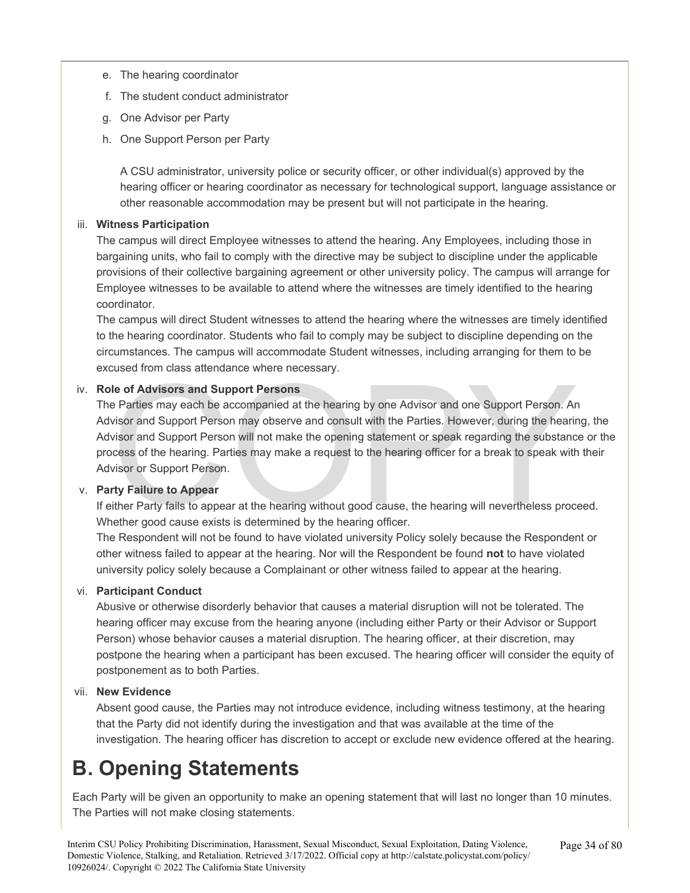e. The hearing coordinator

f. The student conduct administrator

g. One Advisor per Party

h. One Support Person per Party

   A CSU administrator, university police or security officer, or other individual(s) approved by the hearing officer or hearing coordinator as necessary for technological support, language assistance or other reasonable accommodation may be present but will not participate in the hearing.

iii. **Witness Participation**

   The campus will direct Employee witnesses to attend the hearing. Any Employees, including those in bargaining units, who fail to comply with the directive may be subject to discipline under the applicable provisions of their collective bargaining agreement or other university policy. The campus will arrange for Employee witnesses to be available to attend where the witnesses are timely identified to the hearing coordinator.

   The campus will direct Student witnesses to attend the hearing where the witnesses are timely identified to the hearing coordinator. Students who fail to comply may be subject to discipline depending on the circumstances. The campus will accommodate Student witnesses, including arranging for them to be excused from class attendance where necessary.

iv. **Role of Advisors and Support Persons**

   The Parties may each be accompanied at the hearing by one Advisor and one Support Person. An Advisor and Support Person may observe and consult with the Parties. However, during the hearing, the Advisor and Support Person will not make the opening statement or speak regarding the substance or the process of the hearing. Parties may make a request to the hearing officer for a break to speak with their Advisor or Support Person.

v. **Party Failure to Appear**

   If either Party fails to appear at the hearing without good cause, the hearing will nevertheless proceed. Whether good cause exists is determined by the hearing officer.

   The Respondent will not be found to have violated university Policy solely because the Respondent or other witness failed to appear at the hearing. Nor will the Respondent be found **not** to have violated university policy solely because a Complainant or other witness failed to appear at the hearing.

vi. **Participant Conduct**

   Abusive or otherwise disorderly behavior that causes a material disruption will not be tolerated. The hearing officer may excuse from the hearing anyone (including either Party or their Advisor or Support Person) whose behavior causes a material disruption. The hearing officer, at their discretion, may postpone the hearing when a participant has been excused. The hearing officer will consider the equity of postponement as to both Parties.

vii. **New Evidence**

   Absent good cause, the Parties may not introduce evidence, including witness testimony, at the hearing that the Party did not identify during the investigation and that was available at the time of the investigation. The hearing officer has discretion to accept or exclude new evidence offered at the hearing.

# B. Opening Statements

Each Party will be given an opportunity to make an opening statement that will last no longer than 10 minutes. The Parties will not make closing statements.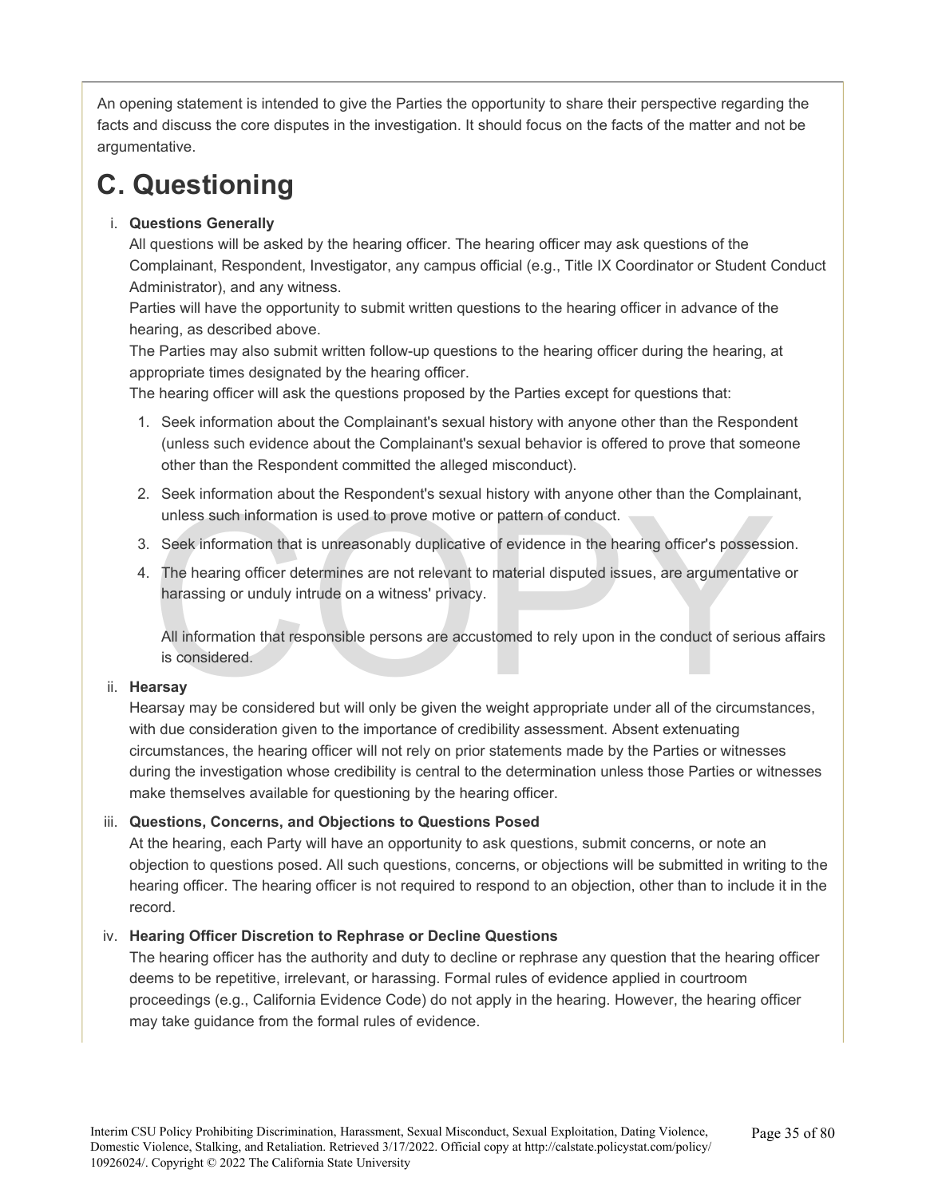An opening statement is intended to give the Parties the opportunity to share their perspective regarding the facts and discuss the core disputes in the investigation. It should focus on the facts of the matter and not be argumentative.

# C. Questioning

i. **Questions Generally**

All questions will be asked by the hearing officer. The hearing officer may ask questions of the Complainant, Respondent, Investigator, any campus official (e.g., Title IX Coordinator or Student Conduct Administrator), and any witness.

Parties will have the opportunity to submit written questions to the hearing officer in advance of the hearing, as described above.

The Parties may also submit written follow-up questions to the hearing officer during the hearing, at appropriate times designated by the hearing officer.

The hearing officer will ask the questions proposed by the Parties except for questions that:

1. Seek information about the Complainant's sexual history with anyone other than the Respondent (unless such evidence about the Complainant's sexual behavior is offered to prove that someone other than the Respondent committed the alleged misconduct).
2. Seek information about the Respondent's sexual history with anyone other than the Complainant, unless such information is used to prove motive or pattern of conduct.
3. Seek information that is unreasonably duplicative of evidence in the hearing officer's possession.
4. The hearing officer determines are not relevant to material disputed issues, are argumentative or harassing or unduly intrude on a witness' privacy.

   All information that responsible persons are accustomed to rely upon in the conduct of serious affairs is considered.

ii. **Hearsay**

Hearsay may be considered but will only be given the weight appropriate under all of the circumstances, with due consideration given to the importance of credibility assessment. Absent extenuating circumstances, the hearing officer will not rely on prior statements made by the Parties or witnesses during the investigation whose credibility is central to the determination unless those Parties or witnesses make themselves available for questioning by the hearing officer.

iii. **Questions, Concerns, and Objections to Questions Posed**

At the hearing, each Party will have an opportunity to ask questions, submit concerns, or note an objection to questions posed. All such questions, concerns, or objections will be submitted in writing to the hearing officer. The hearing officer is not required to respond to an objection, other than to include it in the record.

iv. **Hearing Officer Discretion to Rephrase or Decline Questions**

The hearing officer has the authority and duty to decline or rephrase any question that the hearing officer deems to be repetitive, irrelevant, or harassing. Formal rules of evidence applied in courtroom proceedings (e.g., California Evidence Code) do not apply in the hearing. However, the hearing officer may take guidance from the formal rules of evidence.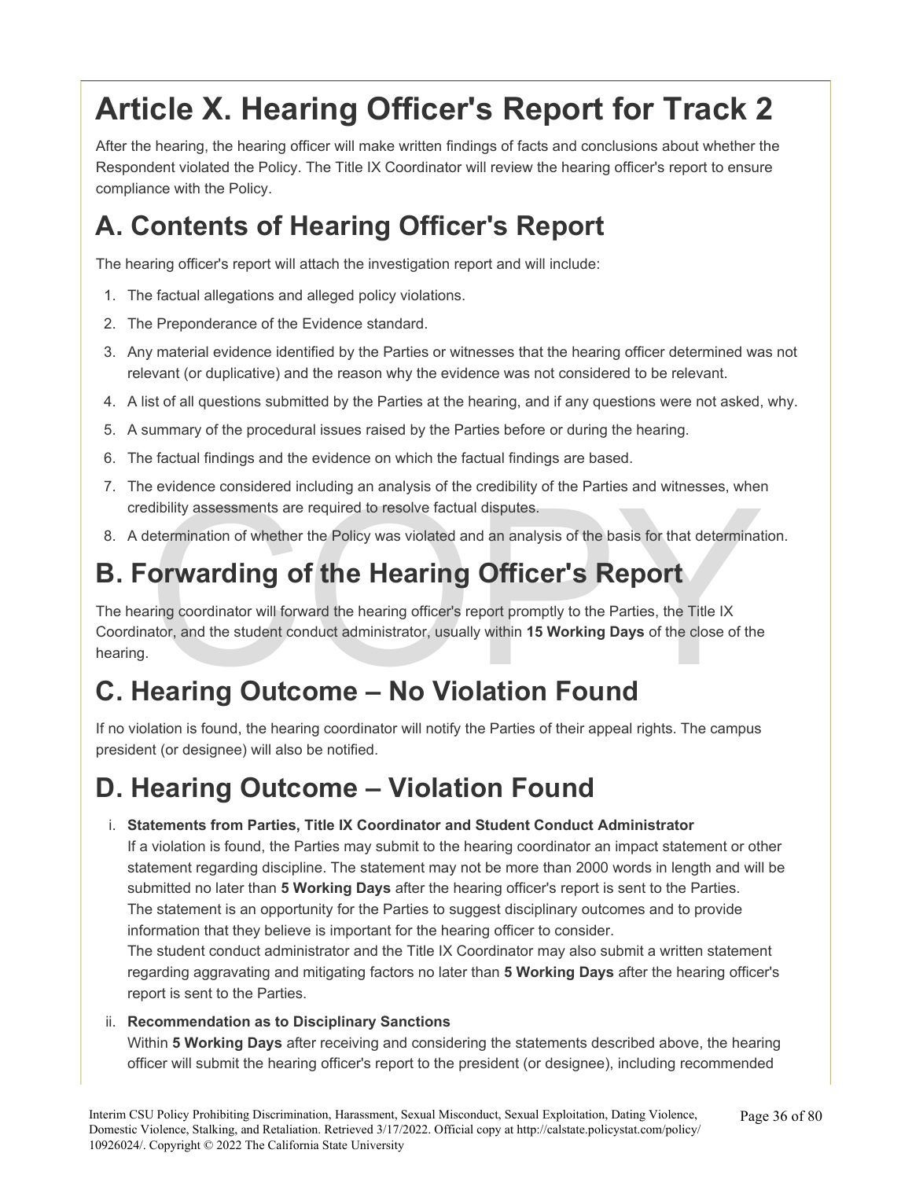# Article X. Hearing Officer's Report for Track 2

After the hearing, the hearing officer will make written findings of facts and conclusions about whether the Respondent violated the Policy. The Title IX Coordinator will review the hearing officer's report to ensure compliance with the Policy.

## A. Contents of Hearing Officer's Report

The hearing officer's report will attach the investigation report and will include:

1. The factual allegations and alleged policy violations.
2. The Preponderance of the Evidence standard.
3. Any material evidence identified by the Parties or witnesses that the hearing officer determined was not relevant (or duplicative) and the reason why the evidence was not considered to be relevant.
4. A list of all questions submitted by the Parties at the hearing, and if any questions were not asked, why.
5. A summary of the procedural issues raised by the Parties before or during the hearing.
6. The factual findings and the evidence on which the factual findings are based.
7. The evidence considered including an analysis of the credibility of the Parties and witnesses, when credibility assessments are required to resolve factual disputes.
8. A determination of whether the Policy was violated and an analysis of the basis for that determination.

## B. Forwarding of the Hearing Officer's Report

The hearing coordinator will forward the hearing officer's report promptly to the Parties, the Title IX Coordinator, and the student conduct administrator, usually within **15 Working Days** of the close of the hearing.

## C. Hearing Outcome – No Violation Found

If no violation is found, the hearing coordinator will notify the Parties of their appeal rights. The campus president (or designee) will also be notified.

## D. Hearing Outcome – Violation Found

i. **Statements from Parties, Title IX Coordinator and Student Conduct Administrator**
   If a violation is found, the Parties may submit to the hearing coordinator an impact statement or other statement regarding discipline. The statement may not be more than 2000 words in length and will be submitted no later than **5 Working Days** after the hearing officer's report is sent to the Parties.
   The statement is an opportunity for the Parties to suggest disciplinary outcomes and to provide information that they believe is important for the hearing officer to consider.
   The student conduct administrator and the Title IX Coordinator may also submit a written statement regarding aggravating and mitigating factors no later than **5 Working Days** after the hearing officer's report is sent to the Parties.

ii. **Recommendation as to Disciplinary Sanctions**
   Within **5 Working Days** after receiving and considering the statements described above, the hearing officer will submit the hearing officer's report to the president (or designee), including recommended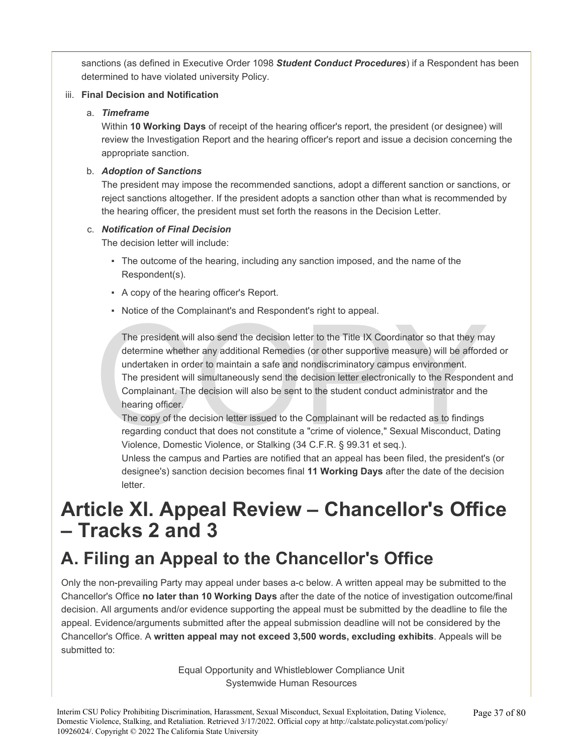sanctions (as defined in Executive Order 1098 ***Student Conduct Procedures***) if a Respondent has been determined to have violated university Policy.

iii. **Final Decision and Notification**

a. ***Timeframe***
Within **10 Working Days** of receipt of the hearing officer's report, the president (or designee) will review the Investigation Report and the hearing officer's report and issue a decision concerning the appropriate sanction.

b. ***Adoption of Sanctions***
The president may impose the recommended sanctions, adopt a different sanction or sanctions, or reject sanctions altogether. If the president adopts a sanction other than what is recommended by the hearing officer, the president must set forth the reasons in the Decision Letter.

c. ***Notification of Final Decision***
The decision letter will include:

- The outcome of the hearing, including any sanction imposed, and the name of the Respondent(s).
- A copy of the hearing officer's Report.
- Notice of the Complainant's and Respondent's right to appeal.

The president will also send the decision letter to the Title IX Coordinator so that they may determine whether any additional Remedies (or other supportive measure) will be afforded or undertaken in order to maintain a safe and nondiscriminatory campus environment.
The president will simultaneously send the decision letter electronically to the Respondent and Complainant. The decision will also be sent to the student conduct administrator and the hearing officer.
The copy of the decision letter issued to the Complainant will be redacted as to findings regarding conduct that does not constitute a "crime of violence," Sexual Misconduct, Dating Violence, Domestic Violence, or Stalking (34 C.F.R. § 99.31 et seq.).
Unless the campus and Parties are notified that an appeal has been filed, the president's (or designee's) sanction decision becomes final **11 Working Days** after the date of the decision letter.

# Article XI. Appeal Review – Chancellor's Office – Tracks 2 and 3

## A. Filing an Appeal to the Chancellor's Office

Only the non-prevailing Party may appeal under bases a-c below. A written appeal may be submitted to the Chancellor's Office **no later than 10 Working Days** after the date of the notice of investigation outcome/final decision. All arguments and/or evidence supporting the appeal must be submitted by the deadline to file the appeal. Evidence/arguments submitted after the appeal submission deadline will not be considered by the Chancellor's Office. A **written appeal may not exceed 3,500 words, excluding exhibits**. Appeals will be submitted to:

Equal Opportunity and Whistleblower Compliance Unit
Systemwide Human Resources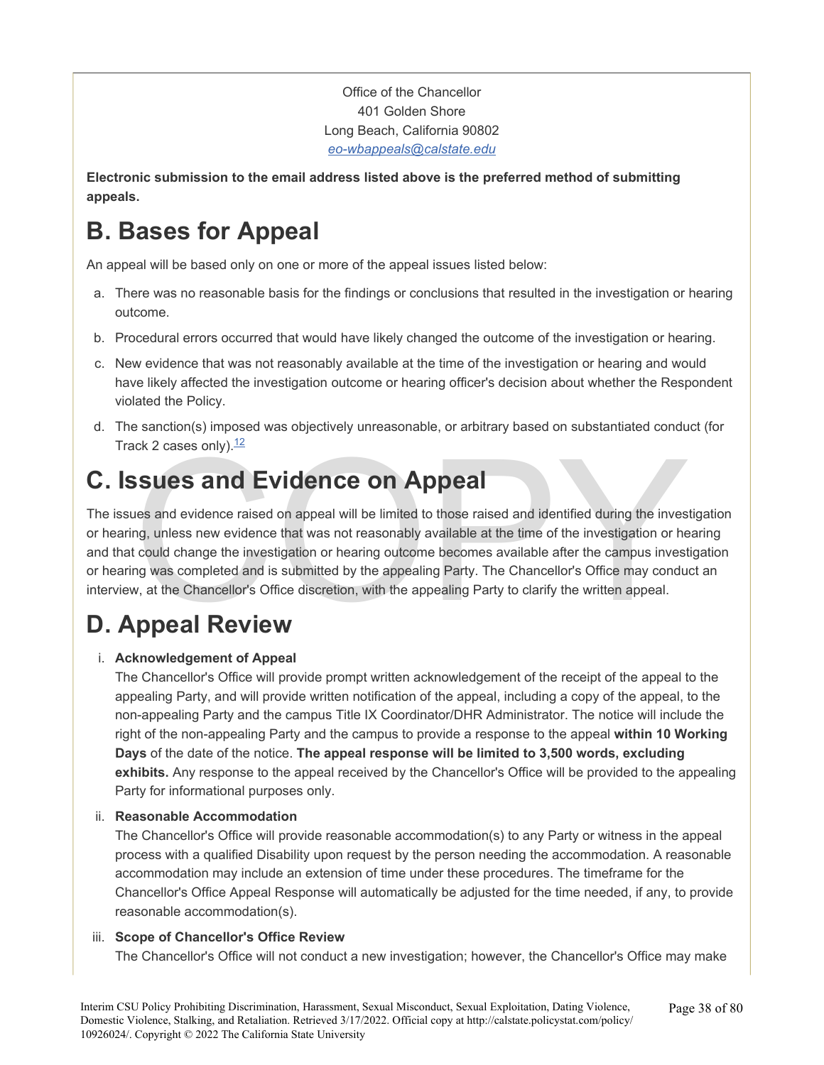Office of the Chancellor
401 Golden Shore
Long Beach, California 90802
*eo-wbappeals@calstate.edu*

**Electronic submission to the email address listed above is the preferred method of submitting appeals.**

## B. Bases for Appeal

An appeal will be based only on one or more of the appeal issues listed below:

a. There was no reasonable basis for the findings or conclusions that resulted in the investigation or hearing outcome.

b. Procedural errors occurred that would have likely changed the outcome of the investigation or hearing.

c. New evidence that was not reasonably available at the time of the investigation or hearing and would have likely affected the investigation outcome or hearing officer's decision about whether the Respondent violated the Policy.

d. The sanction(s) imposed was objectively unreasonable, or arbitrary based on substantiated conduct (for Track 2 cases only).[12]

## C. Issues and Evidence on Appeal

The issues and evidence raised on appeal will be limited to those raised and identified during the investigation or hearing, unless new evidence that was not reasonably available at the time of the investigation or hearing and that could change the investigation or hearing outcome becomes available after the campus investigation or hearing was completed and is submitted by the appealing Party. The Chancellor's Office may conduct an interview, at the Chancellor's Office discretion, with the appealing Party to clarify the written appeal.

## D. Appeal Review

i. **Acknowledgement of Appeal**
The Chancellor's Office will provide prompt written acknowledgement of the receipt of the appeal to the appealing Party, and will provide written notification of the appeal, including a copy of the appeal, to the non-appealing Party and the campus Title IX Coordinator/DHR Administrator. The notice will include the right of the non-appealing Party and the campus to provide a response to the appeal **within 10 Working Days** of the date of the notice. **The appeal response will be limited to 3,500 words, excluding exhibits.** Any response to the appeal received by the Chancellor's Office will be provided to the appealing Party for informational purposes only.

ii. **Reasonable Accommodation**
The Chancellor's Office will provide reasonable accommodation(s) to any Party or witness in the appeal process with a qualified Disability upon request by the person needing the accommodation. A reasonable accommodation may include an extension of time under these procedures. The timeframe for the Chancellor's Office Appeal Response will automatically be adjusted for the time needed, if any, to provide reasonable accommodation(s).

iii. **Scope of Chancellor's Office Review**
The Chancellor's Office will not conduct a new investigation; however, the Chancellor's Office may make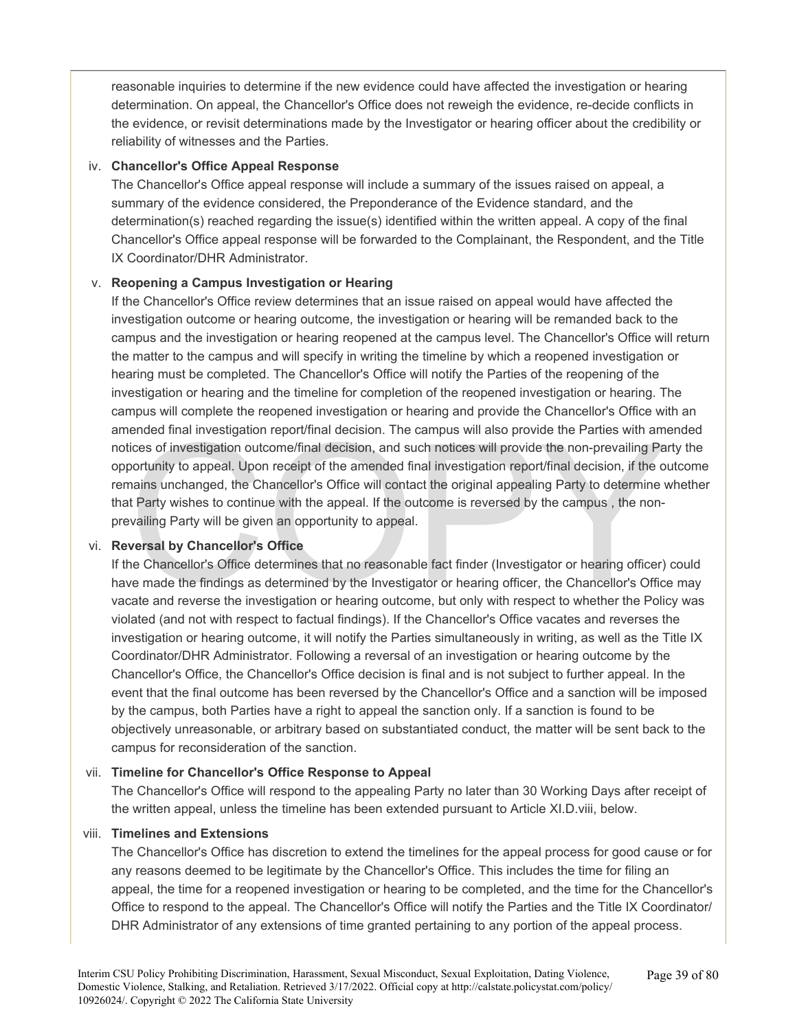reasonable inquiries to determine if the new evidence could have affected the investigation or hearing determination. On appeal, the Chancellor's Office does not reweigh the evidence, re-decide conflicts in the evidence, or revisit determinations made by the Investigator or hearing officer about the credibility or reliability of witnesses and the Parties.

iv. **Chancellor's Office Appeal Response**

The Chancellor's Office appeal response will include a summary of the issues raised on appeal, a summary of the evidence considered, the Preponderance of the Evidence standard, and the determination(s) reached regarding the issue(s) identified within the written appeal. A copy of the final Chancellor's Office appeal response will be forwarded to the Complainant, the Respondent, and the Title IX Coordinator/DHR Administrator.

v. **Reopening a Campus Investigation or Hearing**

If the Chancellor's Office review determines that an issue raised on appeal would have affected the investigation outcome or hearing outcome, the investigation or hearing will be remanded back to the campus and the investigation or hearing reopened at the campus level. The Chancellor's Office will return the matter to the campus and will specify in writing the timeline by which a reopened investigation or hearing must be completed. The Chancellor's Office will notify the Parties of the reopening of the investigation or hearing and the timeline for completion of the reopened investigation or hearing. The campus will complete the reopened investigation or hearing and provide the Chancellor's Office with an amended final investigation report/final decision. The campus will also provide the Parties with amended notices of investigation outcome/final decision, and such notices will provide the non-prevailing Party the opportunity to appeal. Upon receipt of the amended final investigation report/final decision, if the outcome remains unchanged, the Chancellor's Office will contact the original appealing Party to determine whether that Party wishes to continue with the appeal. If the outcome is reversed by the campus , the non-prevailing Party will be given an opportunity to appeal.

vi. **Reversal by Chancellor's Office**

If the Chancellor's Office determines that no reasonable fact finder (Investigator or hearing officer) could have made the findings as determined by the Investigator or hearing officer, the Chancellor's Office may vacate and reverse the investigation or hearing outcome, but only with respect to whether the Policy was violated (and not with respect to factual findings). If the Chancellor's Office vacates and reverses the investigation or hearing outcome, it will notify the Parties simultaneously in writing, as well as the Title IX Coordinator/DHR Administrator. Following a reversal of an investigation or hearing outcome by the Chancellor's Office, the Chancellor's Office decision is final and is not subject to further appeal. In the event that the final outcome has been reversed by the Chancellor's Office and a sanction will be imposed by the campus, both Parties have a right to appeal the sanction only. If a sanction is found to be objectively unreasonable, or arbitrary based on substantiated conduct, the matter will be sent back to the campus for reconsideration of the sanction.

vii. **Timeline for Chancellor's Office Response to Appeal**

The Chancellor's Office will respond to the appealing Party no later than 30 Working Days after receipt of the written appeal, unless the timeline has been extended pursuant to Article XI.D.viii, below.

viii. **Timelines and Extensions**

The Chancellor's Office has discretion to extend the timelines for the appeal process for good cause or for any reasons deemed to be legitimate by the Chancellor's Office. This includes the time for filing an appeal, the time for a reopened investigation or hearing to be completed, and the time for the Chancellor's Office to respond to the appeal. The Chancellor's Office will notify the Parties and the Title IX Coordinator/DHR Administrator of any extensions of time granted pertaining to any portion of the appeal process.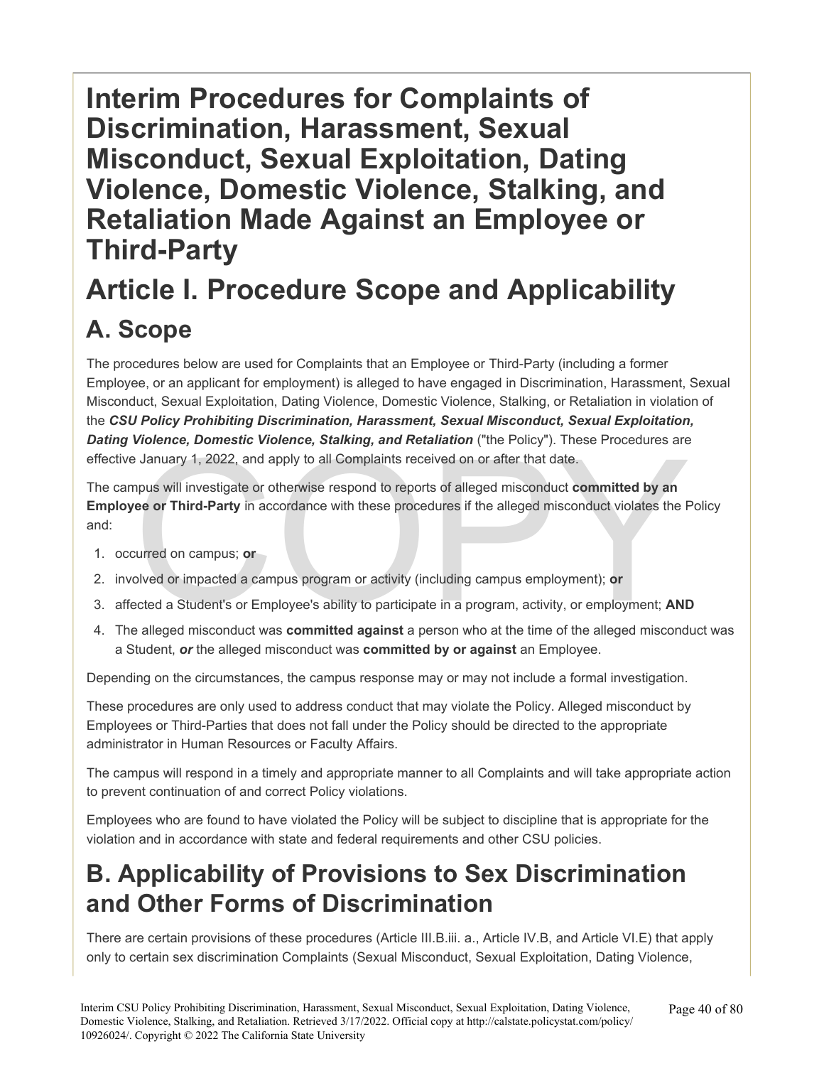# Interim Procedures for Complaints of Discrimination, Harassment, Sexual Misconduct, Sexual Exploitation, Dating Violence, Domestic Violence, Stalking, and Retaliation Made Against an Employee or Third-Party

# Article I. Procedure Scope and Applicability

## A. Scope

The procedures below are used for Complaints that an Employee or Third-Party (including a former Employee, or an applicant for employment) is alleged to have engaged in Discrimination, Harassment, Sexual Misconduct, Sexual Exploitation, Dating Violence, Domestic Violence, Stalking, or Retaliation in violation of the ***CSU Policy Prohibiting Discrimination, Harassment, Sexual Misconduct, Sexual Exploitation, Dating Violence, Domestic Violence, Stalking, and Retaliation*** ("the Policy"). These Procedures are effective January 1, 2022, and apply to all Complaints received on or after that date.

The campus will investigate or otherwise respond to reports of alleged misconduct **committed by an Employee or Third-Party** in accordance with these procedures if the alleged misconduct violates the Policy and:

1. occurred on campus; **or**
2. involved or impacted a campus program or activity (including campus employment); **or**
3. affected a Student's or Employee's ability to participate in a program, activity, or employment; **AND**
4. The alleged misconduct was **committed against** a person who at the time of the alleged misconduct was a Student, ***or*** the alleged misconduct was **committed by or against** an Employee.

Depending on the circumstances, the campus response may or may not include a formal investigation.

These procedures are only used to address conduct that may violate the Policy. Alleged misconduct by Employees or Third-Parties that does not fall under the Policy should be directed to the appropriate administrator in Human Resources or Faculty Affairs.

The campus will respond in a timely and appropriate manner to all Complaints and will take appropriate action to prevent continuation of and correct Policy violations.

Employees who are found to have violated the Policy will be subject to discipline that is appropriate for the violation and in accordance with state and federal requirements and other CSU policies.

## B. Applicability of Provisions to Sex Discrimination and Other Forms of Discrimination

There are certain provisions of these procedures (Article III.B.iii. a., Article IV.B, and Article VI.E) that apply only to certain sex discrimination Complaints (Sexual Misconduct, Sexual Exploitation, Dating Violence,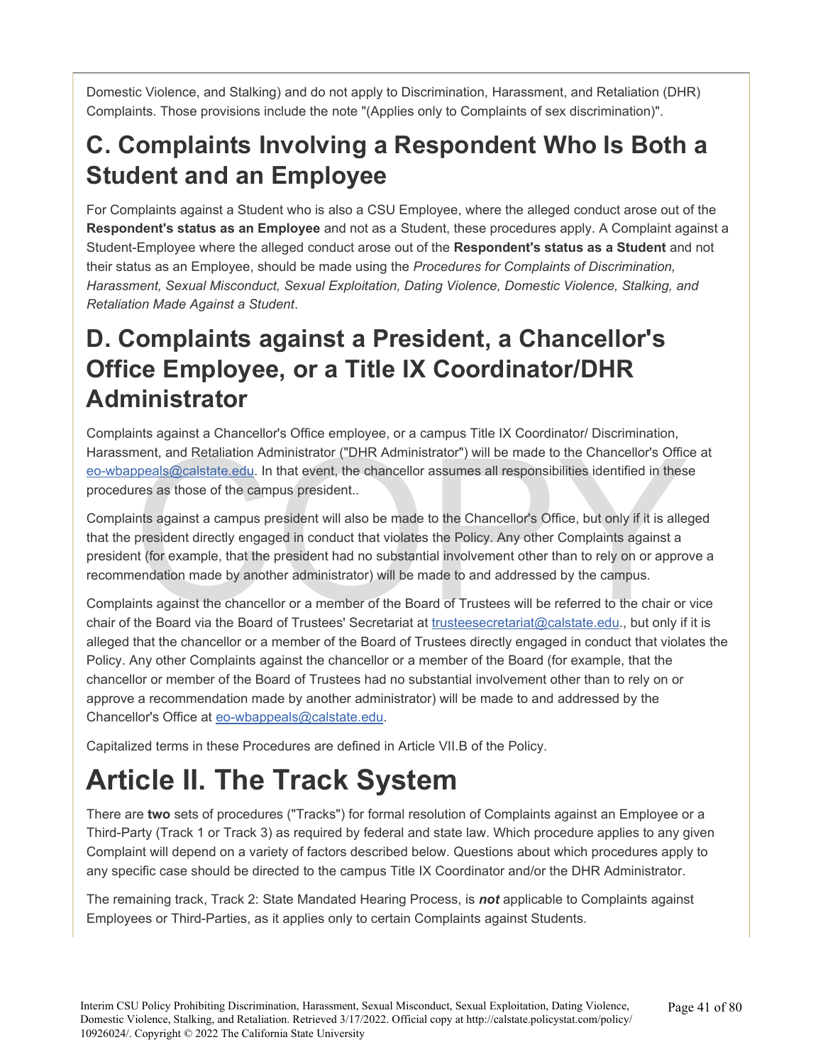Domestic Violence, and Stalking) and do not apply to Discrimination, Harassment, and Retaliation (DHR) Complaints. Those provisions include the note "(Applies only to Complaints of sex discrimination)".

## C. Complaints Involving a Respondent Who Is Both a Student and an Employee

For Complaints against a Student who is also a CSU Employee, where the alleged conduct arose out of the **Respondent's status as an Employee** and not as a Student, these procedures apply. A Complaint against a Student-Employee where the alleged conduct arose out of the **Respondent's status as a Student** and not their status as an Employee, should be made using the *Procedures for Complaints of Discrimination, Harassment, Sexual Misconduct, Sexual Exploitation, Dating Violence, Domestic Violence, Stalking, and Retaliation Made Against a Student*.

## D. Complaints against a President, a Chancellor's Office Employee, or a Title IX Coordinator/DHR Administrator

Complaints against a Chancellor's Office employee, or a campus Title IX Coordinator/ Discrimination, Harassment, and Retaliation Administrator ("DHR Administrator") will be made to the Chancellor's Office at eo-wbappeals@calstate.edu. In that event, the chancellor assumes all responsibilities identified in these procedures as those of the campus president..

Complaints against a campus president will also be made to the Chancellor's Office, but only if it is alleged that the president directly engaged in conduct that violates the Policy. Any other Complaints against a president (for example, that the president had no substantial involvement other than to rely on or approve a recommendation made by another administrator) will be made to and addressed by the campus.

Complaints against the chancellor or a member of the Board of Trustees will be referred to the chair or vice chair of the Board via the Board of Trustees' Secretariat at trusteesecretariat@calstate.edu., but only if it is alleged that the chancellor or a member of the Board of Trustees directly engaged in conduct that violates the Policy. Any other Complaints against the chancellor or a member of the Board (for example, that the chancellor or member of the Board of Trustees had no substantial involvement other than to rely on or approve a recommendation made by another administrator) will be made to and addressed by the Chancellor's Office at eo-wbappeals@calstate.edu.

Capitalized terms in these Procedures are defined in Article VII.B of the Policy.

# Article II. The Track System

There are **two** sets of procedures ("Tracks") for formal resolution of Complaints against an Employee or a Third-Party (Track 1 or Track 3) as required by federal and state law. Which procedure applies to any given Complaint will depend on a variety of factors described below. Questions about which procedures apply to any specific case should be directed to the campus Title IX Coordinator and/or the DHR Administrator.

The remaining track, Track 2: State Mandated Hearing Process, is ***not*** applicable to Complaints against Employees or Third-Parties, as it applies only to certain Complaints against Students.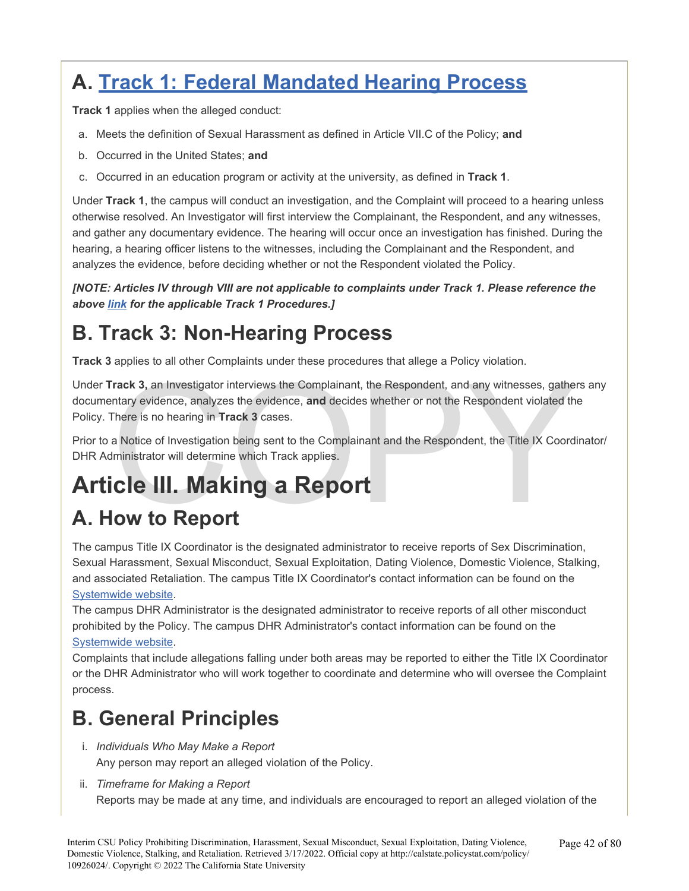## A. [Track 1: Federal Mandated Hearing Process]

**Track 1** applies when the alleged conduct:

a. Meets the definition of Sexual Harassment as defined in Article VII.C of the Policy; **and**

b. Occurred in the United States; **and**

c. Occurred in an education program or activity at the university, as defined in **Track 1**.

Under **Track 1**, the campus will conduct an investigation, and the Complaint will proceed to a hearing unless otherwise resolved. An Investigator will first interview the Complainant, the Respondent, and any witnesses, and gather any documentary evidence. The hearing will occur once an investigation has finished. During the hearing, a hearing officer listens to the witnesses, including the Complainant and the Respondent, and analyzes the evidence, before deciding whether or not the Respondent violated the Policy.

***[NOTE: Articles IV through VIII are not applicable to complaints under Track 1. Please reference the above link for the applicable Track 1 Procedures.]***

## B. Track 3: Non-Hearing Process

**Track 3** applies to all other Complaints under these procedures that allege a Policy violation.

Under **Track 3,** an Investigator interviews the Complainant, the Respondent, and any witnesses, gathers any documentary evidence, analyzes the evidence, **and** decides whether or not the Respondent violated the Policy. There is no hearing in **Track 3** cases.

Prior to a Notice of Investigation being sent to the Complainant and the Respondent, the Title IX Coordinator/ DHR Administrator will determine which Track applies.

# Article III. Making a Report

## A. How to Report

The campus Title IX Coordinator is the designated administrator to receive reports of Sex Discrimination, Sexual Harassment, Sexual Misconduct, Sexual Exploitation, Dating Violence, Domestic Violence, Stalking, and associated Retaliation. The campus Title IX Coordinator's contact information can be found on the Systemwide website.

The campus DHR Administrator is the designated administrator to receive reports of all other misconduct prohibited by the Policy. The campus DHR Administrator's contact information can be found on the Systemwide website.

Complaints that include allegations falling under both areas may be reported to either the Title IX Coordinator or the DHR Administrator who will work together to coordinate and determine who will oversee the Complaint process.

## B. General Principles

i. *Individuals Who May Make a Report*
   Any person may report an alleged violation of the Policy.

ii. *Timeframe for Making a Report*
   Reports may be made at any time, and individuals are encouraged to report an alleged violation of the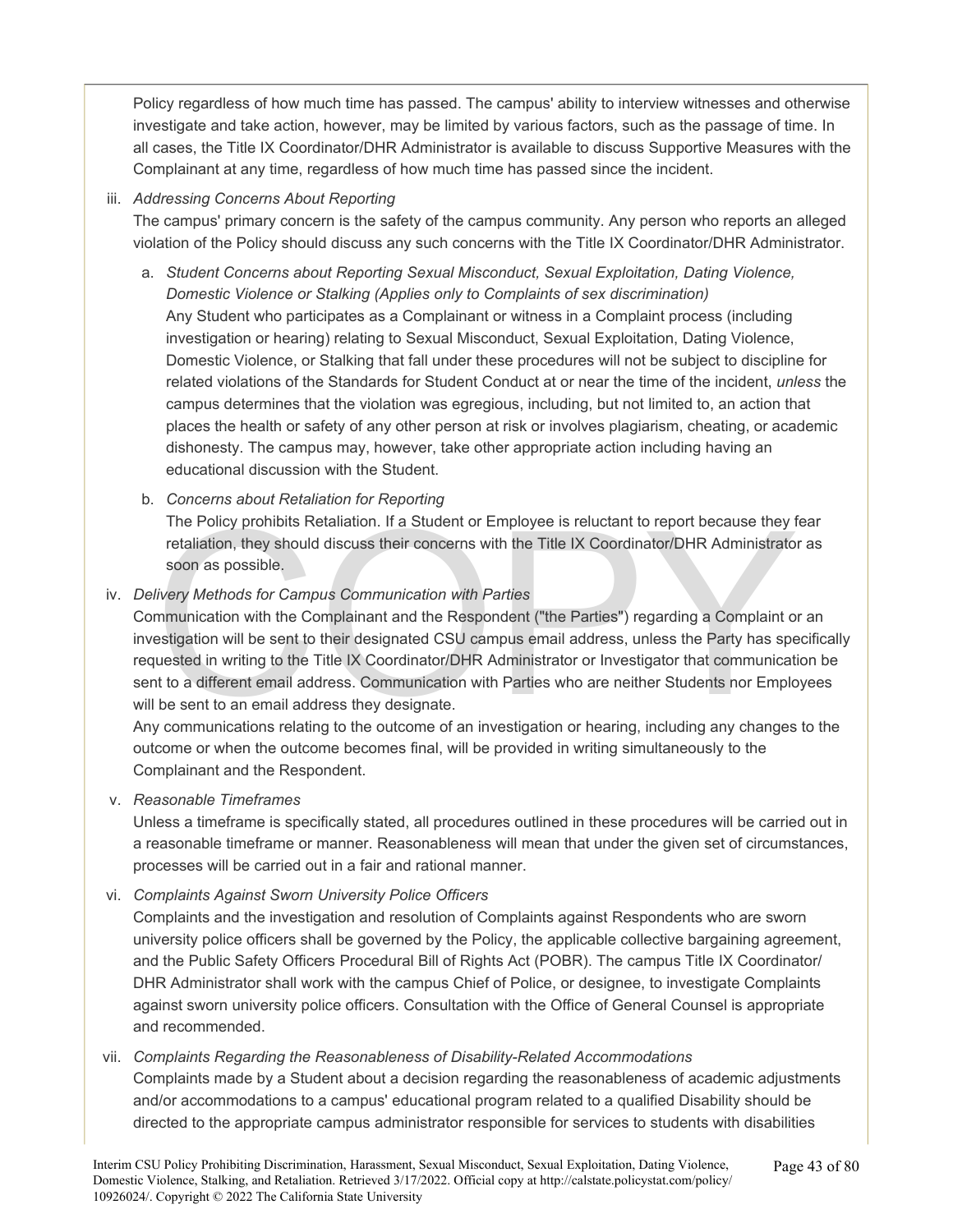Policy regardless of how much time has passed. The campus' ability to interview witnesses and otherwise investigate and take action, however, may be limited by various factors, such as the passage of time. In all cases, the Title IX Coordinator/DHR Administrator is available to discuss Supportive Measures with the Complainant at any time, regardless of how much time has passed since the incident.

iii. *Addressing Concerns About Reporting*

The campus' primary concern is the safety of the campus community. Any person who reports an alleged violation of the Policy should discuss any such concerns with the Title IX Coordinator/DHR Administrator.

a. *Student Concerns about Reporting Sexual Misconduct, Sexual Exploitation, Dating Violence, Domestic Violence or Stalking (Applies only to Complaints of sex discrimination)*

Any Student who participates as a Complainant or witness in a Complaint process (including investigation or hearing) relating to Sexual Misconduct, Sexual Exploitation, Dating Violence, Domestic Violence, or Stalking that fall under these procedures will not be subject to discipline for related violations of the Standards for Student Conduct at or near the time of the incident, *unless* the campus determines that the violation was egregious, including, but not limited to, an action that places the health or safety of any other person at risk or involves plagiarism, cheating, or academic dishonesty. The campus may, however, take other appropriate action including having an educational discussion with the Student.

b. *Concerns about Retaliation for Reporting*

The Policy prohibits Retaliation. If a Student or Employee is reluctant to report because they fear retaliation, they should discuss their concerns with the Title IX Coordinator/DHR Administrator as soon as possible.

iv. *Delivery Methods for Campus Communication with Parties*

Communication with the Complainant and the Respondent ("the Parties") regarding a Complaint or an investigation will be sent to their designated CSU campus email address, unless the Party has specifically requested in writing to the Title IX Coordinator/DHR Administrator or Investigator that communication be sent to a different email address. Communication with Parties who are neither Students nor Employees will be sent to an email address they designate.

Any communications relating to the outcome of an investigation or hearing, including any changes to the outcome or when the outcome becomes final, will be provided in writing simultaneously to the Complainant and the Respondent.

v. *Reasonable Timeframes*

Unless a timeframe is specifically stated, all procedures outlined in these procedures will be carried out in a reasonable timeframe or manner. Reasonableness will mean that under the given set of circumstances, processes will be carried out in a fair and rational manner.

vi. *Complaints Against Sworn University Police Officers*

Complaints and the investigation and resolution of Complaints against Respondents who are sworn university police officers shall be governed by the Policy, the applicable collective bargaining agreement, and the Public Safety Officers Procedural Bill of Rights Act (POBR). The campus Title IX Coordinator/DHR Administrator shall work with the campus Chief of Police, or designee, to investigate Complaints against sworn university police officers. Consultation with the Office of General Counsel is appropriate and recommended.

vii. *Complaints Regarding the Reasonableness of Disability-Related Accommodations*

Complaints made by a Student about a decision regarding the reasonableness of academic adjustments and/or accommodations to a campus' educational program related to a qualified Disability should be directed to the appropriate campus administrator responsible for services to students with disabilities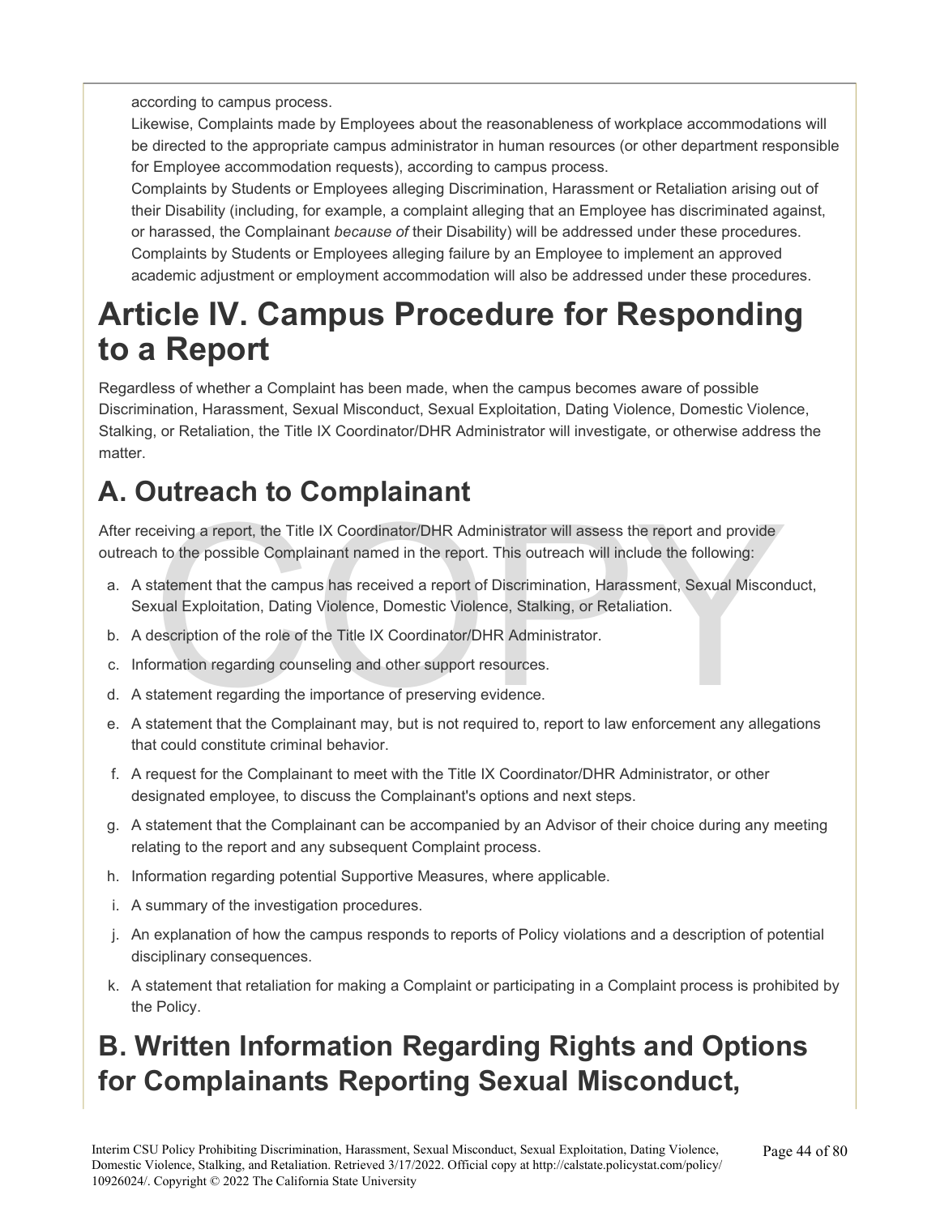according to campus process.

Likewise, Complaints made by Employees about the reasonableness of workplace accommodations will be directed to the appropriate campus administrator in human resources (or other department responsible for Employee accommodation requests), according to campus process.

Complaints by Students or Employees alleging Discrimination, Harassment or Retaliation arising out of their Disability (including, for example, a complaint alleging that an Employee has discriminated against, or harassed, the Complainant *because of* their Disability) will be addressed under these procedures.

Complaints by Students or Employees alleging failure by an Employee to implement an approved academic adjustment or employment accommodation will also be addressed under these procedures.

# Article IV. Campus Procedure for Responding to a Report

Regardless of whether a Complaint has been made, when the campus becomes aware of possible Discrimination, Harassment, Sexual Misconduct, Sexual Exploitation, Dating Violence, Domestic Violence, Stalking, or Retaliation, the Title IX Coordinator/DHR Administrator will investigate, or otherwise address the matter.

## A. Outreach to Complainant

After receiving a report, the Title IX Coordinator/DHR Administrator will assess the report and provide outreach to the possible Complainant named in the report. This outreach will include the following:

a. A statement that the campus has received a report of Discrimination, Harassment, Sexual Misconduct, Sexual Exploitation, Dating Violence, Domestic Violence, Stalking, or Retaliation.
b. A description of the role of the Title IX Coordinator/DHR Administrator.
c. Information regarding counseling and other support resources.
d. A statement regarding the importance of preserving evidence.
e. A statement that the Complainant may, but is not required to, report to law enforcement any allegations that could constitute criminal behavior.
f. A request for the Complainant to meet with the Title IX Coordinator/DHR Administrator, or other designated employee, to discuss the Complainant's options and next steps.
g. A statement that the Complainant can be accompanied by an Advisor of their choice during any meeting relating to the report and any subsequent Complaint process.
h. Information regarding potential Supportive Measures, where applicable.
i. A summary of the investigation procedures.
j. An explanation of how the campus responds to reports of Policy violations and a description of potential disciplinary consequences.
k. A statement that retaliation for making a Complaint or participating in a Complaint process is prohibited by the Policy.

## B. Written Information Regarding Rights and Options for Complainants Reporting Sexual Misconduct,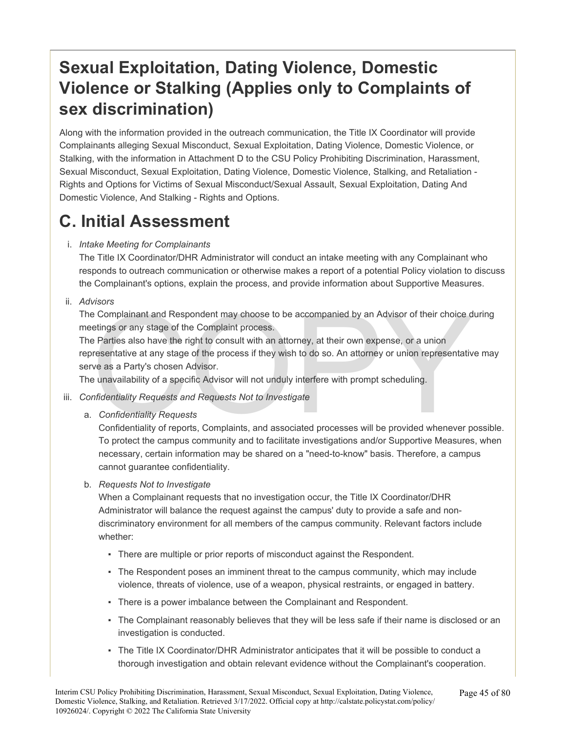## Sexual Exploitation, Dating Violence, Domestic Violence or Stalking (Applies only to Complaints of sex discrimination)

Along with the information provided in the outreach communication, the Title IX Coordinator will provide Complainants alleging Sexual Misconduct, Sexual Exploitation, Dating Violence, Domestic Violence, or Stalking, with the information in Attachment D to the CSU Policy Prohibiting Discrimination, Harassment, Sexual Misconduct, Sexual Exploitation, Dating Violence, Domestic Violence, Stalking, and Retaliation - Rights and Options for Victims of Sexual Misconduct/Sexual Assault, Sexual Exploitation, Dating And Domestic Violence, And Stalking - Rights and Options.

# C. Initial Assessment

i. *Intake Meeting for Complainants*
   The Title IX Coordinator/DHR Administrator will conduct an intake meeting with any Complainant who responds to outreach communication or otherwise makes a report of a potential Policy violation to discuss the Complainant's options, explain the process, and provide information about Supportive Measures.

ii. *Advisors*
   The Complainant and Respondent may choose to be accompanied by an Advisor of their choice during meetings or any stage of the Complaint process.
   The Parties also have the right to consult with an attorney, at their own expense, or a union representative at any stage of the process if they wish to do so. An attorney or union representative may serve as a Party's chosen Advisor.
   The unavailability of a specific Advisor will not unduly interfere with prompt scheduling.

iii. *Confidentiality Requests and Requests Not to Investigate*

   a. *Confidentiality Requests*
      Confidentiality of reports, Complaints, and associated processes will be provided whenever possible. To protect the campus community and to facilitate investigations and/or Supportive Measures, when necessary, certain information may be shared on a "need-to-know" basis. Therefore, a campus cannot guarantee confidentiality.

   b. *Requests Not to Investigate*
      When a Complainant requests that no investigation occur, the Title IX Coordinator/DHR Administrator will balance the request against the campus' duty to provide a safe and non-discriminatory environment for all members of the campus community. Relevant factors include whether:

      - There are multiple or prior reports of misconduct against the Respondent.
      - The Respondent poses an imminent threat to the campus community, which may include violence, threats of violence, use of a weapon, physical restraints, or engaged in battery.
      - There is a power imbalance between the Complainant and Respondent.
      - The Complainant reasonably believes that they will be less safe if their name is disclosed or an investigation is conducted.
      - The Title IX Coordinator/DHR Administrator anticipates that it will be possible to conduct a thorough investigation and obtain relevant evidence without the Complainant's cooperation.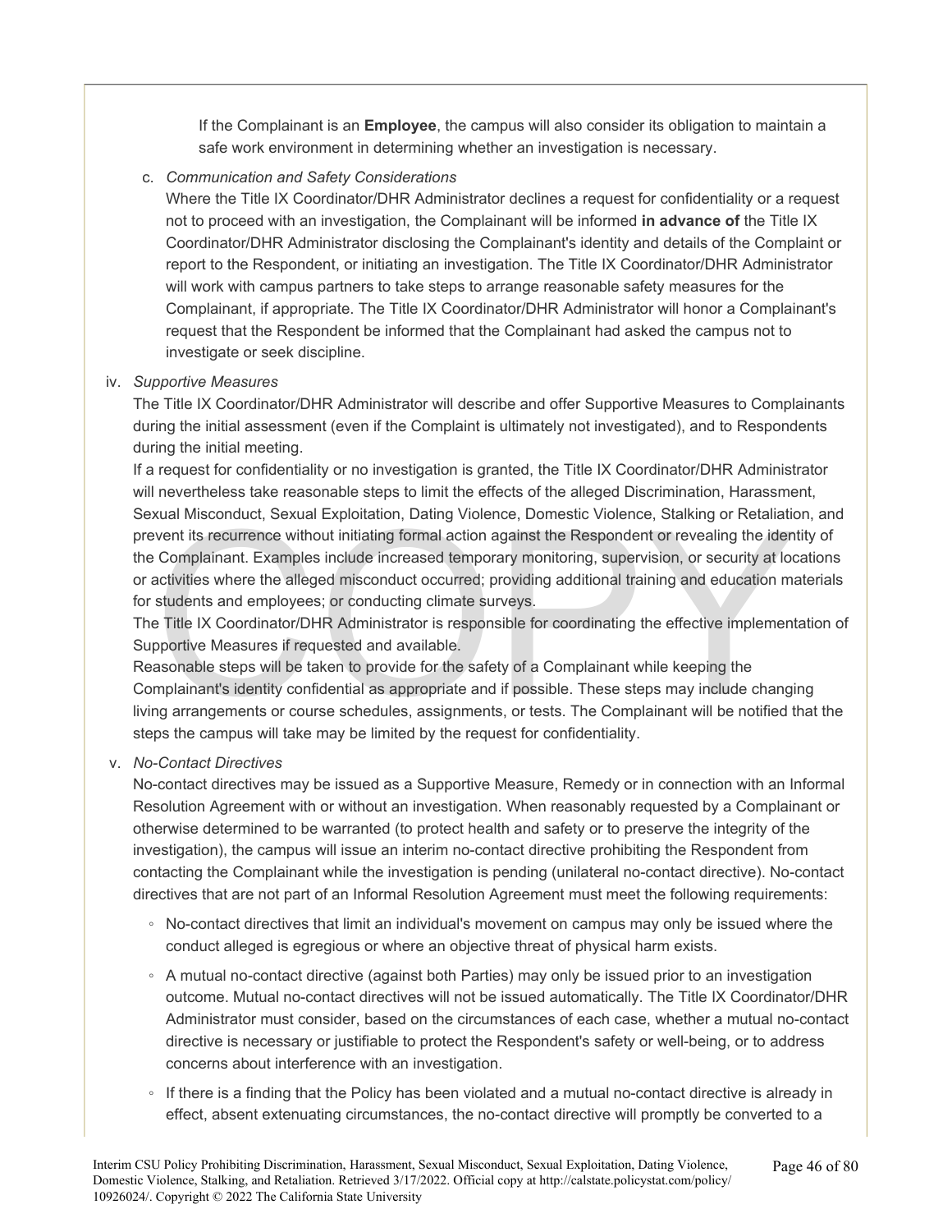If the Complainant is an **Employee**, the campus will also consider its obligation to maintain a safe work environment in determining whether an investigation is necessary.

c. *Communication and Safety Considerations*

Where the Title IX Coordinator/DHR Administrator declines a request for confidentiality or a request not to proceed with an investigation, the Complainant will be informed **in advance of** the Title IX Coordinator/DHR Administrator disclosing the Complainant's identity and details of the Complaint or report to the Respondent, or initiating an investigation. The Title IX Coordinator/DHR Administrator will work with campus partners to take steps to arrange reasonable safety measures for the Complainant, if appropriate. The Title IX Coordinator/DHR Administrator will honor a Complainant's request that the Respondent be informed that the Complainant had asked the campus not to investigate or seek discipline.

iv. *Supportive Measures*

The Title IX Coordinator/DHR Administrator will describe and offer Supportive Measures to Complainants during the initial assessment (even if the Complaint is ultimately not investigated), and to Respondents during the initial meeting.

If a request for confidentiality or no investigation is granted, the Title IX Coordinator/DHR Administrator will nevertheless take reasonable steps to limit the effects of the alleged Discrimination, Harassment, Sexual Misconduct, Sexual Exploitation, Dating Violence, Domestic Violence, Stalking or Retaliation, and prevent its recurrence without initiating formal action against the Respondent or revealing the identity of the Complainant. Examples include increased temporary monitoring, supervision, or security at locations or activities where the alleged misconduct occurred; providing additional training and education materials for students and employees; or conducting climate surveys.

The Title IX Coordinator/DHR Administrator is responsible for coordinating the effective implementation of Supportive Measures if requested and available.

Reasonable steps will be taken to provide for the safety of a Complainant while keeping the Complainant's identity confidential as appropriate and if possible. These steps may include changing living arrangements or course schedules, assignments, or tests. The Complainant will be notified that the steps the campus will take may be limited by the request for confidentiality.

v. *No-Contact Directives*

No-contact directives may be issued as a Supportive Measure, Remedy or in connection with an Informal Resolution Agreement with or without an investigation. When reasonably requested by a Complainant or otherwise determined to be warranted (to protect health and safety or to preserve the integrity of the investigation), the campus will issue an interim no-contact directive prohibiting the Respondent from contacting the Complainant while the investigation is pending (unilateral no-contact directive). No-contact directives that are not part of an Informal Resolution Agreement must meet the following requirements:

- No-contact directives that limit an individual's movement on campus may only be issued where the conduct alleged is egregious or where an objective threat of physical harm exists.
- A mutual no-contact directive (against both Parties) may only be issued prior to an investigation outcome. Mutual no-contact directives will not be issued automatically. The Title IX Coordinator/DHR Administrator must consider, based on the circumstances of each case, whether a mutual no-contact directive is necessary or justifiable to protect the Respondent's safety or well-being, or to address concerns about interference with an investigation.
- If there is a finding that the Policy has been violated and a mutual no-contact directive is already in effect, absent extenuating circumstances, the no-contact directive will promptly be converted to a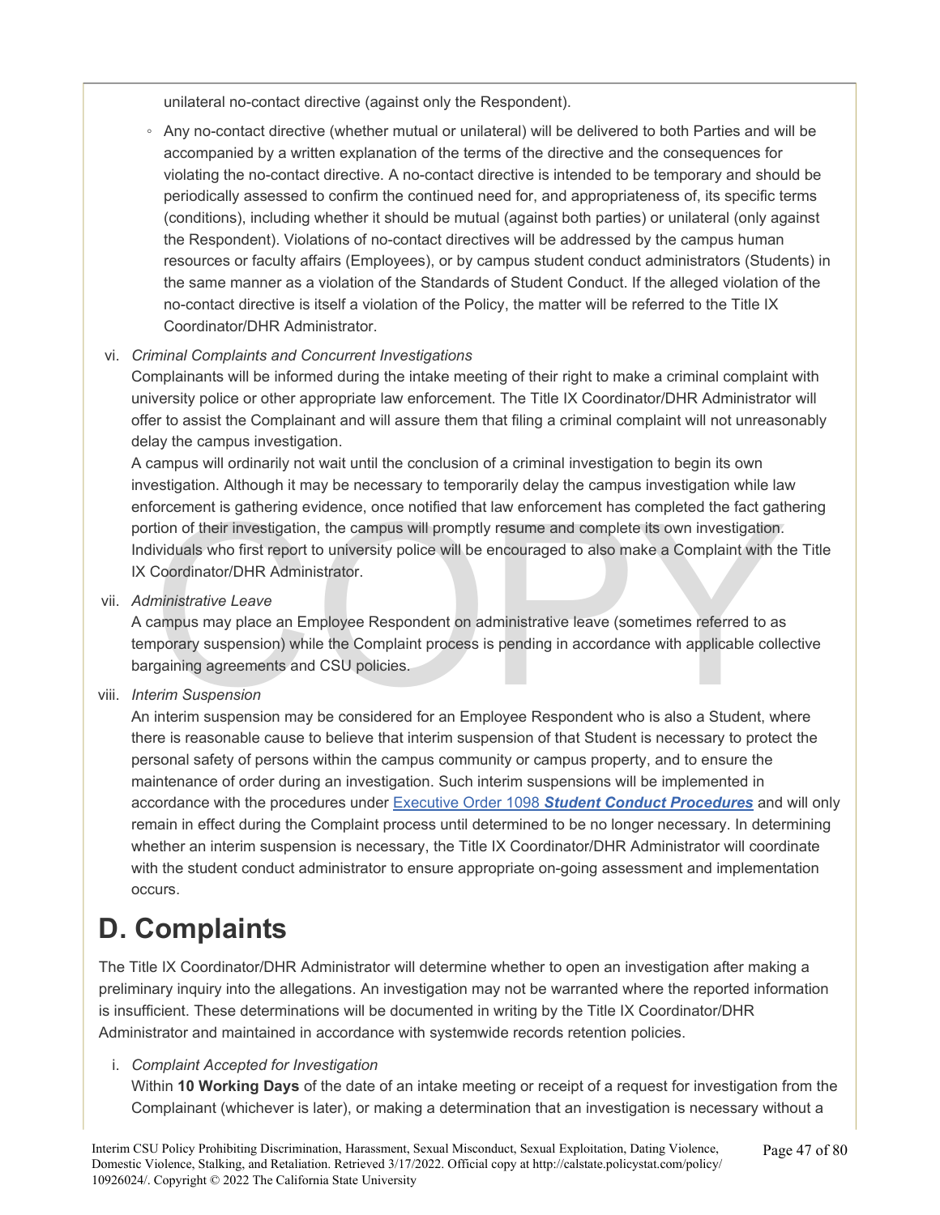unilateral no-contact directive (against only the Respondent).

- Any no-contact directive (whether mutual or unilateral) will be delivered to both Parties and will be accompanied by a written explanation of the terms of the directive and the consequences for violating the no-contact directive. A no-contact directive is intended to be temporary and should be periodically assessed to confirm the continued need for, and appropriateness of, its specific terms (conditions), including whether it should be mutual (against both parties) or unilateral (only against the Respondent). Violations of no-contact directives will be addressed by the campus human resources or faculty affairs (Employees), or by campus student conduct administrators (Students) in the same manner as a violation of the Standards of Student Conduct. If the alleged violation of the no-contact directive is itself a violation of the Policy, the matter will be referred to the Title IX Coordinator/DHR Administrator.

vi. *Criminal Complaints and Concurrent Investigations*

Complainants will be informed during the intake meeting of their right to make a criminal complaint with university police or other appropriate law enforcement. The Title IX Coordinator/DHR Administrator will offer to assist the Complainant and will assure them that filing a criminal complaint will not unreasonably delay the campus investigation.

A campus will ordinarily not wait until the conclusion of a criminal investigation to begin its own investigation. Although it may be necessary to temporarily delay the campus investigation while law enforcement is gathering evidence, once notified that law enforcement has completed the fact gathering portion of their investigation, the campus will promptly resume and complete its own investigation. Individuals who first report to university police will be encouraged to also make a Complaint with the Title IX Coordinator/DHR Administrator.

vii. *Administrative Leave*

A campus may place an Employee Respondent on administrative leave (sometimes referred to as temporary suspension) while the Complaint process is pending in accordance with applicable collective bargaining agreements and CSU policies.

viii. *Interim Suspension*

An interim suspension may be considered for an Employee Respondent who is also a Student, where there is reasonable cause to believe that interim suspension of that Student is necessary to protect the personal safety of persons within the campus community or campus property, and to ensure the maintenance of order during an investigation. Such interim suspensions will be implemented in accordance with the procedures under Executive Order 1098 ***Student Conduct Procedures*** and will only remain in effect during the Complaint process until determined to be no longer necessary. In determining whether an interim suspension is necessary, the Title IX Coordinator/DHR Administrator will coordinate with the student conduct administrator to ensure appropriate on-going assessment and implementation occurs.

# D. Complaints

The Title IX Coordinator/DHR Administrator will determine whether to open an investigation after making a preliminary inquiry into the allegations. An investigation may not be warranted where the reported information is insufficient. These determinations will be documented in writing by the Title IX Coordinator/DHR Administrator and maintained in accordance with systemwide records retention policies.

i. *Complaint Accepted for Investigation*

Within **10 Working Days** of the date of an intake meeting or receipt of a request for investigation from the Complainant (whichever is later), or making a determination that an investigation is necessary without a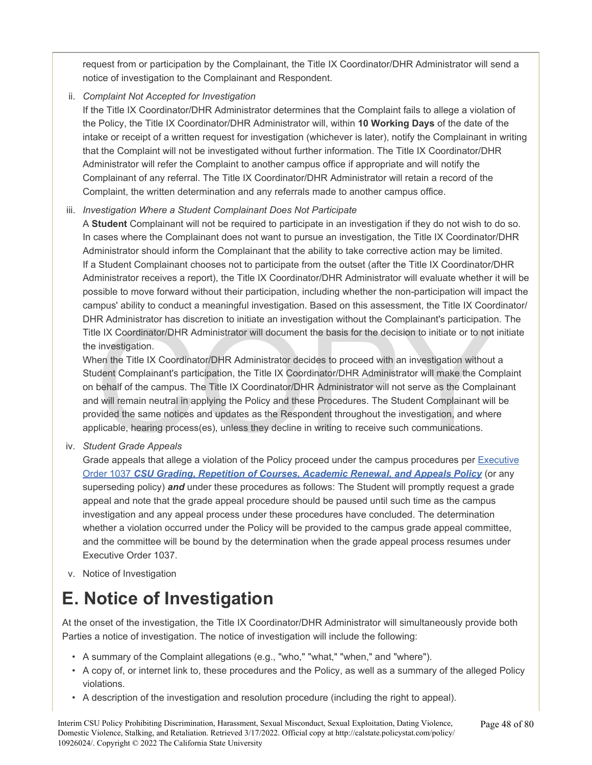request from or participation by the Complainant, the Title IX Coordinator/DHR Administrator will send a notice of investigation to the Complainant and Respondent.

ii. *Complaint Not Accepted for Investigation*

If the Title IX Coordinator/DHR Administrator determines that the Complaint fails to allege a violation of the Policy, the Title IX Coordinator/DHR Administrator will, within **10 Working Days** of the date of the intake or receipt of a written request for investigation (whichever is later), notify the Complainant in writing that the Complaint will not be investigated without further information. The Title IX Coordinator/DHR Administrator will refer the Complaint to another campus office if appropriate and will notify the Complainant of any referral. The Title IX Coordinator/DHR Administrator will retain a record of the Complaint, the written determination and any referrals made to another campus office.

iii. *Investigation Where a Student Complainant Does Not Participate*

A **Student** Complainant will not be required to participate in an investigation if they do not wish to do so. In cases where the Complainant does not want to pursue an investigation, the Title IX Coordinator/DHR Administrator should inform the Complainant that the ability to take corrective action may be limited. If a Student Complainant chooses not to participate from the outset (after the Title IX Coordinator/DHR Administrator receives a report), the Title IX Coordinator/DHR Administrator will evaluate whether it will be possible to move forward without their participation, including whether the non-participation will impact the campus' ability to conduct a meaningful investigation. Based on this assessment, the Title IX Coordinator/DHR Administrator has discretion to initiate an investigation without the Complainant's participation. The Title IX Coordinator/DHR Administrator will document the basis for the decision to initiate or to not initiate the investigation.

When the Title IX Coordinator/DHR Administrator decides to proceed with an investigation without a Student Complainant's participation, the Title IX Coordinator/DHR Administrator will make the Complaint on behalf of the campus. The Title IX Coordinator/DHR Administrator will not serve as the Complainant and will remain neutral in applying the Policy and these Procedures. The Student Complainant will be provided the same notices and updates as the Respondent throughout the investigation, and where applicable, hearing process(es), unless they decline in writing to receive such communications.

iv. *Student Grade Appeals*

Grade appeals that allege a violation of the Policy proceed under the campus procedures per Executive Order 1037 ***CSU Grading, Repetition of Courses, Academic Renewal, and Appeals Policy*** (or any superseding policy) ***and*** under these procedures as follows: The Student will promptly request a grade appeal and note that the grade appeal procedure should be paused until such time as the campus investigation and any appeal process under these procedures have concluded. The determination whether a violation occurred under the Policy will be provided to the campus grade appeal committee, and the committee will be bound by the determination when the grade appeal process resumes under Executive Order 1037.

v. Notice of Investigation

# E. Notice of Investigation

At the onset of the investigation, the Title IX Coordinator/DHR Administrator will simultaneously provide both Parties a notice of investigation. The notice of investigation will include the following:

- A summary of the Complaint allegations (e.g., "who," "what," "when," and "where").
- A copy of, or internet link to, these procedures and the Policy, as well as a summary of the alleged Policy violations.
- A description of the investigation and resolution procedure (including the right to appeal).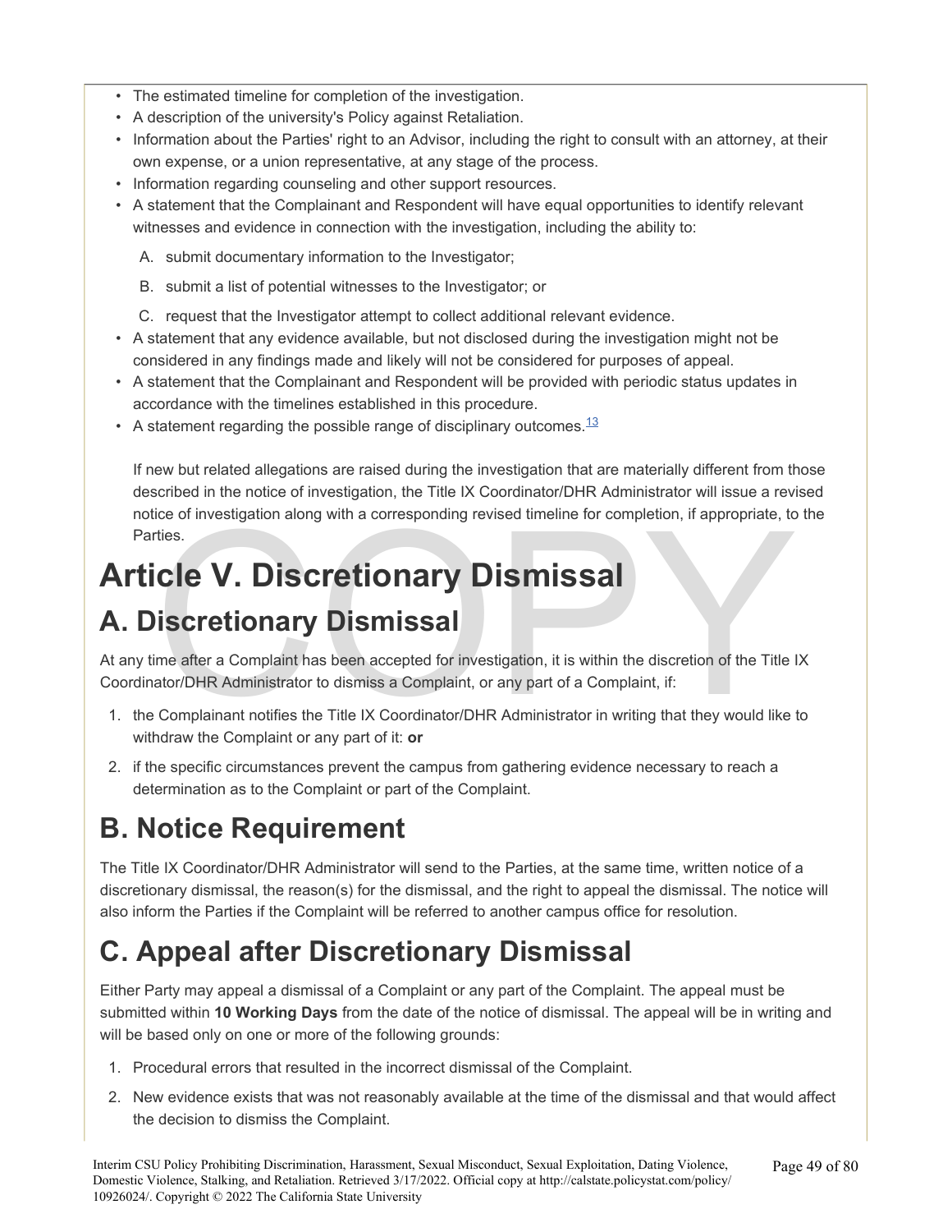- The estimated timeline for completion of the investigation.
- A description of the university's Policy against Retaliation.
- Information about the Parties' right to an Advisor, including the right to consult with an attorney, at their own expense, or a union representative, at any stage of the process.
- Information regarding counseling and other support resources.
- A statement that the Complainant and Respondent will have equal opportunities to identify relevant witnesses and evidence in connection with the investigation, including the ability to:

  A. submit documentary information to the Investigator;

  B. submit a list of potential witnesses to the Investigator; or

  C. request that the Investigator attempt to collect additional relevant evidence.
- A statement that any evidence available, but not disclosed during the investigation might not be considered in any findings made and likely will not be considered for purposes of appeal.
- A statement that the Complainant and Respondent will be provided with periodic status updates in accordance with the timelines established in this procedure.
- A statement regarding the possible range of disciplinary outcomes.[13]

  If new but related allegations are raised during the investigation that are materially different from those described in the notice of investigation, the Title IX Coordinator/DHR Administrator will issue a revised notice of investigation along with a corresponding revised timeline for completion, if appropriate, to the Parties.

# Article V. Discretionary Dismissal

## A. Discretionary Dismissal

At any time after a Complaint has been accepted for investigation, it is within the discretion of the Title IX Coordinator/DHR Administrator to dismiss a Complaint, or any part of a Complaint, if:

1. the Complainant notifies the Title IX Coordinator/DHR Administrator in writing that they would like to withdraw the Complaint or any part of it: **or**
2. if the specific circumstances prevent the campus from gathering evidence necessary to reach a determination as to the Complaint or part of the Complaint.

## B. Notice Requirement

The Title IX Coordinator/DHR Administrator will send to the Parties, at the same time, written notice of a discretionary dismissal, the reason(s) for the dismissal, and the right to appeal the dismissal. The notice will also inform the Parties if the Complaint will be referred to another campus office for resolution.

## C. Appeal after Discretionary Dismissal

Either Party may appeal a dismissal of a Complaint or any part of the Complaint. The appeal must be submitted within **10 Working Days** from the date of the notice of dismissal. The appeal will be in writing and will be based only on one or more of the following grounds:

1. Procedural errors that resulted in the incorrect dismissal of the Complaint.
2. New evidence exists that was not reasonably available at the time of the dismissal and that would affect the decision to dismiss the Complaint.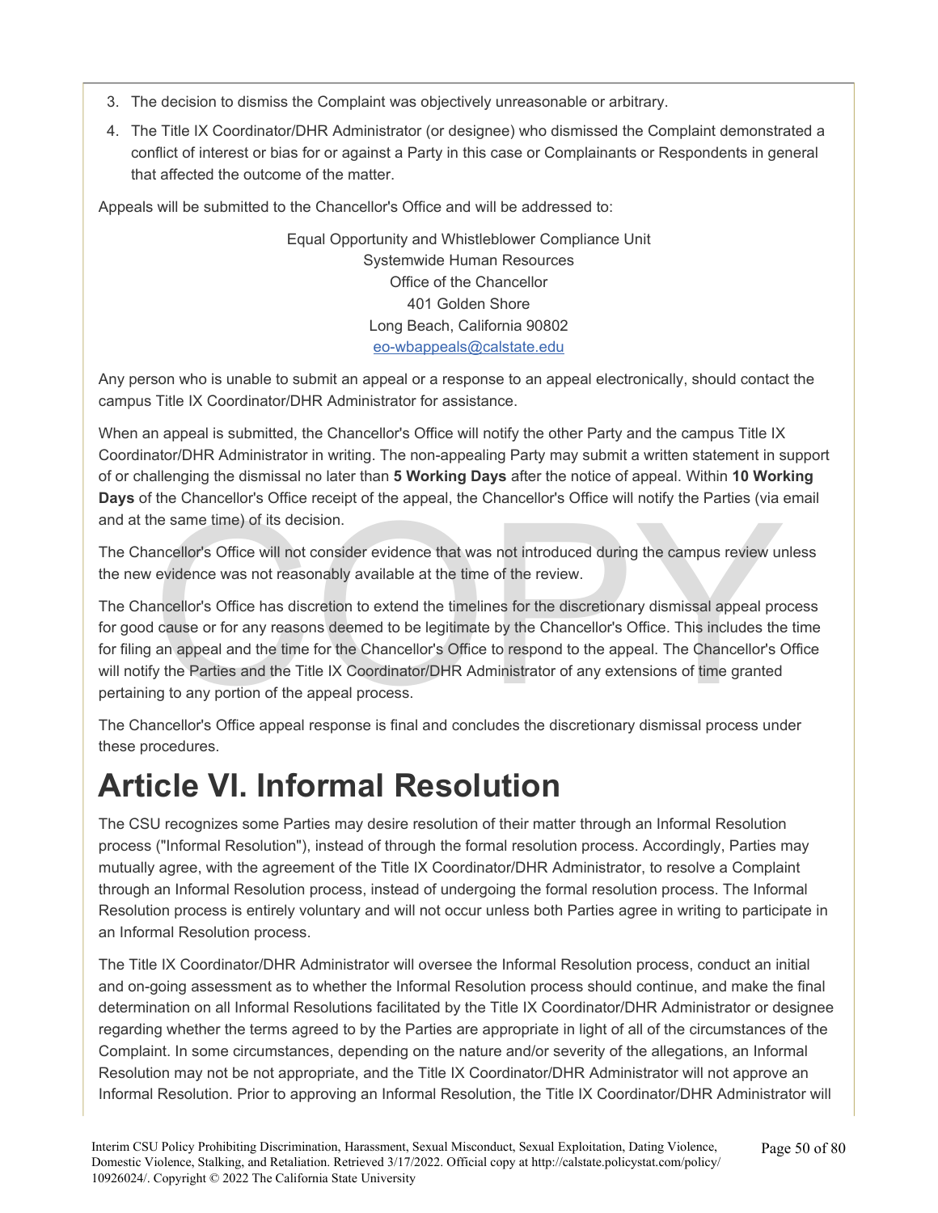3. The decision to dismiss the Complaint was objectively unreasonable or arbitrary.
4. The Title IX Coordinator/DHR Administrator (or designee) who dismissed the Complaint demonstrated a conflict of interest or bias for or against a Party in this case or Complainants or Respondents in general that affected the outcome of the matter.

Appeals will be submitted to the Chancellor's Office and will be addressed to:

Equal Opportunity and Whistleblower Compliance Unit
Systemwide Human Resources
Office of the Chancellor
401 Golden Shore
Long Beach, California 90802
eo-wbappeals@calstate.edu

Any person who is unable to submit an appeal or a response to an appeal electronically, should contact the campus Title IX Coordinator/DHR Administrator for assistance.

When an appeal is submitted, the Chancellor's Office will notify the other Party and the campus Title IX Coordinator/DHR Administrator in writing. The non-appealing Party may submit a written statement in support of or challenging the dismissal no later than **5 Working Days** after the notice of appeal. Within **10 Working Days** of the Chancellor's Office receipt of the appeal, the Chancellor's Office will notify the Parties (via email and at the same time) of its decision.

The Chancellor's Office will not consider evidence that was not introduced during the campus review unless the new evidence was not reasonably available at the time of the review.

The Chancellor's Office has discretion to extend the timelines for the discretionary dismissal appeal process for good cause or for any reasons deemed to be legitimate by the Chancellor's Office. This includes the time for filing an appeal and the time for the Chancellor's Office to respond to the appeal. The Chancellor's Office will notify the Parties and the Title IX Coordinator/DHR Administrator of any extensions of time granted pertaining to any portion of the appeal process.

The Chancellor's Office appeal response is final and concludes the discretionary dismissal process under these procedures.

# Article VI. Informal Resolution

The CSU recognizes some Parties may desire resolution of their matter through an Informal Resolution process ("Informal Resolution"), instead of through the formal resolution process. Accordingly, Parties may mutually agree, with the agreement of the Title IX Coordinator/DHR Administrator, to resolve a Complaint through an Informal Resolution process, instead of undergoing the formal resolution process. The Informal Resolution process is entirely voluntary and will not occur unless both Parties agree in writing to participate in an Informal Resolution process.

The Title IX Coordinator/DHR Administrator will oversee the Informal Resolution process, conduct an initial and on-going assessment as to whether the Informal Resolution process should continue, and make the final determination on all Informal Resolutions facilitated by the Title IX Coordinator/DHR Administrator or designee regarding whether the terms agreed to by the Parties are appropriate in light of all of the circumstances of the Complaint. In some circumstances, depending on the nature and/or severity of the allegations, an Informal Resolution may not be not appropriate, and the Title IX Coordinator/DHR Administrator will not approve an Informal Resolution. Prior to approving an Informal Resolution, the Title IX Coordinator/DHR Administrator will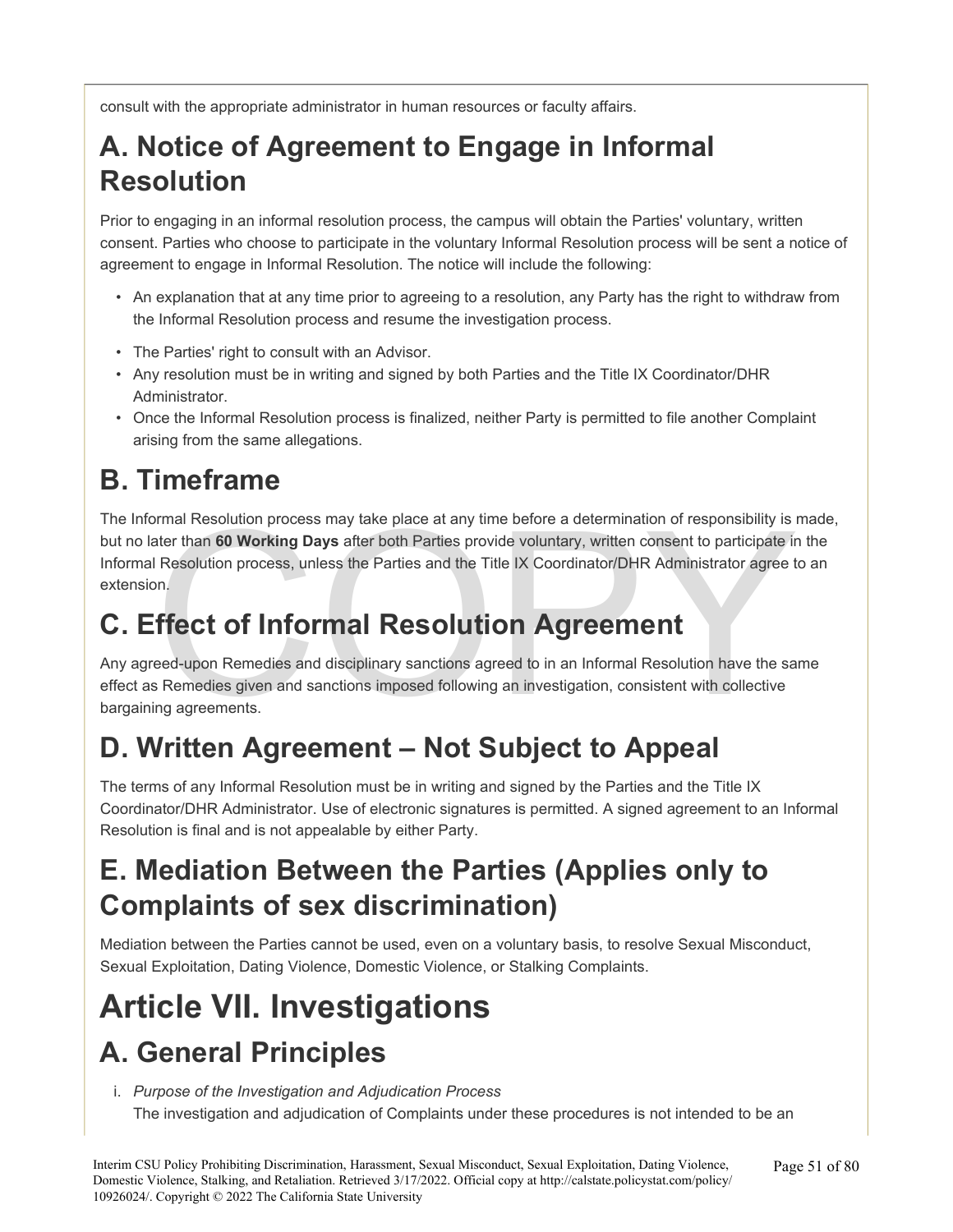consult with the appropriate administrator in human resources or faculty affairs.

## A. Notice of Agreement to Engage in Informal Resolution

Prior to engaging in an informal resolution process, the campus will obtain the Parties' voluntary, written consent. Parties who choose to participate in the voluntary Informal Resolution process will be sent a notice of agreement to engage in Informal Resolution. The notice will include the following:

- An explanation that at any time prior to agreeing to a resolution, any Party has the right to withdraw from the Informal Resolution process and resume the investigation process.
- The Parties' right to consult with an Advisor.
- Any resolution must be in writing and signed by both Parties and the Title IX Coordinator/DHR Administrator.
- Once the Informal Resolution process is finalized, neither Party is permitted to file another Complaint arising from the same allegations.

## B. Timeframe

The Informal Resolution process may take place at any time before a determination of responsibility is made, but no later than **60 Working Days** after both Parties provide voluntary, written consent to participate in the Informal Resolution process, unless the Parties and the Title IX Coordinator/DHR Administrator agree to an extension.

## C. Effect of Informal Resolution Agreement

Any agreed-upon Remedies and disciplinary sanctions agreed to in an Informal Resolution have the same effect as Remedies given and sanctions imposed following an investigation, consistent with collective bargaining agreements.

## D. Written Agreement – Not Subject to Appeal

The terms of any Informal Resolution must be in writing and signed by the Parties and the Title IX Coordinator/DHR Administrator. Use of electronic signatures is permitted. A signed agreement to an Informal Resolution is final and is not appealable by either Party.

## E. Mediation Between the Parties (Applies only to Complaints of sex discrimination)

Mediation between the Parties cannot be used, even on a voluntary basis, to resolve Sexual Misconduct, Sexual Exploitation, Dating Violence, Domestic Violence, or Stalking Complaints.

# Article VII. Investigations

## A. General Principles

i. *Purpose of the Investigation and Adjudication Process*

The investigation and adjudication of Complaints under these procedures is not intended to be an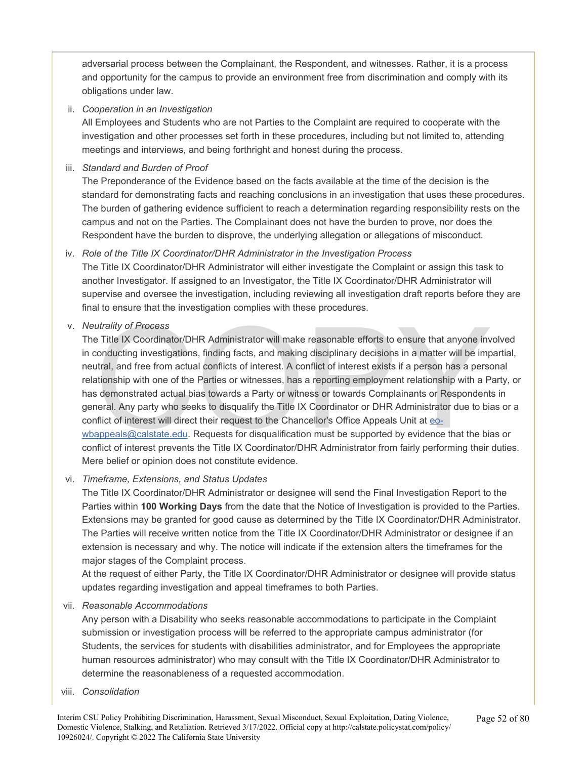adversarial process between the Complainant, the Respondent, and witnesses. Rather, it is a process and opportunity for the campus to provide an environment free from discrimination and comply with its obligations under law.

ii. *Cooperation in an Investigation*

All Employees and Students who are not Parties to the Complaint are required to cooperate with the investigation and other processes set forth in these procedures, including but not limited to, attending meetings and interviews, and being forthright and honest during the process.

iii. *Standard and Burden of Proof*

The Preponderance of the Evidence based on the facts available at the time of the decision is the standard for demonstrating facts and reaching conclusions in an investigation that uses these procedures. The burden of gathering evidence sufficient to reach a determination regarding responsibility rests on the campus and not on the Parties. The Complainant does not have the burden to prove, nor does the Respondent have the burden to disprove, the underlying allegation or allegations of misconduct.

iv. *Role of the Title IX Coordinator/DHR Administrator in the Investigation Process*

The Title IX Coordinator/DHR Administrator will either investigate the Complaint or assign this task to another Investigator. If assigned to an Investigator, the Title IX Coordinator/DHR Administrator will supervise and oversee the investigation, including reviewing all investigation draft reports before they are final to ensure that the investigation complies with these procedures.

v. *Neutrality of Process*

The Title IX Coordinator/DHR Administrator will make reasonable efforts to ensure that anyone involved in conducting investigations, finding facts, and making disciplinary decisions in a matter will be impartial, neutral, and free from actual conflicts of interest. A conflict of interest exists if a person has a personal relationship with one of the Parties or witnesses, has a reporting employment relationship with a Party, or has demonstrated actual bias towards a Party or witness or towards Complainants or Respondents in general. Any party who seeks to disqualify the Title IX Coordinator or DHR Administrator due to bias or a conflict of interest will direct their request to the Chancellor's Office Appeals Unit at eo-wbappeals@calstate.edu. Requests for disqualification must be supported by evidence that the bias or conflict of interest prevents the Title IX Coordinator/DHR Administrator from fairly performing their duties. Mere belief or opinion does not constitute evidence.

vi. *Timeframe, Extensions, and Status Updates*

The Title IX Coordinator/DHR Administrator or designee will send the Final Investigation Report to the Parties within **100 Working Days** from the date that the Notice of Investigation is provided to the Parties. Extensions may be granted for good cause as determined by the Title IX Coordinator/DHR Administrator. The Parties will receive written notice from the Title IX Coordinator/DHR Administrator or designee if an extension is necessary and why. The notice will indicate if the extension alters the timeframes for the major stages of the Complaint process.

At the request of either Party, the Title IX Coordinator/DHR Administrator or designee will provide status updates regarding investigation and appeal timeframes to both Parties.

vii. *Reasonable Accommodations*

Any person with a Disability who seeks reasonable accommodations to participate in the Complaint submission or investigation process will be referred to the appropriate campus administrator (for Students, the services for students with disabilities administrator, and for Employees the appropriate human resources administrator) who may consult with the Title IX Coordinator/DHR Administrator to determine the reasonableness of a requested accommodation.

viii. *Consolidation*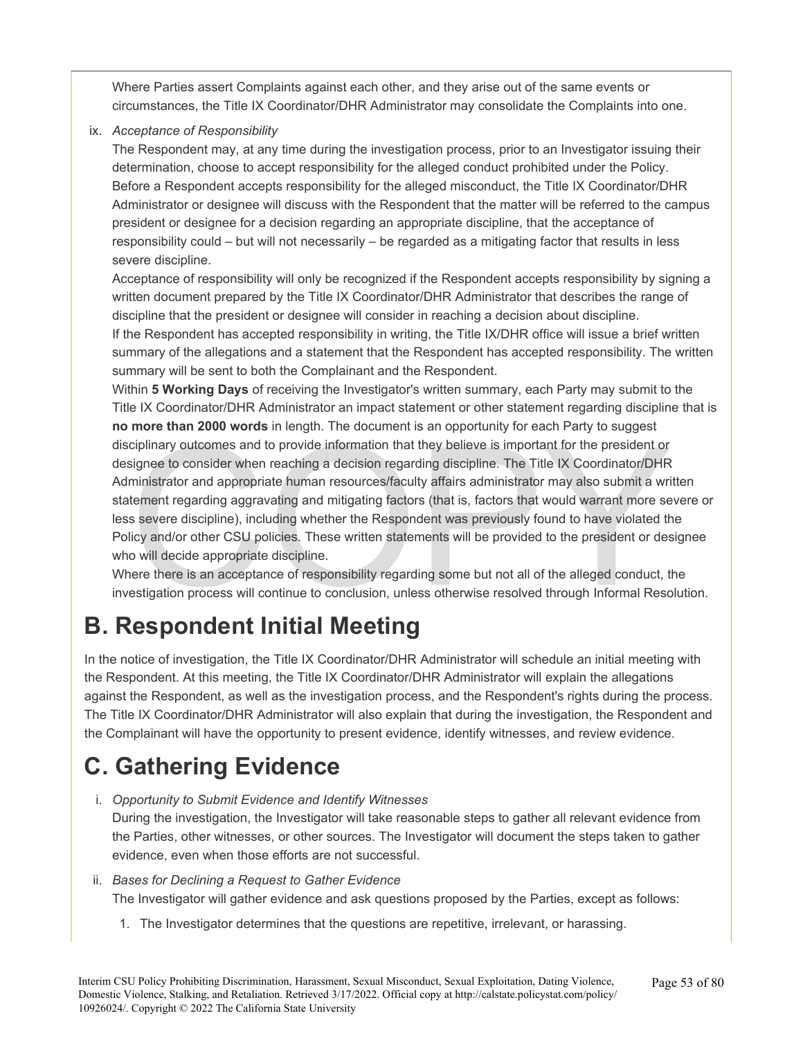Where Parties assert Complaints against each other, and they arise out of the same events or circumstances, the Title IX Coordinator/DHR Administrator may consolidate the Complaints into one.

ix. *Acceptance of Responsibility*

The Respondent may, at any time during the investigation process, prior to an Investigator issuing their determination, choose to accept responsibility for the alleged conduct prohibited under the Policy.

Before a Respondent accepts responsibility for the alleged misconduct, the Title IX Coordinator/DHR Administrator or designee will discuss with the Respondent that the matter will be referred to the campus president or designee for a decision regarding an appropriate discipline, that the acceptance of responsibility could – but will not necessarily – be regarded as a mitigating factor that results in less severe discipline.

Acceptance of responsibility will only be recognized if the Respondent accepts responsibility by signing a written document prepared by the Title IX Coordinator/DHR Administrator that describes the range of discipline that the president or designee will consider in reaching a decision about discipline.

If the Respondent has accepted responsibility in writing, the Title IX/DHR office will issue a brief written summary of the allegations and a statement that the Respondent has accepted responsibility. The written summary will be sent to both the Complainant and the Respondent.

Within **5 Working Days** of receiving the Investigator's written summary, each Party may submit to the Title IX Coordinator/DHR Administrator an impact statement or other statement regarding discipline that is **no more than 2000 words** in length. The document is an opportunity for each Party to suggest disciplinary outcomes and to provide information that they believe is important for the president or designee to consider when reaching a decision regarding discipline. The Title IX Coordinator/DHR Administrator and appropriate human resources/faculty affairs administrator may also submit a written statement regarding aggravating and mitigating factors (that is, factors that would warrant more severe or less severe discipline), including whether the Respondent was previously found to have violated the Policy and/or other CSU policies. These written statements will be provided to the president or designee who will decide appropriate discipline.

Where there is an acceptance of responsibility regarding some but not all of the alleged conduct, the investigation process will continue to conclusion, unless otherwise resolved through Informal Resolution.

# B. Respondent Initial Meeting

In the notice of investigation, the Title IX Coordinator/DHR Administrator will schedule an initial meeting with the Respondent. At this meeting, the Title IX Coordinator/DHR Administrator will explain the allegations against the Respondent, as well as the investigation process, and the Respondent's rights during the process. The Title IX Coordinator/DHR Administrator will also explain that during the investigation, the Respondent and the Complainant will have the opportunity to present evidence, identify witnesses, and review evidence.

# C. Gathering Evidence

i. *Opportunity to Submit Evidence and Identify Witnesses*

During the investigation, the Investigator will take reasonable steps to gather all relevant evidence from the Parties, other witnesses, or other sources. The Investigator will document the steps taken to gather evidence, even when those efforts are not successful.

ii. *Bases for Declining a Request to Gather Evidence*

The Investigator will gather evidence and ask questions proposed by the Parties, except as follows:

1. The Investigator determines that the questions are repetitive, irrelevant, or harassing.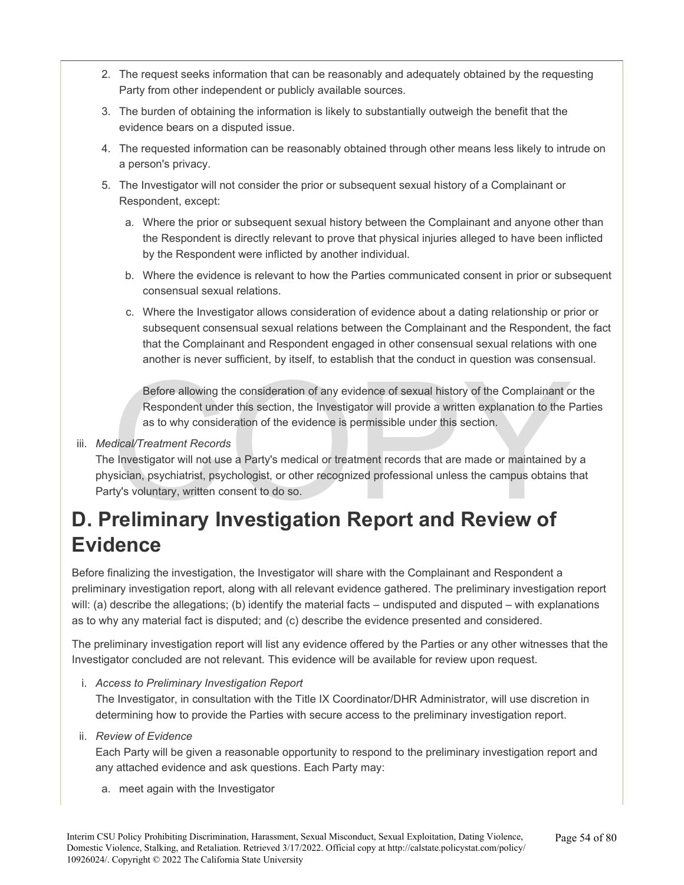2. The request seeks information that can be reasonably and adequately obtained by the requesting Party from other independent or publicly available sources.
3. The burden of obtaining the information is likely to substantially outweigh the benefit that the evidence bears on a disputed issue.
4. The requested information can be reasonably obtained through other means less likely to intrude on a person's privacy.
5. The Investigator will not consider the prior or subsequent sexual history of a Complainant or Respondent, except:
   a. Where the prior or subsequent sexual history between the Complainant and anyone other than the Respondent is directly relevant to prove that physical injuries alleged to have been inflicted by the Respondent were inflicted by another individual.
   b. Where the evidence is relevant to how the Parties communicated consent in prior or subsequent consensual sexual relations.
   c. Where the Investigator allows consideration of evidence about a dating relationship or prior or subsequent consensual sexual relations between the Complainant and the Respondent, the fact that the Complainant and Respondent engaged in other consensual sexual relations with one another is never sufficient, by itself, to establish that the conduct in question was consensual.

   Before allowing the consideration of any evidence of sexual history of the Complainant or the Respondent under this section, the Investigator will provide a written explanation to the Parties as to why consideration of the evidence is permissible under this section.

iii. *Medical/Treatment Records*
The Investigator will not use a Party's medical or treatment records that are made or maintained by a physician, psychiatrist, psychologist, or other recognized professional unless the campus obtains that Party's voluntary, written consent to do so.

# D. Preliminary Investigation Report and Review of Evidence

Before finalizing the investigation, the Investigator will share with the Complainant and Respondent a preliminary investigation report, along with all relevant evidence gathered. The preliminary investigation report will: (a) describe the allegations; (b) identify the material facts – undisputed and disputed – with explanations as to why any material fact is disputed; and (c) describe the evidence presented and considered.

The preliminary investigation report will list any evidence offered by the Parties or any other witnesses that the Investigator concluded are not relevant. This evidence will be available for review upon request.

i. *Access to Preliminary Investigation Report*
The Investigator, in consultation with the Title IX Coordinator/DHR Administrator, will use discretion in determining how to provide the Parties with secure access to the preliminary investigation report.

ii. *Review of Evidence*
Each Party will be given a reasonable opportunity to respond to the preliminary investigation report and any attached evidence and ask questions. Each Party may:
   a. meet again with the Investigator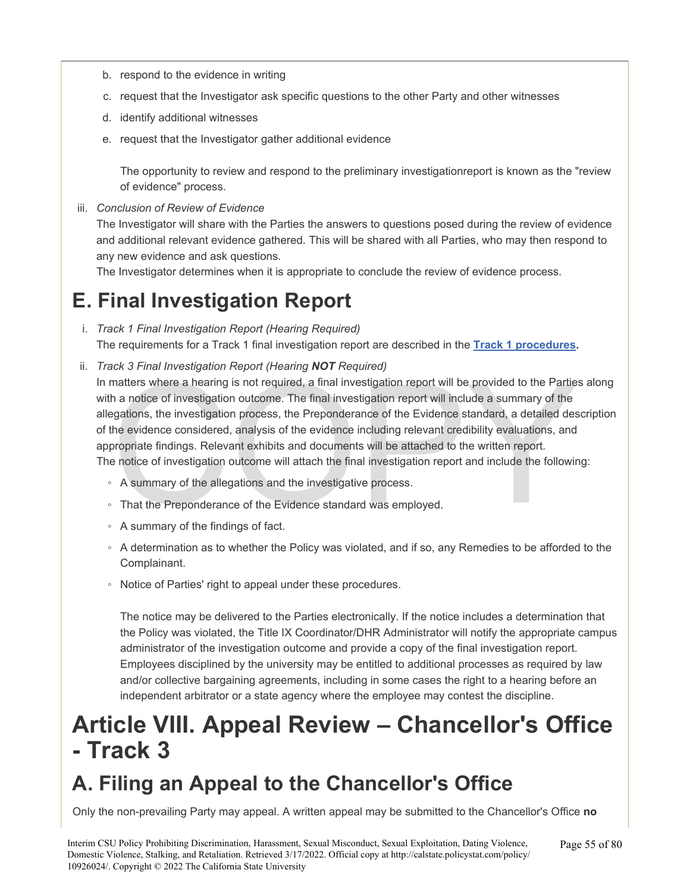b. respond to the evidence in writing

c. request that the Investigator ask specific questions to the other Party and other witnesses

d. identify additional witnesses

e. request that the Investigator gather additional evidence

   The opportunity to review and respond to the preliminary investigationreport is known as the "review of evidence" process.

iii. *Conclusion of Review of Evidence*

The Investigator will share with the Parties the answers to questions posed during the review of evidence and additional relevant evidence gathered. This will be shared with all Parties, who may then respond to any new evidence and ask questions.

The Investigator determines when it is appropriate to conclude the review of evidence process.

## E. Final Investigation Report

i. *Track 1 Final Investigation Report (Hearing Required)*

The requirements for a Track 1 final investigation report are described in the **Track 1 procedures.**

ii. *Track 3 Final Investigation Report (Hearing **NOT** Required)*

In matters where a hearing is not required, a final investigation report will be provided to the Parties along with a notice of investigation outcome. The final investigation report will include a summary of the allegations, the investigation process, the Preponderance of the Evidence standard, a detailed description of the evidence considered, analysis of the evidence including relevant credibility evaluations, and appropriate findings. Relevant exhibits and documents will be attached to the written report.

The notice of investigation outcome will attach the final investigation report and include the following:

- A summary of the allegations and the investigative process.
- That the Preponderance of the Evidence standard was employed.
- A summary of the findings of fact.
- A determination as to whether the Policy was violated, and if so, any Remedies to be afforded to the Complainant.
- Notice of Parties' right to appeal under these procedures.

  The notice may be delivered to the Parties electronically. If the notice includes a determination that the Policy was violated, the Title IX Coordinator/DHR Administrator will notify the appropriate campus administrator of the investigation outcome and provide a copy of the final investigation report. Employees disciplined by the university may be entitled to additional processes as required by law and/or collective bargaining agreements, including in some cases the right to a hearing before an independent arbitrator or a state agency where the employee may contest the discipline.

# Article VIII. Appeal Review – Chancellor's Office - Track 3

## A. Filing an Appeal to the Chancellor's Office

Only the non-prevailing Party may appeal. A written appeal may be submitted to the Chancellor's Office **no**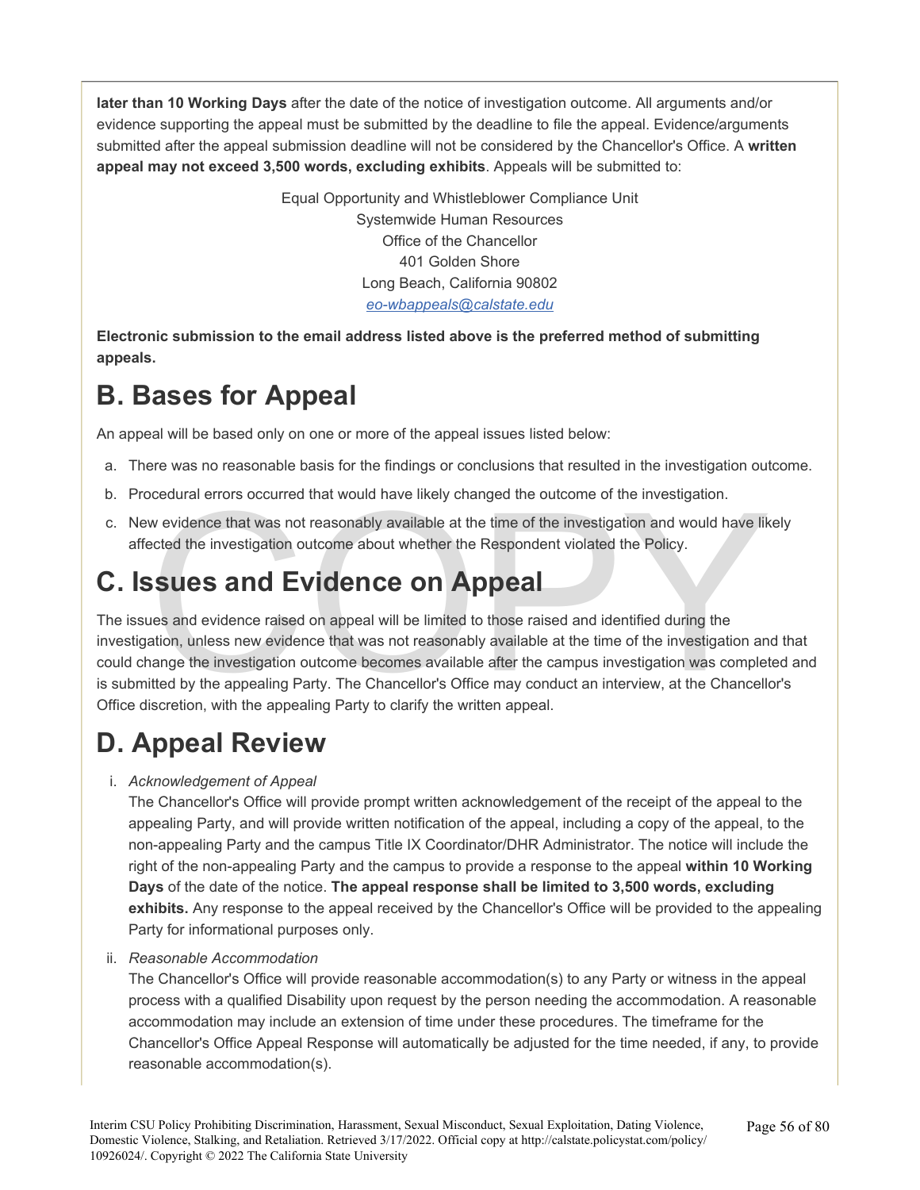**later than 10 Working Days** after the date of the notice of investigation outcome. All arguments and/or evidence supporting the appeal must be submitted by the deadline to file the appeal. Evidence/arguments submitted after the appeal submission deadline will not be considered by the Chancellor's Office. A **written appeal may not exceed 3,500 words, excluding exhibits**. Appeals will be submitted to:

Equal Opportunity and Whistleblower Compliance Unit
Systemwide Human Resources
Office of the Chancellor
401 Golden Shore
Long Beach, California 90802
*eo-wbappeals@calstate.edu*

**Electronic submission to the email address listed above is the preferred method of submitting appeals.**

# B. Bases for Appeal

An appeal will be based only on one or more of the appeal issues listed below:

a. There was no reasonable basis for the findings or conclusions that resulted in the investigation outcome.
b. Procedural errors occurred that would have likely changed the outcome of the investigation.
c. New evidence that was not reasonably available at the time of the investigation and would have likely affected the investigation outcome about whether the Respondent violated the Policy.

# C. Issues and Evidence on Appeal

The issues and evidence raised on appeal will be limited to those raised and identified during the investigation, unless new evidence that was not reasonably available at the time of the investigation and that could change the investigation outcome becomes available after the campus investigation was completed and is submitted by the appealing Party. The Chancellor's Office may conduct an interview, at the Chancellor's Office discretion, with the appealing Party to clarify the written appeal.

# D. Appeal Review

i. *Acknowledgement of Appeal*
   The Chancellor's Office will provide prompt written acknowledgement of the receipt of the appeal to the appealing Party, and will provide written notification of the appeal, including a copy of the appeal, to the non-appealing Party and the campus Title IX Coordinator/DHR Administrator. The notice will include the right of the non-appealing Party and the campus to provide a response to the appeal **within 10 Working Days** of the date of the notice. **The appeal response shall be limited to 3,500 words, excluding exhibits.** Any response to the appeal received by the Chancellor's Office will be provided to the appealing Party for informational purposes only.

ii. *Reasonable Accommodation*
   The Chancellor's Office will provide reasonable accommodation(s) to any Party or witness in the appeal process with a qualified Disability upon request by the person needing the accommodation. A reasonable accommodation may include an extension of time under these procedures. The timeframe for the Chancellor's Office Appeal Response will automatically be adjusted for the time needed, if any, to provide reasonable accommodation(s).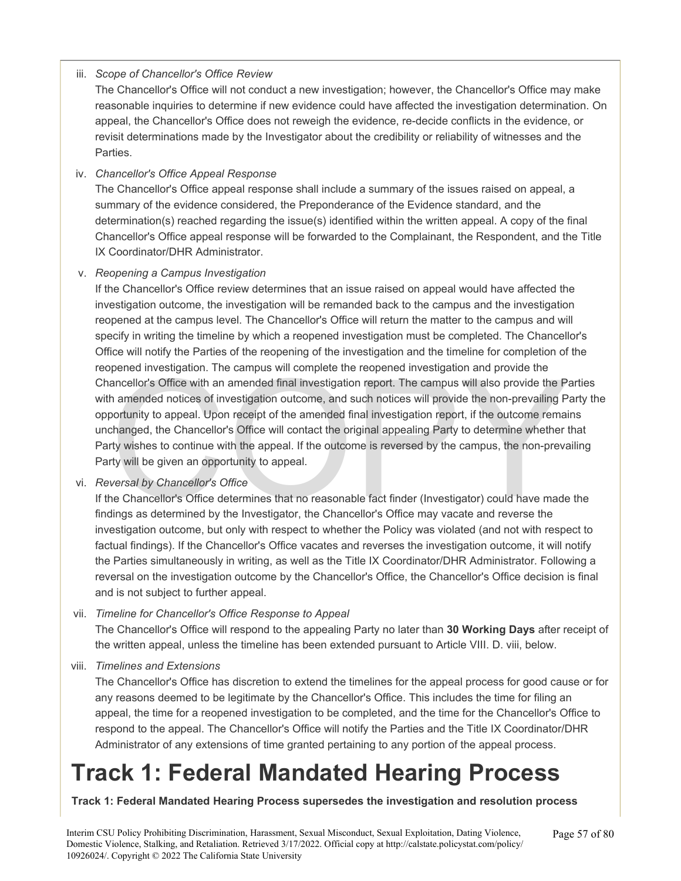iii. *Scope of Chancellor's Office Review*

The Chancellor's Office will not conduct a new investigation; however, the Chancellor's Office may make reasonable inquiries to determine if new evidence could have affected the investigation determination. On appeal, the Chancellor's Office does not reweigh the evidence, re-decide conflicts in the evidence, or revisit determinations made by the Investigator about the credibility or reliability of witnesses and the Parties.

iv. *Chancellor's Office Appeal Response*

The Chancellor's Office appeal response shall include a summary of the issues raised on appeal, a summary of the evidence considered, the Preponderance of the Evidence standard, and the determination(s) reached regarding the issue(s) identified within the written appeal. A copy of the final Chancellor's Office appeal response will be forwarded to the Complainant, the Respondent, and the Title IX Coordinator/DHR Administrator.

v. *Reopening a Campus Investigation*

If the Chancellor's Office review determines that an issue raised on appeal would have affected the investigation outcome, the investigation will be remanded back to the campus and the investigation reopened at the campus level. The Chancellor's Office will return the matter to the campus and will specify in writing the timeline by which a reopened investigation must be completed. The Chancellor's Office will notify the Parties of the reopening of the investigation and the timeline for completion of the reopened investigation. The campus will complete the reopened investigation and provide the Chancellor's Office with an amended final investigation report. The campus will also provide the Parties with amended notices of investigation outcome, and such notices will provide the non-prevailing Party the opportunity to appeal. Upon receipt of the amended final investigation report, if the outcome remains unchanged, the Chancellor's Office will contact the original appealing Party to determine whether that Party wishes to continue with the appeal. If the outcome is reversed by the campus, the non-prevailing Party will be given an opportunity to appeal.

vi. *Reversal by Chancellor's Office*

If the Chancellor's Office determines that no reasonable fact finder (Investigator) could have made the findings as determined by the Investigator, the Chancellor's Office may vacate and reverse the investigation outcome, but only with respect to whether the Policy was violated (and not with respect to factual findings). If the Chancellor's Office vacates and reverses the investigation outcome, it will notify the Parties simultaneously in writing, as well as the Title IX Coordinator/DHR Administrator. Following a reversal on the investigation outcome by the Chancellor's Office, the Chancellor's Office decision is final and is not subject to further appeal.

vii. *Timeline for Chancellor's Office Response to Appeal*

The Chancellor's Office will respond to the appealing Party no later than **30 Working Days** after receipt of the written appeal, unless the timeline has been extended pursuant to Article VIII. D. viii, below.

viii. *Timelines and Extensions*

The Chancellor's Office has discretion to extend the timelines for the appeal process for good cause or for any reasons deemed to be legitimate by the Chancellor's Office. This includes the time for filing an appeal, the time for a reopened investigation to be completed, and the time for the Chancellor's Office to respond to the appeal. The Chancellor's Office will notify the Parties and the Title IX Coordinator/DHR Administrator of any extensions of time granted pertaining to any portion of the appeal process.

# Track 1: Federal Mandated Hearing Process

**Track 1: Federal Mandated Hearing Process supersedes the investigation and resolution process**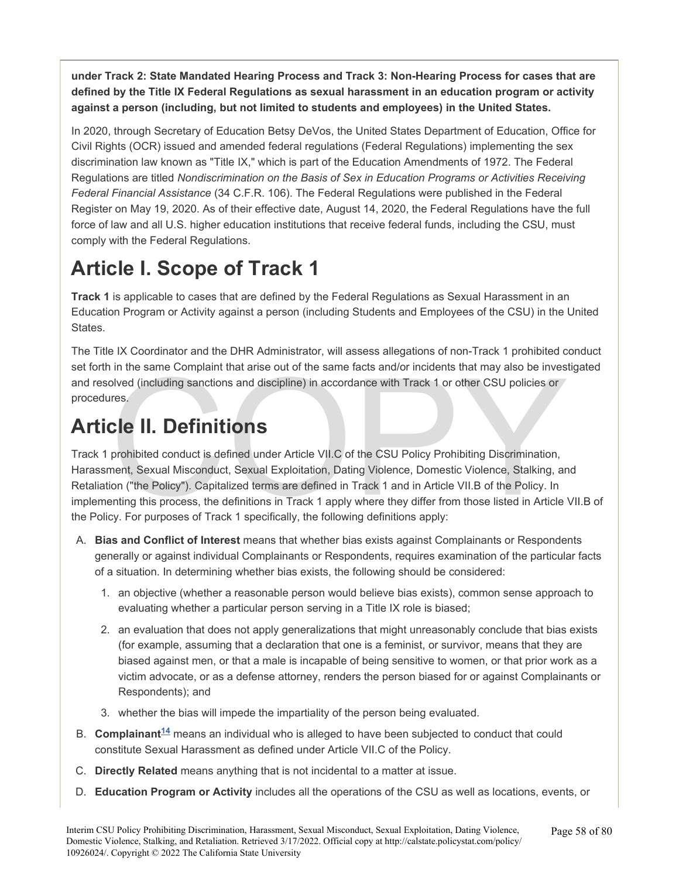**under Track 2: State Mandated Hearing Process and Track 3: Non-Hearing Process for cases that are defined by the Title IX Federal Regulations as sexual harassment in an education program or activity against a person (including, but not limited to students and employees) in the United States.**

In 2020, through Secretary of Education Betsy DeVos, the United States Department of Education, Office for Civil Rights (OCR) issued and amended federal regulations (Federal Regulations) implementing the sex discrimination law known as "Title IX," which is part of the Education Amendments of 1972. The Federal Regulations are titled *Nondiscrimination on the Basis of Sex in Education Programs or Activities Receiving Federal Financial Assistance* (34 C.F.R. 106). The Federal Regulations were published in the Federal Register on May 19, 2020. As of their effective date, August 14, 2020, the Federal Regulations have the full force of law and all U.S. higher education institutions that receive federal funds, including the CSU, must comply with the Federal Regulations.

# Article I. Scope of Track 1

**Track 1** is applicable to cases that are defined by the Federal Regulations as Sexual Harassment in an Education Program or Activity against a person (including Students and Employees of the CSU) in the United States.

The Title IX Coordinator and the DHR Administrator, will assess allegations of non-Track 1 prohibited conduct set forth in the same Complaint that arise out of the same facts and/or incidents that may also be investigated and resolved (including sanctions and discipline) in accordance with Track 1 or other CSU policies or procedures.

# Article II. Definitions

Track 1 prohibited conduct is defined under Article VII.C of the CSU Policy Prohibiting Discrimination, Harassment, Sexual Misconduct, Sexual Exploitation, Dating Violence, Domestic Violence, Stalking, and Retaliation ("the Policy"). Capitalized terms are defined in Track 1 and in Article VII.B of the Policy. In implementing this process, the definitions in Track 1 apply where they differ from those listed in Article VII.B of the Policy. For purposes of Track 1 specifically, the following definitions apply:

A. **Bias and Conflict of Interest** means that whether bias exists against Complainants or Respondents generally or against individual Complainants or Respondents, requires examination of the particular facts of a situation. In determining whether bias exists, the following should be considered:

   1. an objective (whether a reasonable person would believe bias exists), common sense approach to evaluating whether a particular person serving in a Title IX role is biased;

   2. an evaluation that does not apply generalizations that might unreasonably conclude that bias exists (for example, assuming that a declaration that one is a feminist, or survivor, means that they are biased against men, or that a male is incapable of being sensitive to women, or that prior work as a victim advocate, or as a defense attorney, renders the person biased for or against Complainants or Respondents); and

   3. whether the bias will impede the impartiality of the person being evaluated.

B. **Complainant**[14] means an individual who is alleged to have been subjected to conduct that could constitute Sexual Harassment as defined under Article VII.C of the Policy.

C. **Directly Related** means anything that is not incidental to a matter at issue.

D. **Education Program or Activity** includes all the operations of the CSU as well as locations, events, or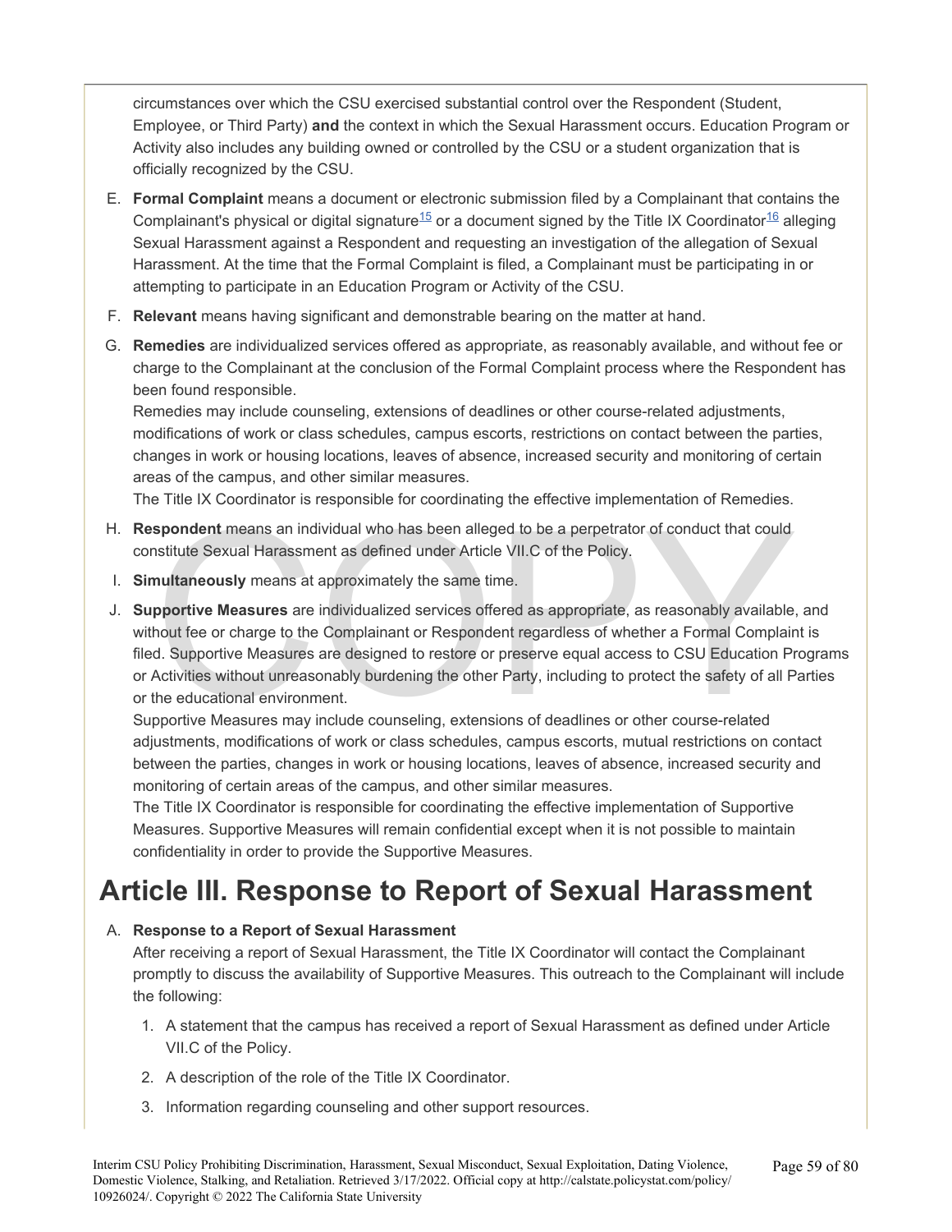circumstances over which the CSU exercised substantial control over the Respondent (Student, Employee, or Third Party) **and** the context in which the Sexual Harassment occurs. Education Program or Activity also includes any building owned or controlled by the CSU or a student organization that is officially recognized by the CSU.

E. **Formal Complaint** means a document or electronic submission filed by a Complainant that contains the Complainant's physical or digital signature[15] or a document signed by the Title IX Coordinator[16] alleging Sexual Harassment against a Respondent and requesting an investigation of the allegation of Sexual Harassment. At the time that the Formal Complaint is filed, a Complainant must be participating in or attempting to participate in an Education Program or Activity of the CSU.

F. **Relevant** means having significant and demonstrable bearing on the matter at hand.

G. **Remedies** are individualized services offered as appropriate, as reasonably available, and without fee or charge to the Complainant at the conclusion of the Formal Complaint process where the Respondent has been found responsible.
Remedies may include counseling, extensions of deadlines or other course-related adjustments, modifications of work or class schedules, campus escorts, restrictions on contact between the parties, changes in work or housing locations, leaves of absence, increased security and monitoring of certain areas of the campus, and other similar measures.
The Title IX Coordinator is responsible for coordinating the effective implementation of Remedies.

H. **Respondent** means an individual who has been alleged to be a perpetrator of conduct that could constitute Sexual Harassment as defined under Article VII.C of the Policy.

I. **Simultaneously** means at approximately the same time.

J. **Supportive Measures** are individualized services offered as appropriate, as reasonably available, and without fee or charge to the Complainant or Respondent regardless of whether a Formal Complaint is filed. Supportive Measures are designed to restore or preserve equal access to CSU Education Programs or Activities without unreasonably burdening the other Party, including to protect the safety of all Parties or the educational environment.
Supportive Measures may include counseling, extensions of deadlines or other course-related adjustments, modifications of work or class schedules, campus escorts, mutual restrictions on contact between the parties, changes in work or housing locations, leaves of absence, increased security and monitoring of certain areas of the campus, and other similar measures.
The Title IX Coordinator is responsible for coordinating the effective implementation of Supportive Measures. Supportive Measures will remain confidential except when it is not possible to maintain confidentiality in order to provide the Supportive Measures.

# Article III. Response to Report of Sexual Harassment

A. **Response to a Report of Sexual Harassment**
After receiving a report of Sexual Harassment, the Title IX Coordinator will contact the Complainant promptly to discuss the availability of Supportive Measures. This outreach to the Complainant will include the following:

1. A statement that the campus has received a report of Sexual Harassment as defined under Article VII.C of the Policy.
2. A description of the role of the Title IX Coordinator.
3. Information regarding counseling and other support resources.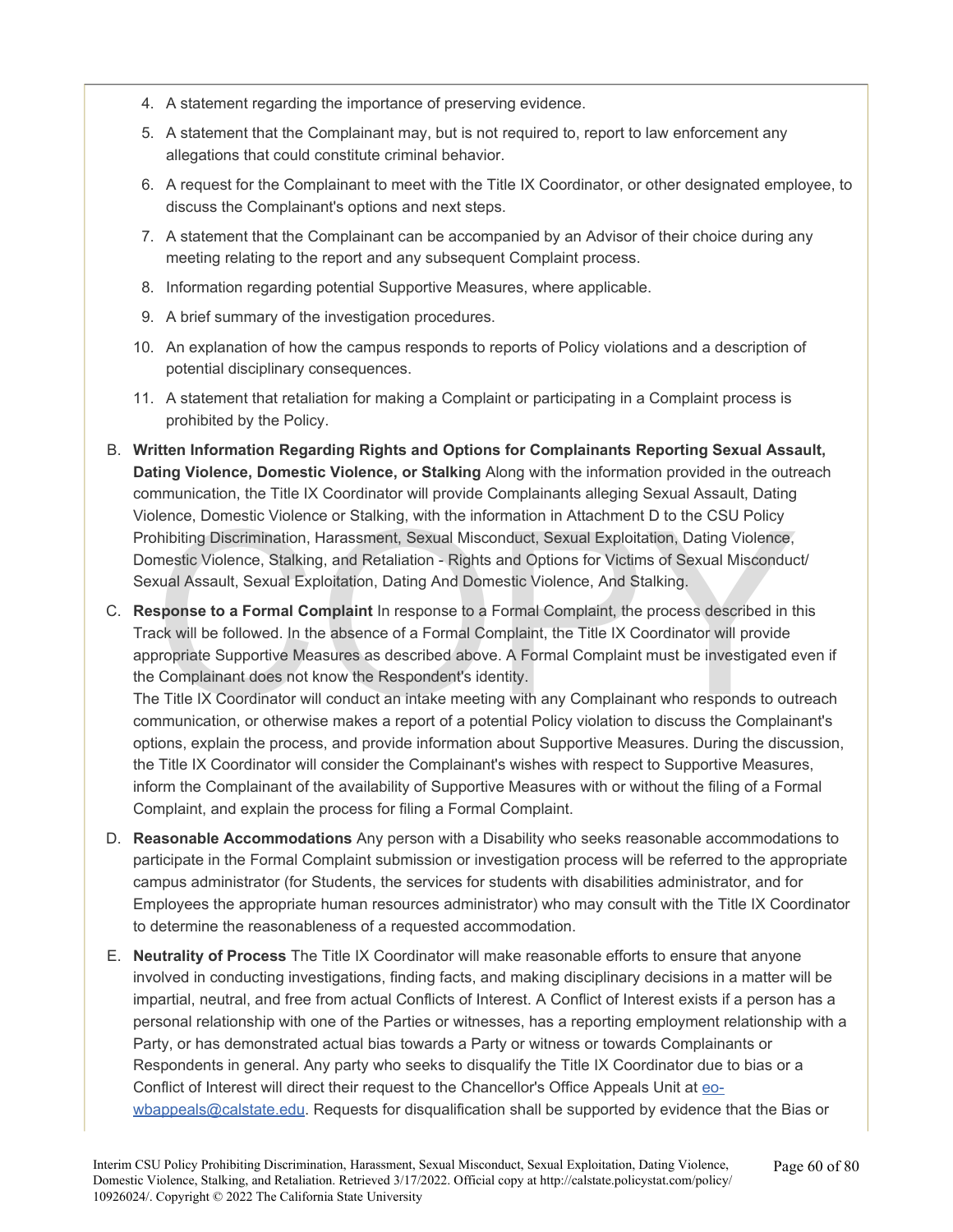4. A statement regarding the importance of preserving evidence.
5. A statement that the Complainant may, but is not required to, report to law enforcement any allegations that could constitute criminal behavior.
6. A request for the Complainant to meet with the Title IX Coordinator, or other designated employee, to discuss the Complainant's options and next steps.
7. A statement that the Complainant can be accompanied by an Advisor of their choice during any meeting relating to the report and any subsequent Complaint process.
8. Information regarding potential Supportive Measures, where applicable.
9. A brief summary of the investigation procedures.
10. An explanation of how the campus responds to reports of Policy violations and a description of potential disciplinary consequences.
11. A statement that retaliation for making a Complaint or participating in a Complaint process is prohibited by the Policy.

B. **Written Information Regarding Rights and Options for Complainants Reporting Sexual Assault, Dating Violence, Domestic Violence, or Stalking** Along with the information provided in the outreach communication, the Title IX Coordinator will provide Complainants alleging Sexual Assault, Dating Violence, Domestic Violence or Stalking, with the information in Attachment D to the CSU Policy Prohibiting Discrimination, Harassment, Sexual Misconduct, Sexual Exploitation, Dating Violence, Domestic Violence, Stalking, and Retaliation - Rights and Options for Victims of Sexual Misconduct/ Sexual Assault, Sexual Exploitation, Dating And Domestic Violence, And Stalking.

C. **Response to a Formal Complaint** In response to a Formal Complaint, the process described in this Track will be followed. In the absence of a Formal Complaint, the Title IX Coordinator will provide appropriate Supportive Measures as described above. A Formal Complaint must be investigated even if the Complainant does not know the Respondent's identity.
The Title IX Coordinator will conduct an intake meeting with any Complainant who responds to outreach communication, or otherwise makes a report of a potential Policy violation to discuss the Complainant's options, explain the process, and provide information about Supportive Measures. During the discussion, the Title IX Coordinator will consider the Complainant's wishes with respect to Supportive Measures, inform the Complainant of the availability of Supportive Measures with or without the filing of a Formal Complaint, and explain the process for filing a Formal Complaint.

D. **Reasonable Accommodations** Any person with a Disability who seeks reasonable accommodations to participate in the Formal Complaint submission or investigation process will be referred to the appropriate campus administrator (for Students, the services for students with disabilities administrator, and for Employees the appropriate human resources administrator) who may consult with the Title IX Coordinator to determine the reasonableness of a requested accommodation.

E. **Neutrality of Process** The Title IX Coordinator will make reasonable efforts to ensure that anyone involved in conducting investigations, finding facts, and making disciplinary decisions in a matter will be impartial, neutral, and free from actual Conflicts of Interest. A Conflict of Interest exists if a person has a personal relationship with one of the Parties or witnesses, has a reporting employment relationship with a Party, or has demonstrated actual bias towards a Party or witness or towards Complainants or Respondents in general. Any party who seeks to disqualify the Title IX Coordinator due to bias or a Conflict of Interest will direct their request to the Chancellor's Office Appeals Unit at [eo-wbappeals@calstate.edu](mailto:eo-wbappeals@calstate.edu). Requests for disqualification shall be supported by evidence that the Bias or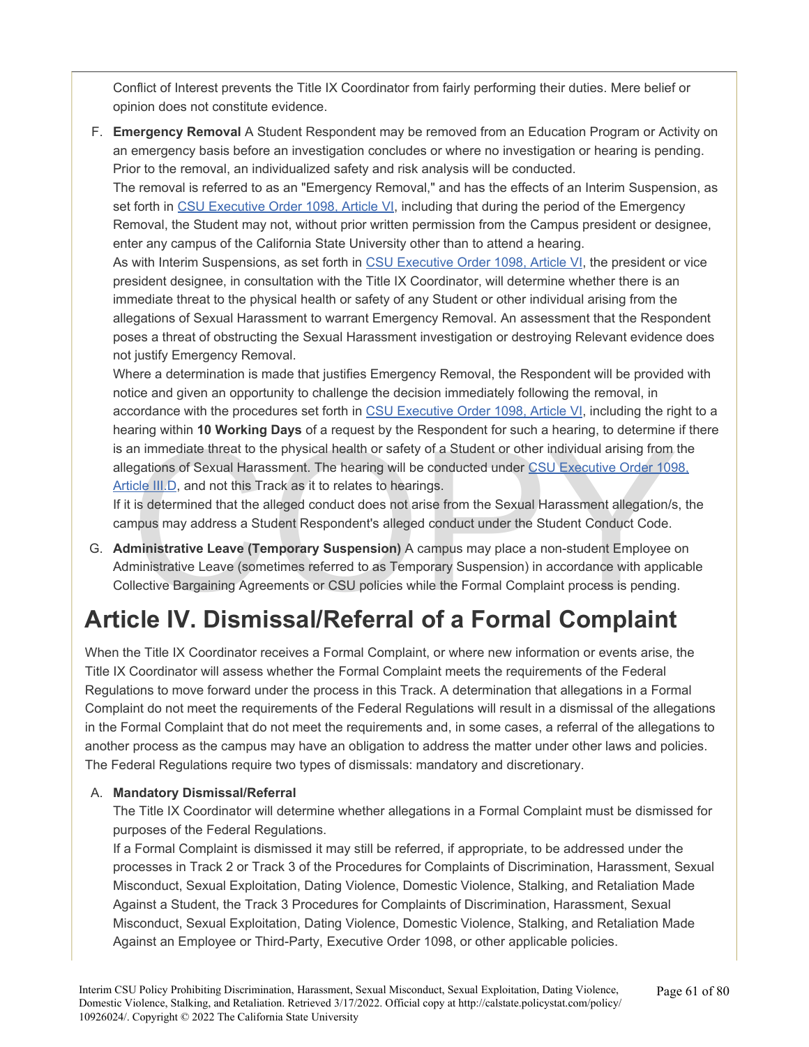Conflict of Interest prevents the Title IX Coordinator from fairly performing their duties. Mere belief or opinion does not constitute evidence.

F. **Emergency Removal** A Student Respondent may be removed from an Education Program or Activity on an emergency basis before an investigation concludes or where no investigation or hearing is pending. Prior to the removal, an individualized safety and risk analysis will be conducted.
   The removal is referred to as an "Emergency Removal," and has the effects of an Interim Suspension, as set forth in [CSU Executive Order 1098, Article VI](), including that during the period of the Emergency Removal, the Student may not, without prior written permission from the Campus president or designee, enter any campus of the California State University other than to attend a hearing.
   As with Interim Suspensions, as set forth in [CSU Executive Order 1098, Article VI](), the president or vice president designee, in consultation with the Title IX Coordinator, will determine whether there is an immediate threat to the physical health or safety of any Student or other individual arising from the allegations of Sexual Harassment to warrant Emergency Removal. An assessment that the Respondent poses a threat of obstructing the Sexual Harassment investigation or destroying Relevant evidence does not justify Emergency Removal.
   Where a determination is made that justifies Emergency Removal, the Respondent will be provided with notice and given an opportunity to challenge the decision immediately following the removal, in accordance with the procedures set forth in [CSU Executive Order 1098, Article VI](), including the right to a hearing within **10 Working Days** of a request by the Respondent for such a hearing, to determine if there is an immediate threat to the physical health or safety of a Student or other individual arising from the allegations of Sexual Harassment. The hearing will be conducted under [CSU Executive Order 1098, Article III.D](), and not this Track as it to relates to hearings.
   If it is determined that the alleged conduct does not arise from the Sexual Harassment allegation/s, the campus may address a Student Respondent's alleged conduct under the Student Conduct Code.

G. **Administrative Leave (Temporary Suspension)** A campus may place a non-student Employee on Administrative Leave (sometimes referred to as Temporary Suspension) in accordance with applicable Collective Bargaining Agreements or CSU policies while the Formal Complaint process is pending.

# Article IV. Dismissal/Referral of a Formal Complaint

When the Title IX Coordinator receives a Formal Complaint, or where new information or events arise, the Title IX Coordinator will assess whether the Formal Complaint meets the requirements of the Federal Regulations to move forward under the process in this Track. A determination that allegations in a Formal Complaint do not meet the requirements of the Federal Regulations will result in a dismissal of the allegations in the Formal Complaint that do not meet the requirements and, in some cases, a referral of the allegations to another process as the campus may have an obligation to address the matter under other laws and policies. The Federal Regulations require two types of dismissals: mandatory and discretionary.

A. **Mandatory Dismissal/Referral**
   The Title IX Coordinator will determine whether allegations in a Formal Complaint must be dismissed for purposes of the Federal Regulations.
   If a Formal Complaint is dismissed it may still be referred, if appropriate, to be addressed under the processes in Track 2 or Track 3 of the Procedures for Complaints of Discrimination, Harassment, Sexual Misconduct, Sexual Exploitation, Dating Violence, Domestic Violence, Stalking, and Retaliation Made Against a Student, the Track 3 Procedures for Complaints of Discrimination, Harassment, Sexual Misconduct, Sexual Exploitation, Dating Violence, Domestic Violence, Stalking, and Retaliation Made Against an Employee or Third-Party, Executive Order 1098, or other applicable policies.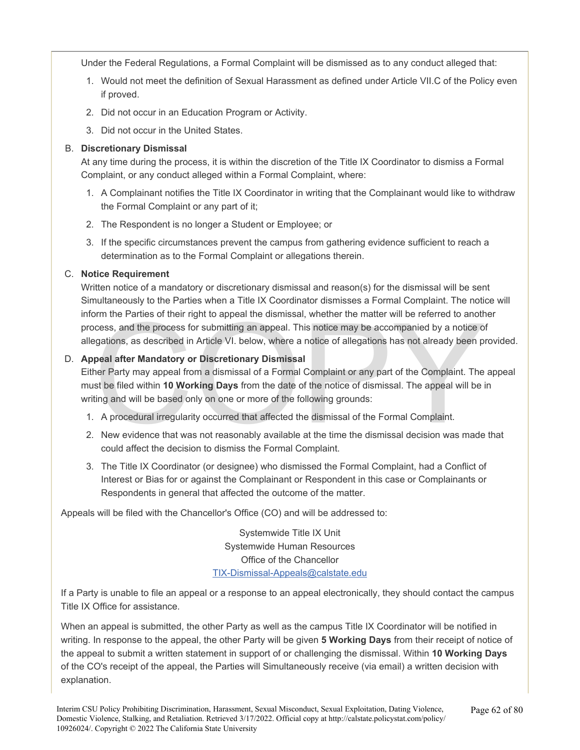Under the Federal Regulations, a Formal Complaint will be dismissed as to any conduct alleged that:

1. Would not meet the definition of Sexual Harassment as defined under Article VII.C of the Policy even if proved.
2. Did not occur in an Education Program or Activity.
3. Did not occur in the United States.

B. **Discretionary Dismissal**

At any time during the process, it is within the discretion of the Title IX Coordinator to dismiss a Formal Complaint, or any conduct alleged within a Formal Complaint, where:

1. A Complainant notifies the Title IX Coordinator in writing that the Complainant would like to withdraw the Formal Complaint or any part of it;
2. The Respondent is no longer a Student or Employee; or
3. If the specific circumstances prevent the campus from gathering evidence sufficient to reach a determination as to the Formal Complaint or allegations therein.

C. **Notice Requirement**

Written notice of a mandatory or discretionary dismissal and reason(s) for the dismissal will be sent Simultaneously to the Parties when a Title IX Coordinator dismisses a Formal Complaint. The notice will inform the Parties of their right to appeal the dismissal, whether the matter will be referred to another process, and the process for submitting an appeal. This notice may be accompanied by a notice of allegations, as described in Article VI. below, where a notice of allegations has not already been provided.

D. **Appeal after Mandatory or Discretionary Dismissal**

Either Party may appeal from a dismissal of a Formal Complaint or any part of the Complaint. The appeal must be filed within **10 Working Days** from the date of the notice of dismissal. The appeal will be in writing and will be based only on one or more of the following grounds:

1. A procedural irregularity occurred that affected the dismissal of the Formal Complaint.
2. New evidence that was not reasonably available at the time the dismissal decision was made that could affect the decision to dismiss the Formal Complaint.
3. The Title IX Coordinator (or designee) who dismissed the Formal Complaint, had a Conflict of Interest or Bias for or against the Complainant or Respondent in this case or Complainants or Respondents in general that affected the outcome of the matter.

Appeals will be filed with the Chancellor's Office (CO) and will be addressed to:

Systemwide Title IX Unit
Systemwide Human Resources
Office of the Chancellor
TIX-Dismissal-Appeals@calstate.edu

If a Party is unable to file an appeal or a response to an appeal electronically, they should contact the campus Title IX Office for assistance.

When an appeal is submitted, the other Party as well as the campus Title IX Coordinator will be notified in writing. In response to the appeal, the other Party will be given **5 Working Days** from their receipt of notice of the appeal to submit a written statement in support of or challenging the dismissal. Within **10 Working Days** of the CO's receipt of the appeal, the Parties will Simultaneously receive (via email) a written decision with explanation.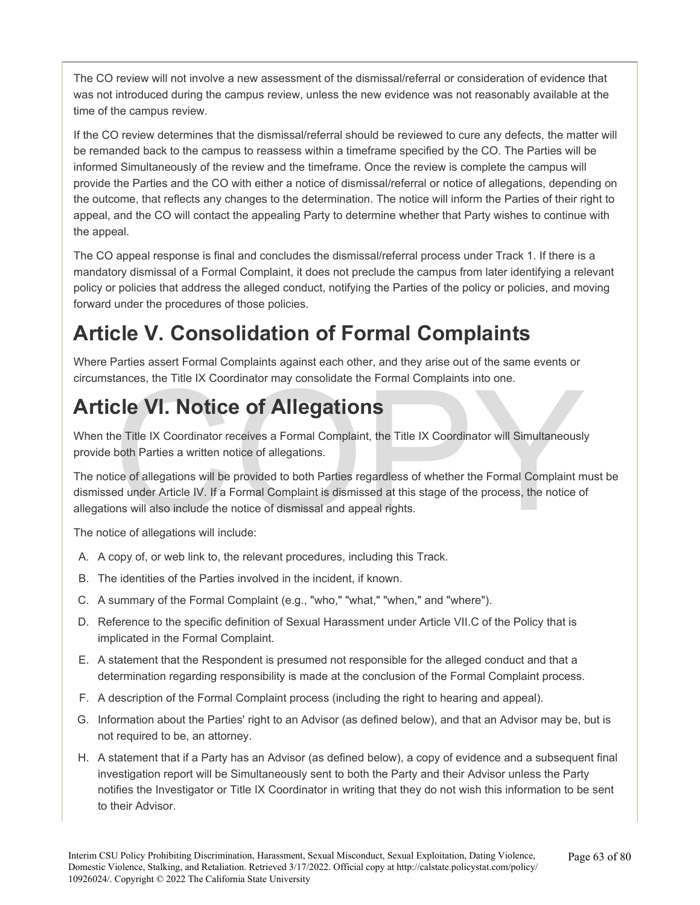The CO review will not involve a new assessment of the dismissal/referral or consideration of evidence that was not introduced during the campus review, unless the new evidence was not reasonably available at the time of the campus review.

If the CO review determines that the dismissal/referral should be reviewed to cure any defects, the matter will be remanded back to the campus to reassess within a timeframe specified by the CO. The Parties will be informed Simultaneously of the review and the timeframe. Once the review is complete the campus will provide the Parties and the CO with either a notice of dismissal/referral or notice of allegations, depending on the outcome, that reflects any changes to the determination. The notice will inform the Parties of their right to appeal, and the CO will contact the appealing Party to determine whether that Party wishes to continue with the appeal.

The CO appeal response is final and concludes the dismissal/referral process under Track 1. If there is a mandatory dismissal of a Formal Complaint, it does not preclude the campus from later identifying a relevant policy or policies that address the alleged conduct, notifying the Parties of the policy or policies, and moving forward under the procedures of those policies.

# Article V. Consolidation of Formal Complaints

Where Parties assert Formal Complaints against each other, and they arise out of the same events or circumstances, the Title IX Coordinator may consolidate the Formal Complaints into one.

# Article VI. Notice of Allegations

When the Title IX Coordinator receives a Formal Complaint, the Title IX Coordinator will Simultaneously provide both Parties a written notice of allegations.

The notice of allegations will be provided to both Parties regardless of whether the Formal Complaint must be dismissed under Article IV. If a Formal Complaint is dismissed at this stage of the process, the notice of allegations will also include the notice of dismissal and appeal rights.

The notice of allegations will include:

A. A copy of, or web link to, the relevant procedures, including this Track.
B. The identities of the Parties involved in the incident, if known.
C. A summary of the Formal Complaint (e.g., "who," "what," "when," and "where").
D. Reference to the specific definition of Sexual Harassment under Article VII.C of the Policy that is implicated in the Formal Complaint.
E. A statement that the Respondent is presumed not responsible for the alleged conduct and that a determination regarding responsibility is made at the conclusion of the Formal Complaint process.
F. A description of the Formal Complaint process (including the right to hearing and appeal).
G. Information about the Parties' right to an Advisor (as defined below), and that an Advisor may be, but is not required to be, an attorney.
H. A statement that if a Party has an Advisor (as defined below), a copy of evidence and a subsequent final investigation report will be Simultaneously sent to both the Party and their Advisor unless the Party notifies the Investigator or Title IX Coordinator in writing that they do not wish this information to be sent to their Advisor.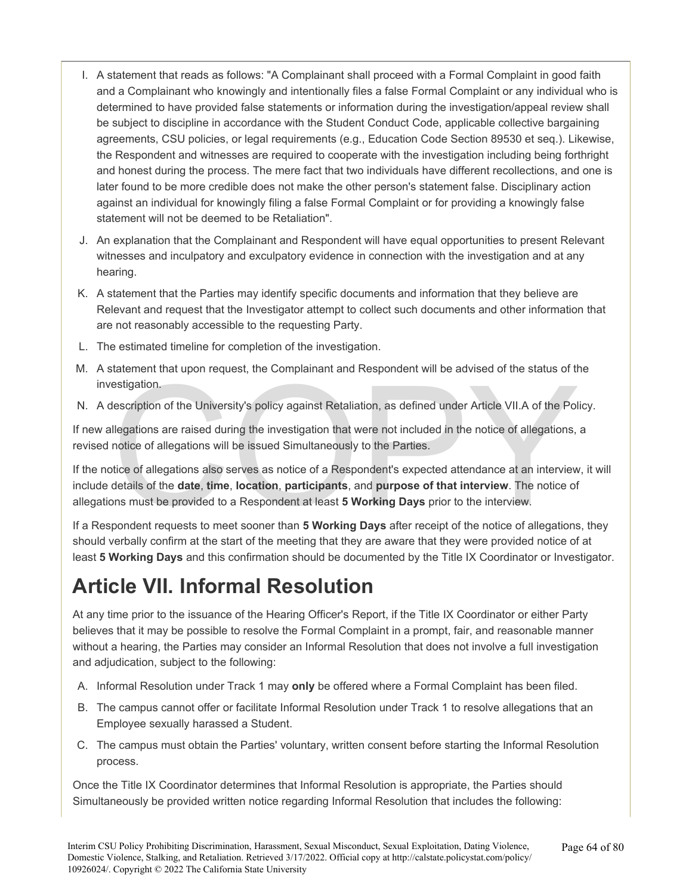I. A statement that reads as follows: "A Complainant shall proceed with a Formal Complaint in good faith and a Complainant who knowingly and intentionally files a false Formal Complaint or any individual who is determined to have provided false statements or information during the investigation/appeal review shall be subject to discipline in accordance with the Student Conduct Code, applicable collective bargaining agreements, CSU policies, or legal requirements (e.g., Education Code Section 89530 et seq.). Likewise, the Respondent and witnesses are required to cooperate with the investigation including being forthright and honest during the process. The mere fact that two individuals have different recollections, and one is later found to be more credible does not make the other person's statement false. Disciplinary action against an individual for knowingly filing a false Formal Complaint or for providing a knowingly false statement will not be deemed to be Retaliation".

J. An explanation that the Complainant and Respondent will have equal opportunities to present Relevant witnesses and inculpatory and exculpatory evidence in connection with the investigation and at any hearing.

K. A statement that the Parties may identify specific documents and information that they believe are Relevant and request that the Investigator attempt to collect such documents and other information that are not reasonably accessible to the requesting Party.

L. The estimated timeline for completion of the investigation.

M. A statement that upon request, the Complainant and Respondent will be advised of the status of the investigation.

N. A description of the University's policy against Retaliation, as defined under Article VII.A of the Policy.

If new allegations are raised during the investigation that were not included in the notice of allegations, a revised notice of allegations will be issued Simultaneously to the Parties.

If the notice of allegations also serves as notice of a Respondent's expected attendance at an interview, it will include details of the **date**, **time**, **location**, **participants**, and **purpose of that interview**. The notice of allegations must be provided to a Respondent at least **5 Working Days** prior to the interview.

If a Respondent requests to meet sooner than **5 Working Days** after receipt of the notice of allegations, they should verbally confirm at the start of the meeting that they are aware that they were provided notice of at least **5 Working Days** and this confirmation should be documented by the Title IX Coordinator or Investigator.

# Article VII. Informal Resolution

At any time prior to the issuance of the Hearing Officer's Report, if the Title IX Coordinator or either Party believes that it may be possible to resolve the Formal Complaint in a prompt, fair, and reasonable manner without a hearing, the Parties may consider an Informal Resolution that does not involve a full investigation and adjudication, subject to the following:

A. Informal Resolution under Track 1 may **only** be offered where a Formal Complaint has been filed.

B. The campus cannot offer or facilitate Informal Resolution under Track 1 to resolve allegations that an Employee sexually harassed a Student.

C. The campus must obtain the Parties' voluntary, written consent before starting the Informal Resolution process.

Once the Title IX Coordinator determines that Informal Resolution is appropriate, the Parties should Simultaneously be provided written notice regarding Informal Resolution that includes the following: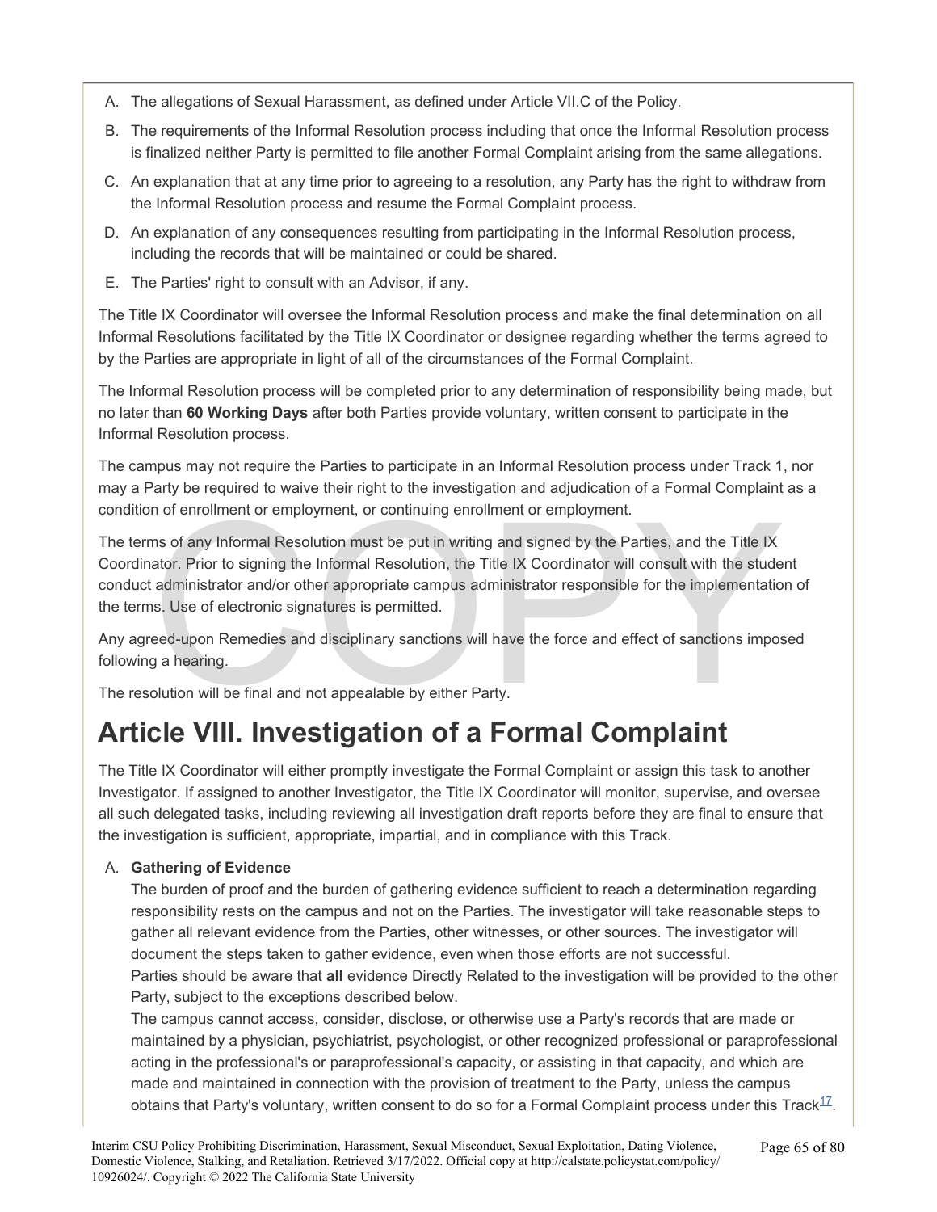A. The allegations of Sexual Harassment, as defined under Article VII.C of the Policy.
B. The requirements of the Informal Resolution process including that once the Informal Resolution process is finalized neither Party is permitted to file another Formal Complaint arising from the same allegations.
C. An explanation that at any time prior to agreeing to a resolution, any Party has the right to withdraw from the Informal Resolution process and resume the Formal Complaint process.
D. An explanation of any consequences resulting from participating in the Informal Resolution process, including the records that will be maintained or could be shared.
E. The Parties' right to consult with an Advisor, if any.

The Title IX Coordinator will oversee the Informal Resolution process and make the final determination on all Informal Resolutions facilitated by the Title IX Coordinator or designee regarding whether the terms agreed to by the Parties are appropriate in light of all of the circumstances of the Formal Complaint.

The Informal Resolution process will be completed prior to any determination of responsibility being made, but no later than **60 Working Days** after both Parties provide voluntary, written consent to participate in the Informal Resolution process.

The campus may not require the Parties to participate in an Informal Resolution process under Track 1, nor may a Party be required to waive their right to the investigation and adjudication of a Formal Complaint as a condition of enrollment or employment, or continuing enrollment or employment.

The terms of any Informal Resolution must be put in writing and signed by the Parties, and the Title IX Coordinator. Prior to signing the Informal Resolution, the Title IX Coordinator will consult with the student conduct administrator and/or other appropriate campus administrator responsible for the implementation of the terms. Use of electronic signatures is permitted.

Any agreed-upon Remedies and disciplinary sanctions will have the force and effect of sanctions imposed following a hearing.

The resolution will be final and not appealable by either Party.

# Article VIII. Investigation of a Formal Complaint

The Title IX Coordinator will either promptly investigate the Formal Complaint or assign this task to another Investigator. If assigned to another Investigator, the Title IX Coordinator will monitor, supervise, and oversee all such delegated tasks, including reviewing all investigation draft reports before they are final to ensure that the investigation is sufficient, appropriate, impartial, and in compliance with this Track.

A. **Gathering of Evidence**
   The burden of proof and the burden of gathering evidence sufficient to reach a determination regarding responsibility rests on the campus and not on the Parties. The investigator will take reasonable steps to gather all relevant evidence from the Parties, other witnesses, or other sources. The investigator will document the steps taken to gather evidence, even when those efforts are not successful.
   Parties should be aware that **all** evidence Directly Related to the investigation will be provided to the other Party, subject to the exceptions described below.
   The campus cannot access, consider, disclose, or otherwise use a Party's records that are made or maintained by a physician, psychiatrist, psychologist, or other recognized professional or paraprofessional acting in the professional's or paraprofessional's capacity, or assisting in that capacity, and which are made and maintained in connection with the provision of treatment to the Party, unless the campus obtains that Party's voluntary, written consent to do so for a Formal Complaint process under this Track[17].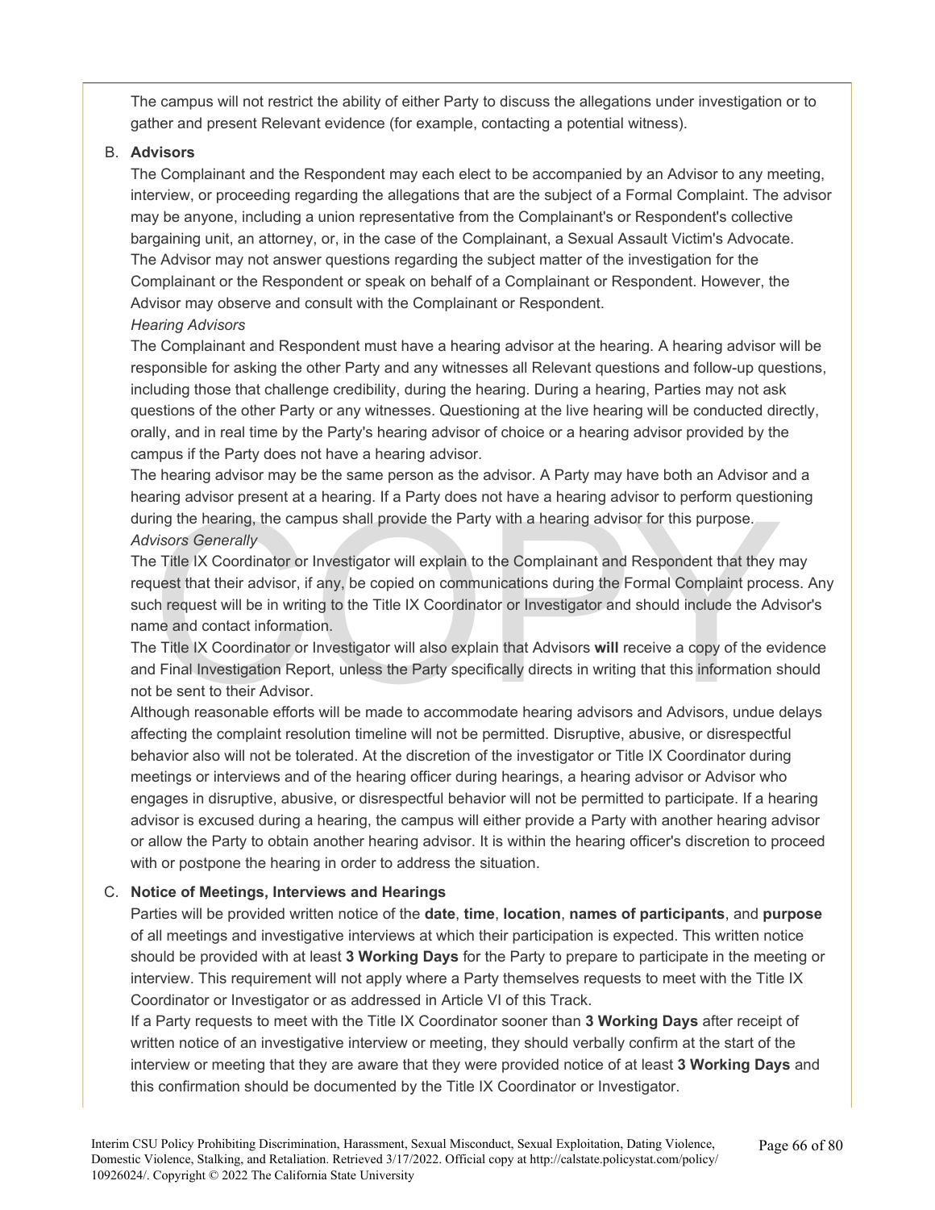The campus will not restrict the ability of either Party to discuss the allegations under investigation or to gather and present Relevant evidence (for example, contacting a potential witness).

B. **Advisors**

The Complainant and the Respondent may each elect to be accompanied by an Advisor to any meeting, interview, or proceeding regarding the allegations that are the subject of a Formal Complaint. The advisor may be anyone, including a union representative from the Complainant's or Respondent's collective bargaining unit, an attorney, or, in the case of the Complainant, a Sexual Assault Victim's Advocate. The Advisor may not answer questions regarding the subject matter of the investigation for the Complainant or the Respondent or speak on behalf of a Complainant or Respondent. However, the Advisor may observe and consult with the Complainant or Respondent.

*Hearing Advisors*

The Complainant and Respondent must have a hearing advisor at the hearing. A hearing advisor will be responsible for asking the other Party and any witnesses all Relevant questions and follow-up questions, including those that challenge credibility, during the hearing. During a hearing, Parties may not ask questions of the other Party or any witnesses. Questioning at the live hearing will be conducted directly, orally, and in real time by the Party's hearing advisor of choice or a hearing advisor provided by the campus if the Party does not have a hearing advisor.

The hearing advisor may be the same person as the advisor. A Party may have both an Advisor and a hearing advisor present at a hearing. If a Party does not have a hearing advisor to perform questioning during the hearing, the campus shall provide the Party with a hearing advisor for this purpose.

*Advisors Generally*

The Title IX Coordinator or Investigator will explain to the Complainant and Respondent that they may request that their advisor, if any, be copied on communications during the Formal Complaint process. Any such request will be in writing to the Title IX Coordinator or Investigator and should include the Advisor's name and contact information.

The Title IX Coordinator or Investigator will also explain that Advisors **will** receive a copy of the evidence and Final Investigation Report, unless the Party specifically directs in writing that this information should not be sent to their Advisor.

Although reasonable efforts will be made to accommodate hearing advisors and Advisors, undue delays affecting the complaint resolution timeline will not be permitted. Disruptive, abusive, or disrespectful behavior also will not be tolerated. At the discretion of the investigator or Title IX Coordinator during meetings or interviews and of the hearing officer during hearings, a hearing advisor or Advisor who engages in disruptive, abusive, or disrespectful behavior will not be permitted to participate. If a hearing advisor is excused during a hearing, the campus will either provide a Party with another hearing advisor or allow the Party to obtain another hearing advisor. It is within the hearing officer's discretion to proceed with or postpone the hearing in order to address the situation.

C. **Notice of Meetings, Interviews and Hearings**

Parties will be provided written notice of the **date**, **time**, **location**, **names of participants**, and **purpose** of all meetings and investigative interviews at which their participation is expected. This written notice should be provided with at least **3 Working Days** for the Party to prepare to participate in the meeting or interview. This requirement will not apply where a Party themselves requests to meet with the Title IX Coordinator or Investigator or as addressed in Article VI of this Track.

If a Party requests to meet with the Title IX Coordinator sooner than **3 Working Days** after receipt of written notice of an investigative interview or meeting, they should verbally confirm at the start of the interview or meeting that they are aware that they were provided notice of at least **3 Working Days** and this confirmation should be documented by the Title IX Coordinator or Investigator.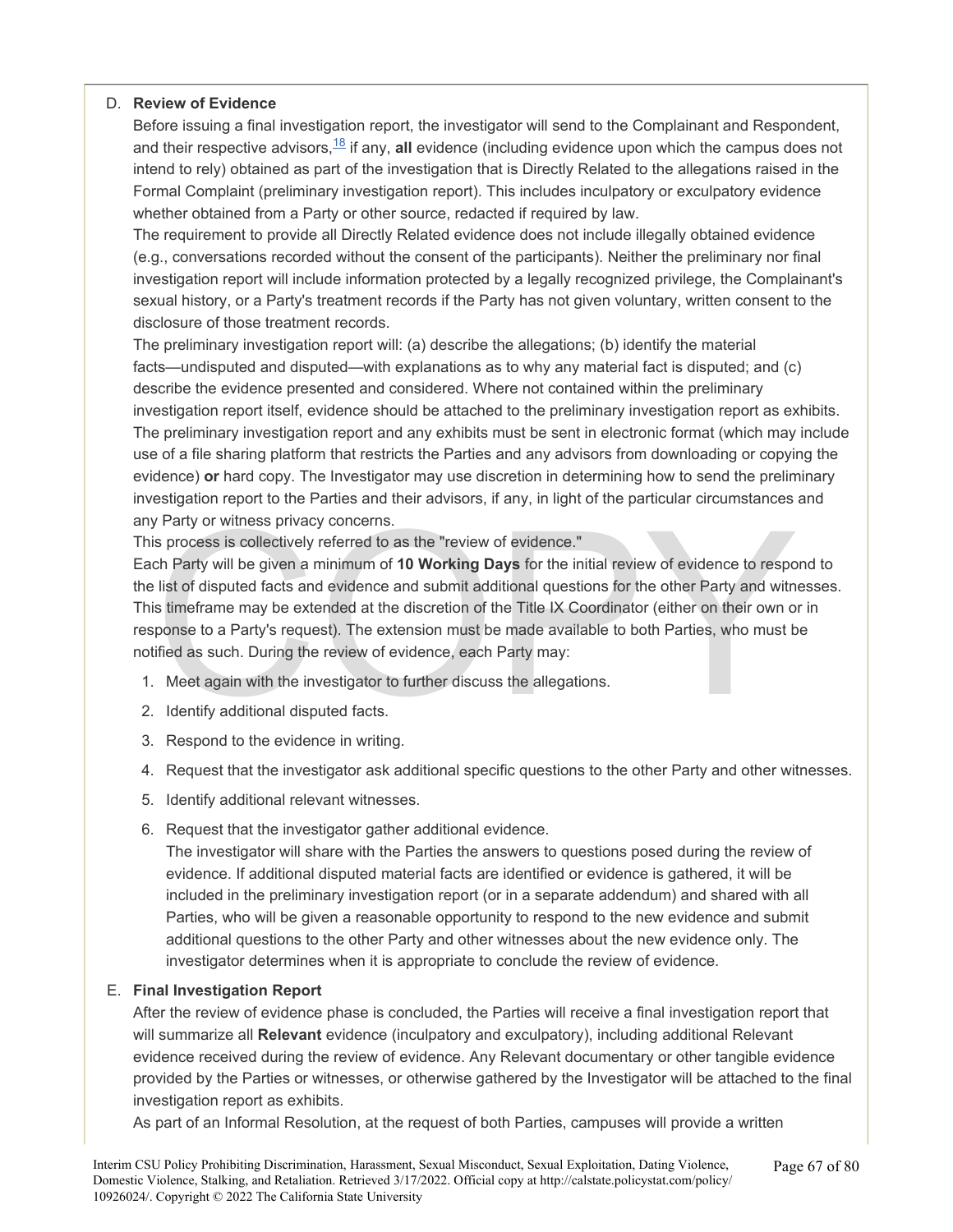D. **Review of Evidence**

Before issuing a final investigation report, the investigator will send to the Complainant and Respondent, and their respective advisors,[18] if any, **all** evidence (including evidence upon which the campus does not intend to rely) obtained as part of the investigation that is Directly Related to the allegations raised in the Formal Complaint (preliminary investigation report). This includes inculpatory or exculpatory evidence whether obtained from a Party or other source, redacted if required by law.

The requirement to provide all Directly Related evidence does not include illegally obtained evidence (e.g., conversations recorded without the consent of the participants). Neither the preliminary nor final investigation report will include information protected by a legally recognized privilege, the Complainant's sexual history, or a Party's treatment records if the Party has not given voluntary, written consent to the disclosure of those treatment records.

The preliminary investigation report will: (a) describe the allegations; (b) identify the material facts—undisputed and disputed—with explanations as to why any material fact is disputed; and (c) describe the evidence presented and considered. Where not contained within the preliminary investigation report itself, evidence should be attached to the preliminary investigation report as exhibits. The preliminary investigation report and any exhibits must be sent in electronic format (which may include use of a file sharing platform that restricts the Parties and any advisors from downloading or copying the evidence) **or** hard copy. The Investigator may use discretion in determining how to send the preliminary investigation report to the Parties and their advisors, if any, in light of the particular circumstances and any Party or witness privacy concerns.

This process is collectively referred to as the "review of evidence."

Each Party will be given a minimum of **10 Working Days** for the initial review of evidence to respond to the list of disputed facts and evidence and submit additional questions for the other Party and witnesses. This timeframe may be extended at the discretion of the Title IX Coordinator (either on their own or in response to a Party's request). The extension must be made available to both Parties, who must be notified as such. During the review of evidence, each Party may:

1. Meet again with the investigator to further discuss the allegations.
2. Identify additional disputed facts.
3. Respond to the evidence in writing.
4. Request that the investigator ask additional specific questions to the other Party and other witnesses.
5. Identify additional relevant witnesses.
6. Request that the investigator gather additional evidence.

   The investigator will share with the Parties the answers to questions posed during the review of evidence. If additional disputed material facts are identified or evidence is gathered, it will be included in the preliminary investigation report (or in a separate addendum) and shared with all Parties, who will be given a reasonable opportunity to respond to the new evidence and submit additional questions to the other Party and other witnesses about the new evidence only. The investigator determines when it is appropriate to conclude the review of evidence.

E. **Final Investigation Report**

After the review of evidence phase is concluded, the Parties will receive a final investigation report that will summarize all **Relevant** evidence (inculpatory and exculpatory), including additional Relevant evidence received during the review of evidence. Any Relevant documentary or other tangible evidence provided by the Parties or witnesses, or otherwise gathered by the Investigator will be attached to the final investigation report as exhibits.

As part of an Informal Resolution, at the request of both Parties, campuses will provide a written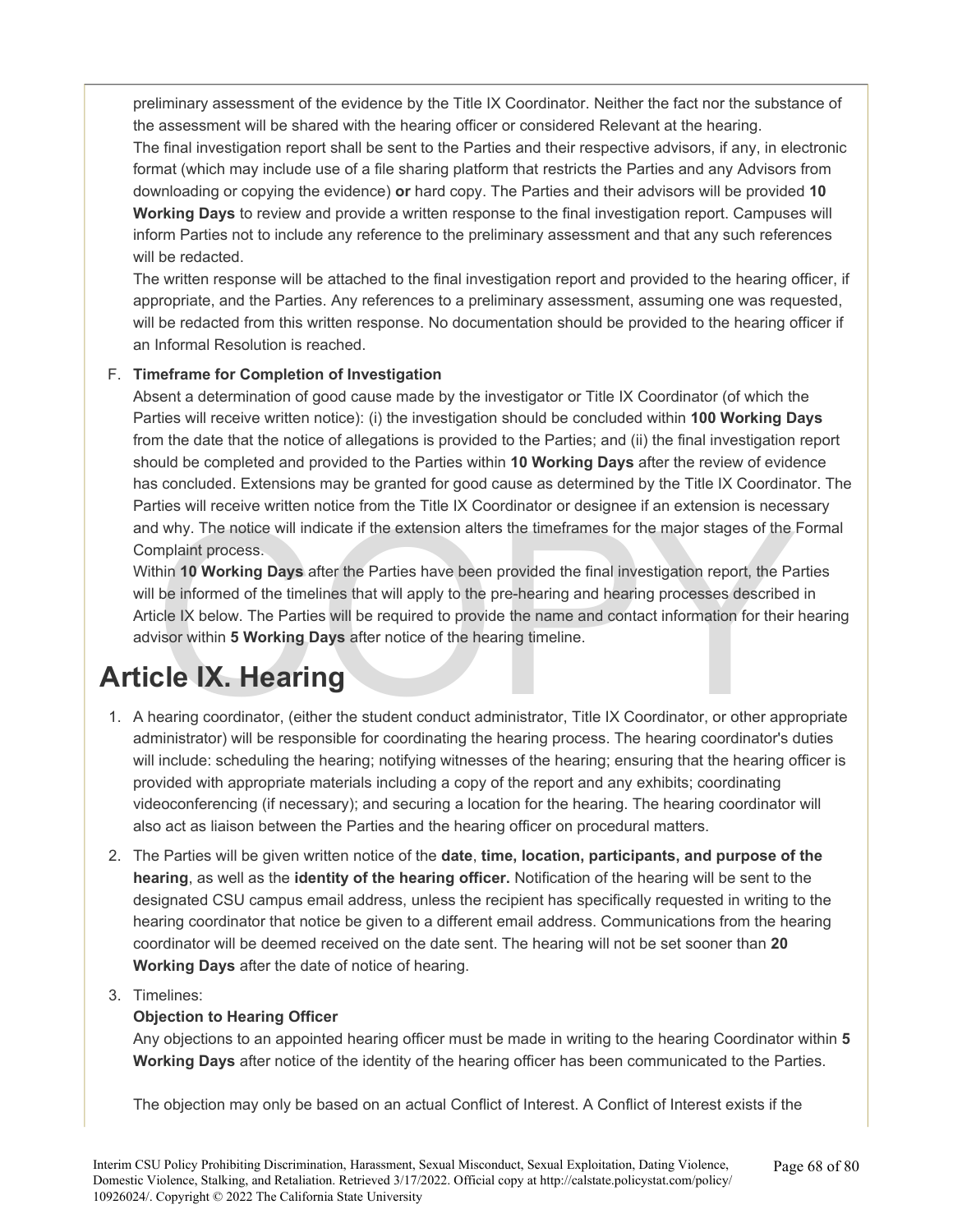preliminary assessment of the evidence by the Title IX Coordinator. Neither the fact nor the substance of the assessment will be shared with the hearing officer or considered Relevant at the hearing.

The final investigation report shall be sent to the Parties and their respective advisors, if any, in electronic format (which may include use of a file sharing platform that restricts the Parties and any Advisors from downloading or copying the evidence) **or** hard copy. The Parties and their advisors will be provided **10 Working Days** to review and provide a written response to the final investigation report. Campuses will inform Parties not to include any reference to the preliminary assessment and that any such references will be redacted.

The written response will be attached to the final investigation report and provided to the hearing officer, if appropriate, and the Parties. Any references to a preliminary assessment, assuming one was requested, will be redacted from this written response. No documentation should be provided to the hearing officer if an Informal Resolution is reached.

F. **Timeframe for Completion of Investigation**

Absent a determination of good cause made by the investigator or Title IX Coordinator (of which the Parties will receive written notice): (i) the investigation should be concluded within **100 Working Days** from the date that the notice of allegations is provided to the Parties; and (ii) the final investigation report should be completed and provided to the Parties within **10 Working Days** after the review of evidence has concluded. Extensions may be granted for good cause as determined by the Title IX Coordinator. The Parties will receive written notice from the Title IX Coordinator or designee if an extension is necessary and why. The notice will indicate if the extension alters the timeframes for the major stages of the Formal Complaint process.

Within **10 Working Days** after the Parties have been provided the final investigation report, the Parties will be informed of the timelines that will apply to the pre-hearing and hearing processes described in Article IX below. The Parties will be required to provide the name and contact information for their hearing advisor within **5 Working Days** after notice of the hearing timeline.

# Article IX. Hearing

1. A hearing coordinator, (either the student conduct administrator, Title IX Coordinator, or other appropriate administrator) will be responsible for coordinating the hearing process. The hearing coordinator's duties will include: scheduling the hearing; notifying witnesses of the hearing; ensuring that the hearing officer is provided with appropriate materials including a copy of the report and any exhibits; coordinating videoconferencing (if necessary); and securing a location for the hearing. The hearing coordinator will also act as liaison between the Parties and the hearing officer on procedural matters.

2. The Parties will be given written notice of the **date**, **time, location, participants, and purpose of the hearing**, as well as the **identity of the hearing officer.** Notification of the hearing will be sent to the designated CSU campus email address, unless the recipient has specifically requested in writing to the hearing coordinator that notice be given to a different email address. Communications from the hearing coordinator will be deemed received on the date sent. The hearing will not be set sooner than **20 Working Days** after the date of notice of hearing.

3. Timelines:

   **Objection to Hearing Officer**

   Any objections to an appointed hearing officer must be made in writing to the hearing Coordinator within **5 Working Days** after notice of the identity of the hearing officer has been communicated to the Parties.

   The objection may only be based on an actual Conflict of Interest. A Conflict of Interest exists if the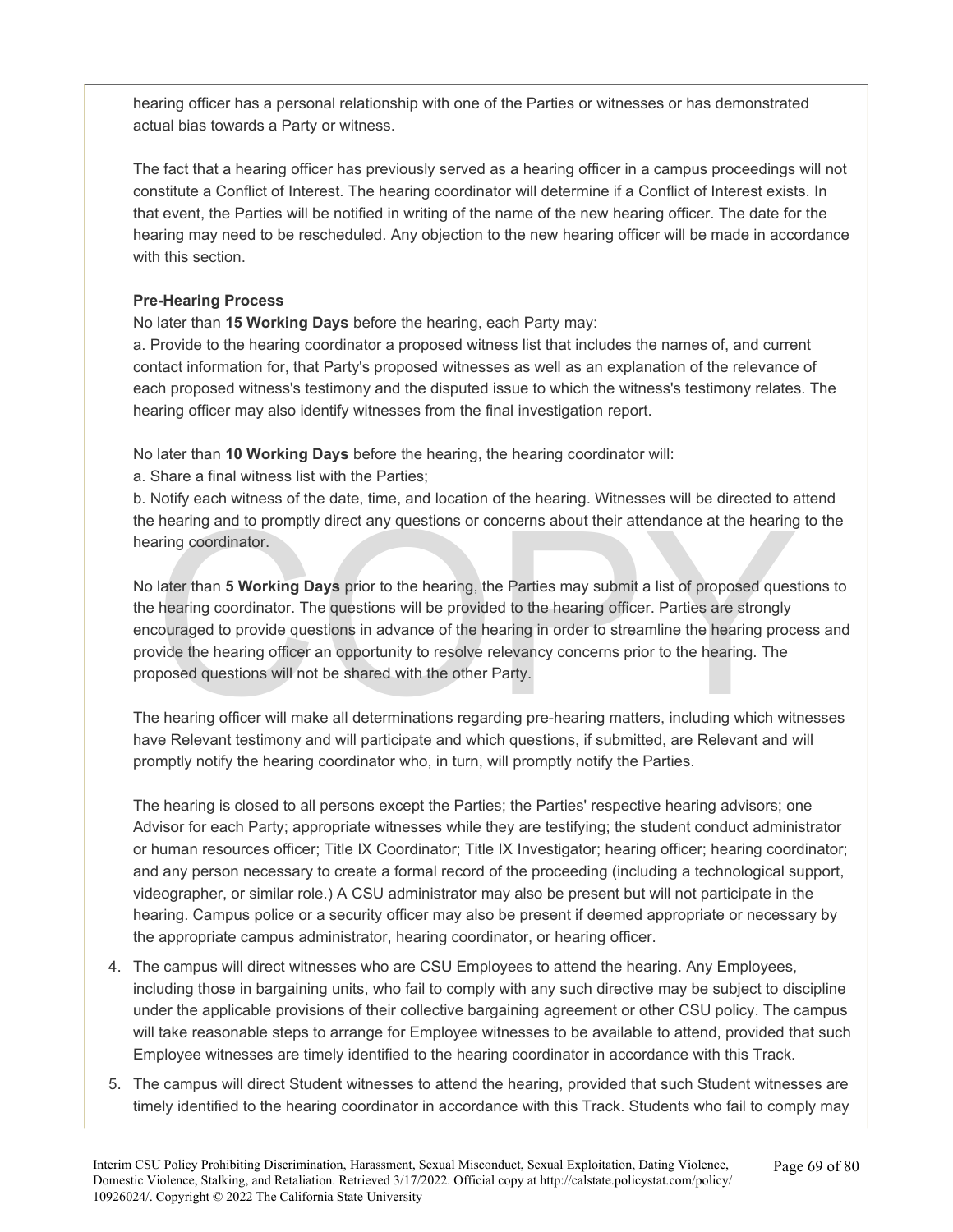hearing officer has a personal relationship with one of the Parties or witnesses or has demonstrated actual bias towards a Party or witness.

The fact that a hearing officer has previously served as a hearing officer in a campus proceedings will not constitute a Conflict of Interest. The hearing coordinator will determine if a Conflict of Interest exists. In that event, the Parties will be notified in writing of the name of the new hearing officer. The date for the hearing may need to be rescheduled. Any objection to the new hearing officer will be made in accordance with this section.

**Pre-Hearing Process**

No later than **15 Working Days** before the hearing, each Party may:

a. Provide to the hearing coordinator a proposed witness list that includes the names of, and current contact information for, that Party's proposed witnesses as well as an explanation of the relevance of each proposed witness's testimony and the disputed issue to which the witness's testimony relates. The hearing officer may also identify witnesses from the final investigation report.

No later than **10 Working Days** before the hearing, the hearing coordinator will:

a. Share a final witness list with the Parties;

b. Notify each witness of the date, time, and location of the hearing. Witnesses will be directed to attend the hearing and to promptly direct any questions or concerns about their attendance at the hearing to the hearing coordinator.

No later than **5 Working Days** prior to the hearing, the Parties may submit a list of proposed questions to the hearing coordinator. The questions will be provided to the hearing officer. Parties are strongly encouraged to provide questions in advance of the hearing in order to streamline the hearing process and provide the hearing officer an opportunity to resolve relevancy concerns prior to the hearing. The proposed questions will not be shared with the other Party.

The hearing officer will make all determinations regarding pre-hearing matters, including which witnesses have Relevant testimony and will participate and which questions, if submitted, are Relevant and will promptly notify the hearing coordinator who, in turn, will promptly notify the Parties.

The hearing is closed to all persons except the Parties; the Parties' respective hearing advisors; one Advisor for each Party; appropriate witnesses while they are testifying; the student conduct administrator or human resources officer; Title IX Coordinator; Title IX Investigator; hearing officer; hearing coordinator; and any person necessary to create a formal record of the proceeding (including a technological support, videographer, or similar role.) A CSU administrator may also be present but will not participate in the hearing. Campus police or a security officer may also be present if deemed appropriate or necessary by the appropriate campus administrator, hearing coordinator, or hearing officer.

4. The campus will direct witnesses who are CSU Employees to attend the hearing. Any Employees, including those in bargaining units, who fail to comply with any such directive may be subject to discipline under the applicable provisions of their collective bargaining agreement or other CSU policy. The campus will take reasonable steps to arrange for Employee witnesses to be available to attend, provided that such Employee witnesses are timely identified to the hearing coordinator in accordance with this Track.
5. The campus will direct Student witnesses to attend the hearing, provided that such Student witnesses are timely identified to the hearing coordinator in accordance with this Track. Students who fail to comply may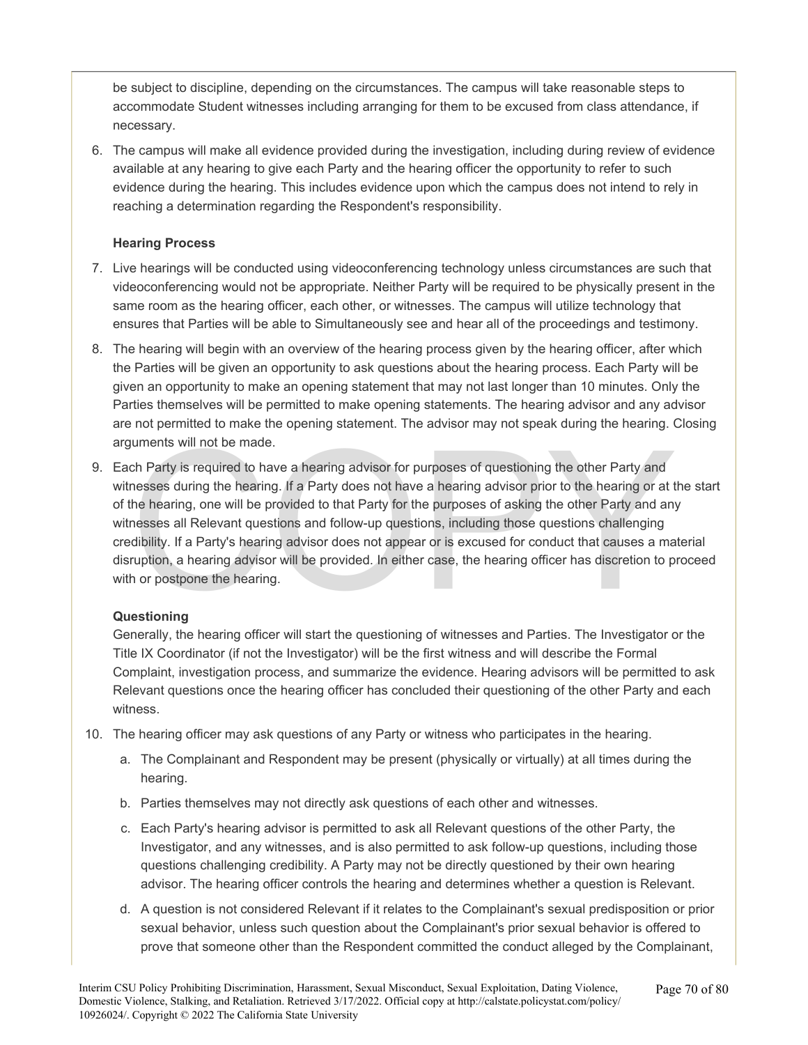be subject to discipline, depending on the circumstances. The campus will take reasonable steps to accommodate Student witnesses including arranging for them to be excused from class attendance, if necessary.

6. The campus will make all evidence provided during the investigation, including during review of evidence available at any hearing to give each Party and the hearing officer the opportunity to refer to such evidence during the hearing. This includes evidence upon which the campus does not intend to rely in reaching a determination regarding the Respondent's responsibility.

**Hearing Process**

7. Live hearings will be conducted using videoconferencing technology unless circumstances are such that videoconferencing would not be appropriate. Neither Party will be required to be physically present in the same room as the hearing officer, each other, or witnesses. The campus will utilize technology that ensures that Parties will be able to Simultaneously see and hear all of the proceedings and testimony.
8. The hearing will begin with an overview of the hearing process given by the hearing officer, after which the Parties will be given an opportunity to ask questions about the hearing process. Each Party will be given an opportunity to make an opening statement that may not last longer than 10 minutes. Only the Parties themselves will be permitted to make opening statements. The hearing advisor and any advisor are not permitted to make the opening statement. The advisor may not speak during the hearing. Closing arguments will not be made.
9. Each Party is required to have a hearing advisor for purposes of questioning the other Party and witnesses during the hearing. If a Party does not have a hearing advisor prior to the hearing or at the start of the hearing, one will be provided to that Party for the purposes of asking the other Party and any witnesses all Relevant questions and follow-up questions, including those questions challenging credibility. If a Party's hearing advisor does not appear or is excused for conduct that causes a material disruption, a hearing advisor will be provided. In either case, the hearing officer has discretion to proceed with or postpone the hearing.

**Questioning**

Generally, the hearing officer will start the questioning of witnesses and Parties. The Investigator or the Title IX Coordinator (if not the Investigator) will be the first witness and will describe the Formal Complaint, investigation process, and summarize the evidence. Hearing advisors will be permitted to ask Relevant questions once the hearing officer has concluded their questioning of the other Party and each witness.

10. The hearing officer may ask questions of any Party or witness who participates in the hearing.
    a. The Complainant and Respondent may be present (physically or virtually) at all times during the hearing.
    b. Parties themselves may not directly ask questions of each other and witnesses.
    c. Each Party's hearing advisor is permitted to ask all Relevant questions of the other Party, the Investigator, and any witnesses, and is also permitted to ask follow-up questions, including those questions challenging credibility. A Party may not be directly questioned by their own hearing advisor. The hearing officer controls the hearing and determines whether a question is Relevant.
    d. A question is not considered Relevant if it relates to the Complainant's sexual predisposition or prior sexual behavior, unless such question about the Complainant's prior sexual behavior is offered to prove that someone other than the Respondent committed the conduct alleged by the Complainant,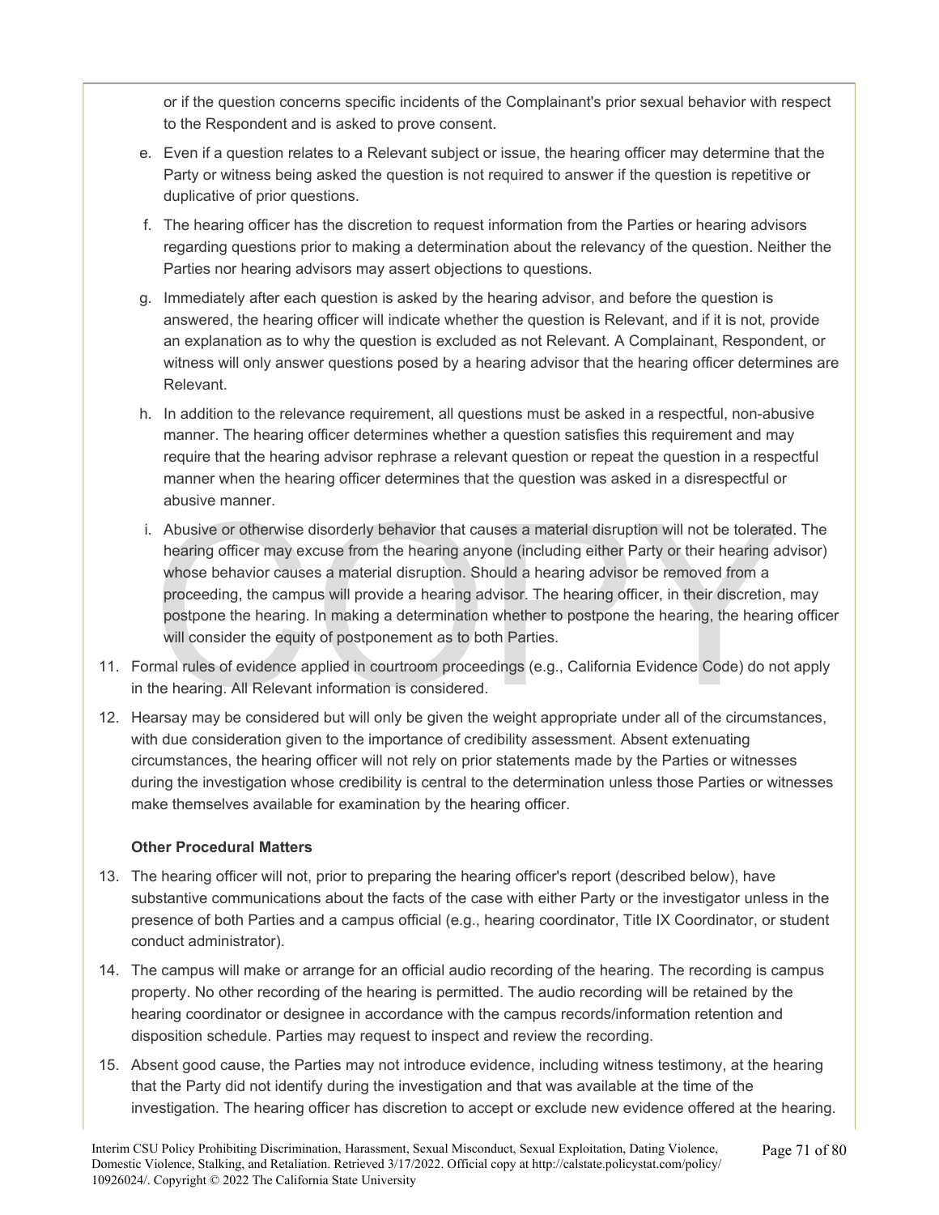or if the question concerns specific incidents of the Complainant's prior sexual behavior with respect to the Respondent and is asked to prove consent.

e. Even if a question relates to a Relevant subject or issue, the hearing officer may determine that the Party or witness being asked the question is not required to answer if the question is repetitive or duplicative of prior questions.

f. The hearing officer has the discretion to request information from the Parties or hearing advisors regarding questions prior to making a determination about the relevancy of the question. Neither the Parties nor hearing advisors may assert objections to questions.

g. Immediately after each question is asked by the hearing advisor, and before the question is answered, the hearing officer will indicate whether the question is Relevant, and if it is not, provide an explanation as to why the question is excluded as not Relevant. A Complainant, Respondent, or witness will only answer questions posed by a hearing advisor that the hearing officer determines are Relevant.

h. In addition to the relevance requirement, all questions must be asked in a respectful, non-abusive manner. The hearing officer determines whether a question satisfies this requirement and may require that the hearing advisor rephrase a relevant question or repeat the question in a respectful manner when the hearing officer determines that the question was asked in a disrespectful or abusive manner.

i. Abusive or otherwise disorderly behavior that causes a material disruption will not be tolerated. The hearing officer may excuse from the hearing anyone (including either Party or their hearing advisor) whose behavior causes a material disruption. Should a hearing advisor be removed from a proceeding, the campus will provide a hearing advisor. The hearing officer, in their discretion, may postpone the hearing. In making a determination whether to postpone the hearing, the hearing officer will consider the equity of postponement as to both Parties.

11. Formal rules of evidence applied in courtroom proceedings (e.g., California Evidence Code) do not apply in the hearing. All Relevant information is considered.

12. Hearsay may be considered but will only be given the weight appropriate under all of the circumstances, with due consideration given to the importance of credibility assessment. Absent extenuating circumstances, the hearing officer will not rely on prior statements made by the Parties or witnesses during the investigation whose credibility is central to the determination unless those Parties or witnesses make themselves available for examination by the hearing officer.

**Other Procedural Matters**

13. The hearing officer will not, prior to preparing the hearing officer's report (described below), have substantive communications about the facts of the case with either Party or the investigator unless in the presence of both Parties and a campus official (e.g., hearing coordinator, Title IX Coordinator, or student conduct administrator).

14. The campus will make or arrange for an official audio recording of the hearing. The recording is campus property. No other recording of the hearing is permitted. The audio recording will be retained by the hearing coordinator or designee in accordance with the campus records/information retention and disposition schedule. Parties may request to inspect and review the recording.

15. Absent good cause, the Parties may not introduce evidence, including witness testimony, at the hearing that the Party did not identify during the investigation and that was available at the time of the investigation. The hearing officer has discretion to accept or exclude new evidence offered at the hearing.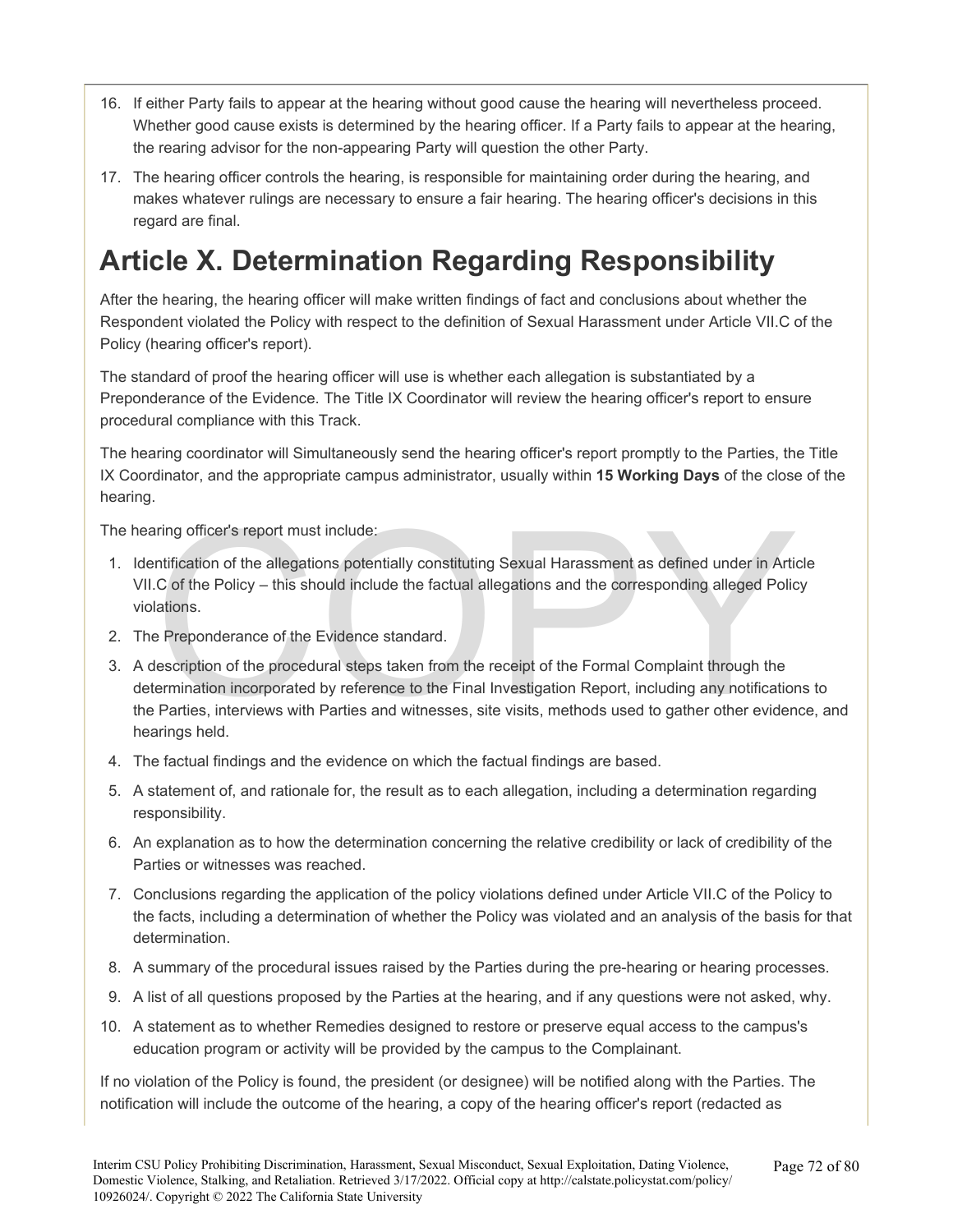16. If either Party fails to appear at the hearing without good cause the hearing will nevertheless proceed. Whether good cause exists is determined by the hearing officer. If a Party fails to appear at the hearing, the rearing advisor for the non-appearing Party will question the other Party.
17. The hearing officer controls the hearing, is responsible for maintaining order during the hearing, and makes whatever rulings are necessary to ensure a fair hearing. The hearing officer's decisions in this regard are final.

# Article X. Determination Regarding Responsibility

After the hearing, the hearing officer will make written findings of fact and conclusions about whether the Respondent violated the Policy with respect to the definition of Sexual Harassment under Article VII.C of the Policy (hearing officer's report).

The standard of proof the hearing officer will use is whether each allegation is substantiated by a Preponderance of the Evidence. The Title IX Coordinator will review the hearing officer's report to ensure procedural compliance with this Track.

The hearing coordinator will Simultaneously send the hearing officer's report promptly to the Parties, the Title IX Coordinator, and the appropriate campus administrator, usually within **15 Working Days** of the close of the hearing.

The hearing officer's report must include:

1. Identification of the allegations potentially constituting Sexual Harassment as defined under in Article VII.C of the Policy – this should include the factual allegations and the corresponding alleged Policy violations.
2. The Preponderance of the Evidence standard.
3. A description of the procedural steps taken from the receipt of the Formal Complaint through the determination incorporated by reference to the Final Investigation Report, including any notifications to the Parties, interviews with Parties and witnesses, site visits, methods used to gather other evidence, and hearings held.
4. The factual findings and the evidence on which the factual findings are based.
5. A statement of, and rationale for, the result as to each allegation, including a determination regarding responsibility.
6. An explanation as to how the determination concerning the relative credibility or lack of credibility of the Parties or witnesses was reached.
7. Conclusions regarding the application of the policy violations defined under Article VII.C of the Policy to the facts, including a determination of whether the Policy was violated and an analysis of the basis for that determination.
8. A summary of the procedural issues raised by the Parties during the pre-hearing or hearing processes.
9. A list of all questions proposed by the Parties at the hearing, and if any questions were not asked, why.
10. A statement as to whether Remedies designed to restore or preserve equal access to the campus's education program or activity will be provided by the campus to the Complainant.

If no violation of the Policy is found, the president (or designee) will be notified along with the Parties. The notification will include the outcome of the hearing, a copy of the hearing officer's report (redacted as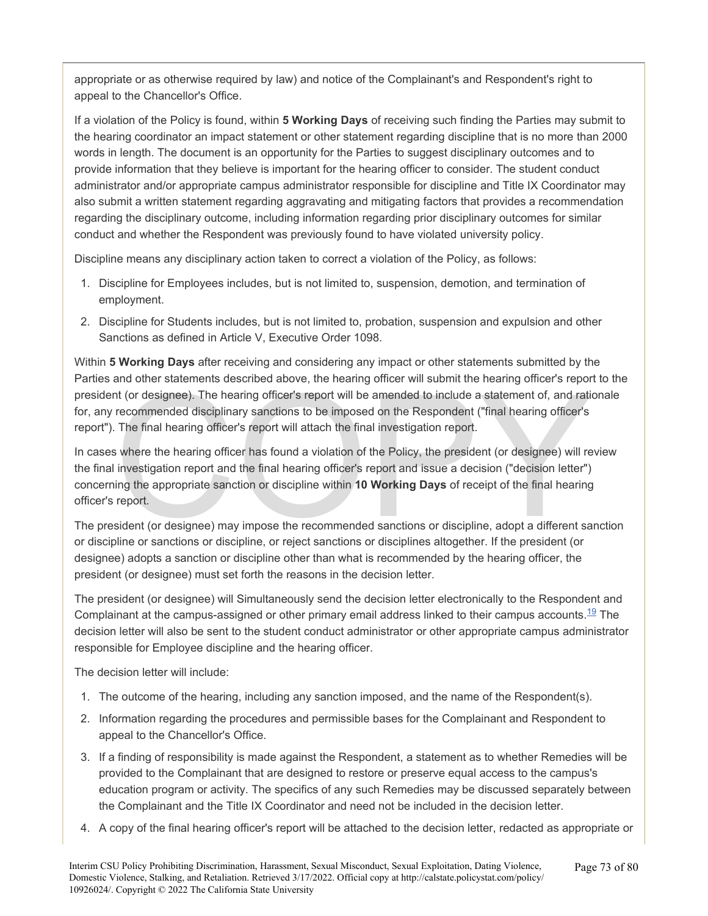appropriate or as otherwise required by law) and notice of the Complainant's and Respondent's right to appeal to the Chancellor's Office.

If a violation of the Policy is found, within **5 Working Days** of receiving such finding the Parties may submit to the hearing coordinator an impact statement or other statement regarding discipline that is no more than 2000 words in length. The document is an opportunity for the Parties to suggest disciplinary outcomes and to provide information that they believe is important for the hearing officer to consider. The student conduct administrator and/or appropriate campus administrator responsible for discipline and Title IX Coordinator may also submit a written statement regarding aggravating and mitigating factors that provides a recommendation regarding the disciplinary outcome, including information regarding prior disciplinary outcomes for similar conduct and whether the Respondent was previously found to have violated university policy.

Discipline means any disciplinary action taken to correct a violation of the Policy, as follows:

1. Discipline for Employees includes, but is not limited to, suspension, demotion, and termination of employment.
2. Discipline for Students includes, but is not limited to, probation, suspension and expulsion and other Sanctions as defined in Article V, Executive Order 1098.

Within **5 Working Days** after receiving and considering any impact or other statements submitted by the Parties and other statements described above, the hearing officer will submit the hearing officer's report to the president (or designee). The hearing officer's report will be amended to include a statement of, and rationale for, any recommended disciplinary sanctions to be imposed on the Respondent ("final hearing officer's report"). The final hearing officer's report will attach the final investigation report.

In cases where the hearing officer has found a violation of the Policy, the president (or designee) will review the final investigation report and the final hearing officer's report and issue a decision ("decision letter") concerning the appropriate sanction or discipline within **10 Working Days** of receipt of the final hearing officer's report.

The president (or designee) may impose the recommended sanctions or discipline, adopt a different sanction or discipline or sanctions or discipline, or reject sanctions or disciplines altogether. If the president (or designee) adopts a sanction or discipline other than what is recommended by the hearing officer, the president (or designee) must set forth the reasons in the decision letter.

The president (or designee) will Simultaneously send the decision letter electronically to the Respondent and Complainant at the campus-assigned or other primary email address linked to their campus accounts.[19] The decision letter will also be sent to the student conduct administrator or other appropriate campus administrator responsible for Employee discipline and the hearing officer.

The decision letter will include:

1. The outcome of the hearing, including any sanction imposed, and the name of the Respondent(s).
2. Information regarding the procedures and permissible bases for the Complainant and Respondent to appeal to the Chancellor's Office.
3. If a finding of responsibility is made against the Respondent, a statement as to whether Remedies will be provided to the Complainant that are designed to restore or preserve equal access to the campus's education program or activity. The specifics of any such Remedies may be discussed separately between the Complainant and the Title IX Coordinator and need not be included in the decision letter.
4. A copy of the final hearing officer's report will be attached to the decision letter, redacted as appropriate or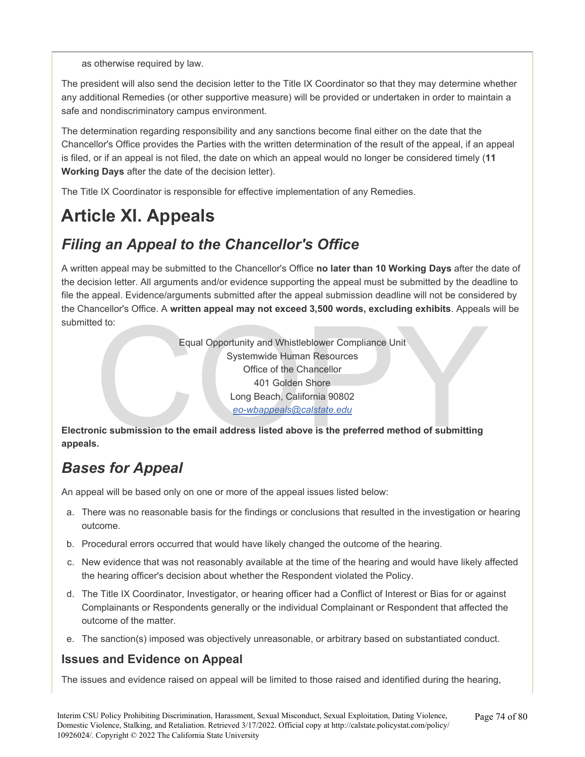as otherwise required by law.

The president will also send the decision letter to the Title IX Coordinator so that they may determine whether any additional Remedies (or other supportive measure) will be provided or undertaken in order to maintain a safe and nondiscriminatory campus environment.

The determination regarding responsibility and any sanctions become final either on the date that the Chancellor's Office provides the Parties with the written determination of the result of the appeal, if an appeal is filed, or if an appeal is not filed, the date on which an appeal would no longer be considered timely (**11 Working Days** after the date of the decision letter).

The Title IX Coordinator is responsible for effective implementation of any Remedies.

# Article XI. Appeals

## *Filing an Appeal to the Chancellor's Office*

A written appeal may be submitted to the Chancellor's Office **no later than 10 Working Days** after the date of the decision letter. All arguments and/or evidence supporting the appeal must be submitted by the deadline to file the appeal. Evidence/arguments submitted after the appeal submission deadline will not be considered by the Chancellor's Office. A **written appeal may not exceed 3,500 words, excluding exhibits**. Appeals will be submitted to:

Equal Opportunity and Whistleblower Compliance Unit
Systemwide Human Resources
Office of the Chancellor
401 Golden Shore
Long Beach, California 90802
*eo-wbappeals@calstate.edu*

**Electronic submission to the email address listed above is the preferred method of submitting appeals.**

## *Bases for Appeal*

An appeal will be based only on one or more of the appeal issues listed below:

a. There was no reasonable basis for the findings or conclusions that resulted in the investigation or hearing outcome.
b. Procedural errors occurred that would have likely changed the outcome of the hearing.
c. New evidence that was not reasonably available at the time of the hearing and would have likely affected the hearing officer's decision about whether the Respondent violated the Policy.
d. The Title IX Coordinator, Investigator, or hearing officer had a Conflict of Interest or Bias for or against Complainants or Respondents generally or the individual Complainant or Respondent that affected the outcome of the matter.
e. The sanction(s) imposed was objectively unreasonable, or arbitrary based on substantiated conduct.

### Issues and Evidence on Appeal

The issues and evidence raised on appeal will be limited to those raised and identified during the hearing,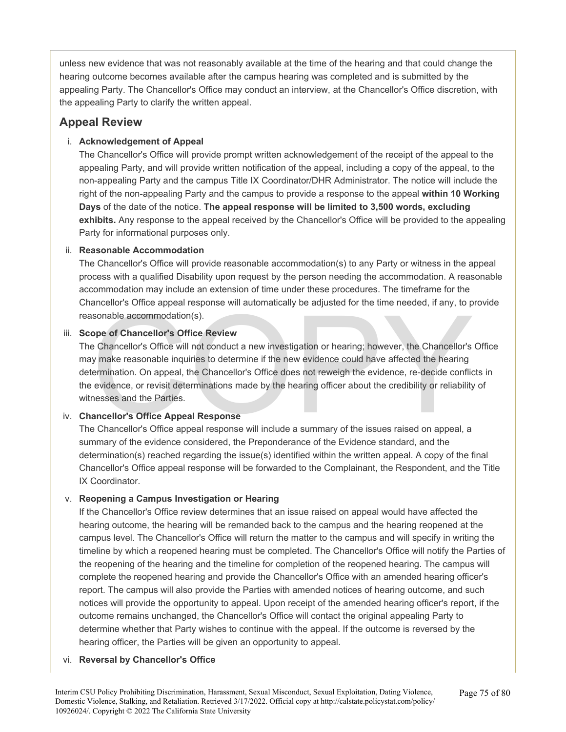unless new evidence that was not reasonably available at the time of the hearing and that could change the hearing outcome becomes available after the campus hearing was completed and is submitted by the appealing Party. The Chancellor's Office may conduct an interview, at the Chancellor's Office discretion, with the appealing Party to clarify the written appeal.

## Appeal Review

i. **Acknowledgement of Appeal**

   The Chancellor's Office will provide prompt written acknowledgement of the receipt of the appeal to the appealing Party, and will provide written notification of the appeal, including a copy of the appeal, to the non-appealing Party and the campus Title IX Coordinator/DHR Administrator. The notice will include the right of the non-appealing Party and the campus to provide a response to the appeal **within 10 Working Days** of the date of the notice. **The appeal response will be limited to 3,500 words, excluding exhibits.** Any response to the appeal received by the Chancellor's Office will be provided to the appealing Party for informational purposes only.

ii. **Reasonable Accommodation**

   The Chancellor's Office will provide reasonable accommodation(s) to any Party or witness in the appeal process with a qualified Disability upon request by the person needing the accommodation. A reasonable accommodation may include an extension of time under these procedures. The timeframe for the Chancellor's Office appeal response will automatically be adjusted for the time needed, if any, to provide reasonable accommodation(s).

iii. **Scope of Chancellor's Office Review**

   The Chancellor's Office will not conduct a new investigation or hearing; however, the Chancellor's Office may make reasonable inquiries to determine if the new evidence could have affected the hearing determination. On appeal, the Chancellor's Office does not reweigh the evidence, re-decide conflicts in the evidence, or revisit determinations made by the hearing officer about the credibility or reliability of witnesses and the Parties.

iv. **Chancellor's Office Appeal Response**

   The Chancellor's Office appeal response will include a summary of the issues raised on appeal, a summary of the evidence considered, the Preponderance of the Evidence standard, and the determination(s) reached regarding the issue(s) identified within the written appeal. A copy of the final Chancellor's Office appeal response will be forwarded to the Complainant, the Respondent, and the Title IX Coordinator.

v. **Reopening a Campus Investigation or Hearing**

   If the Chancellor's Office review determines that an issue raised on appeal would have affected the hearing outcome, the hearing will be remanded back to the campus and the hearing reopened at the campus level. The Chancellor's Office will return the matter to the campus and will specify in writing the timeline by which a reopened hearing must be completed. The Chancellor's Office will notify the Parties of the reopening of the hearing and the timeline for completion of the reopened hearing. The campus will complete the reopened hearing and provide the Chancellor's Office with an amended hearing officer's report. The campus will also provide the Parties with amended notices of hearing outcome, and such notices will provide the opportunity to appeal. Upon receipt of the amended hearing officer's report, if the outcome remains unchanged, the Chancellor's Office will contact the original appealing Party to determine whether that Party wishes to continue with the appeal. If the outcome is reversed by the hearing officer, the Parties will be given an opportunity to appeal.

vi. **Reversal by Chancellor's Office**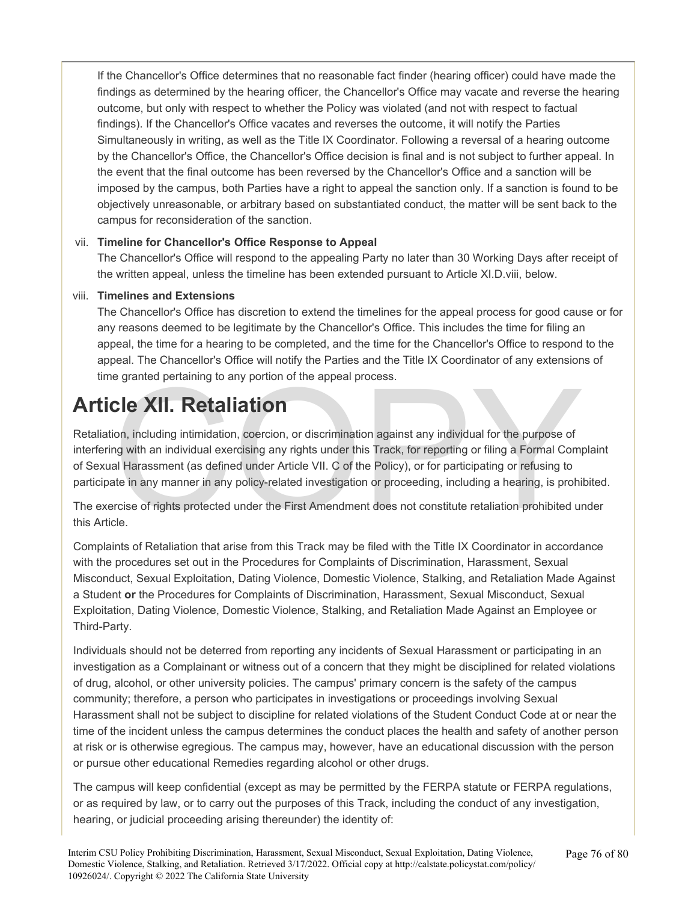If the Chancellor's Office determines that no reasonable fact finder (hearing officer) could have made the findings as determined by the hearing officer, the Chancellor's Office may vacate and reverse the hearing outcome, but only with respect to whether the Policy was violated (and not with respect to factual findings). If the Chancellor's Office vacates and reverses the outcome, it will notify the Parties Simultaneously in writing, as well as the Title IX Coordinator. Following a reversal of a hearing outcome by the Chancellor's Office, the Chancellor's Office decision is final and is not subject to further appeal. In the event that the final outcome has been reversed by the Chancellor's Office and a sanction will be imposed by the campus, both Parties have a right to appeal the sanction only. If a sanction is found to be objectively unreasonable, or arbitrary based on substantiated conduct, the matter will be sent back to the campus for reconsideration of the sanction.

vii. **Timeline for Chancellor's Office Response to Appeal**
The Chancellor's Office will respond to the appealing Party no later than 30 Working Days after receipt of the written appeal, unless the timeline has been extended pursuant to Article XI.D.viii, below.

viii. **Timelines and Extensions**
The Chancellor's Office has discretion to extend the timelines for the appeal process for good cause or for any reasons deemed to be legitimate by the Chancellor's Office. This includes the time for filing an appeal, the time for a hearing to be completed, and the time for the Chancellor's Office to respond to the appeal. The Chancellor's Office will notify the Parties and the Title IX Coordinator of any extensions of time granted pertaining to any portion of the appeal process.

# Article XII. Retaliation

Retaliation, including intimidation, coercion, or discrimination against any individual for the purpose of interfering with an individual exercising any rights under this Track, for reporting or filing a Formal Complaint of Sexual Harassment (as defined under Article VII. C of the Policy), or for participating or refusing to participate in any manner in any policy-related investigation or proceeding, including a hearing, is prohibited.

The exercise of rights protected under the First Amendment does not constitute retaliation prohibited under this Article.

Complaints of Retaliation that arise from this Track may be filed with the Title IX Coordinator in accordance with the procedures set out in the Procedures for Complaints of Discrimination, Harassment, Sexual Misconduct, Sexual Exploitation, Dating Violence, Domestic Violence, Stalking, and Retaliation Made Against a Student **or** the Procedures for Complaints of Discrimination, Harassment, Sexual Misconduct, Sexual Exploitation, Dating Violence, Domestic Violence, Stalking, and Retaliation Made Against an Employee or Third-Party.

Individuals should not be deterred from reporting any incidents of Sexual Harassment or participating in an investigation as a Complainant or witness out of a concern that they might be disciplined for related violations of drug, alcohol, or other university policies. The campus' primary concern is the safety of the campus community; therefore, a person who participates in investigations or proceedings involving Sexual Harassment shall not be subject to discipline for related violations of the Student Conduct Code at or near the time of the incident unless the campus determines the conduct places the health and safety of another person at risk or is otherwise egregious. The campus may, however, have an educational discussion with the person or pursue other educational Remedies regarding alcohol or other drugs.

The campus will keep confidential (except as may be permitted by the FERPA statute or FERPA regulations, or as required by law, or to carry out the purposes of this Track, including the conduct of any investigation, hearing, or judicial proceeding arising thereunder) the identity of: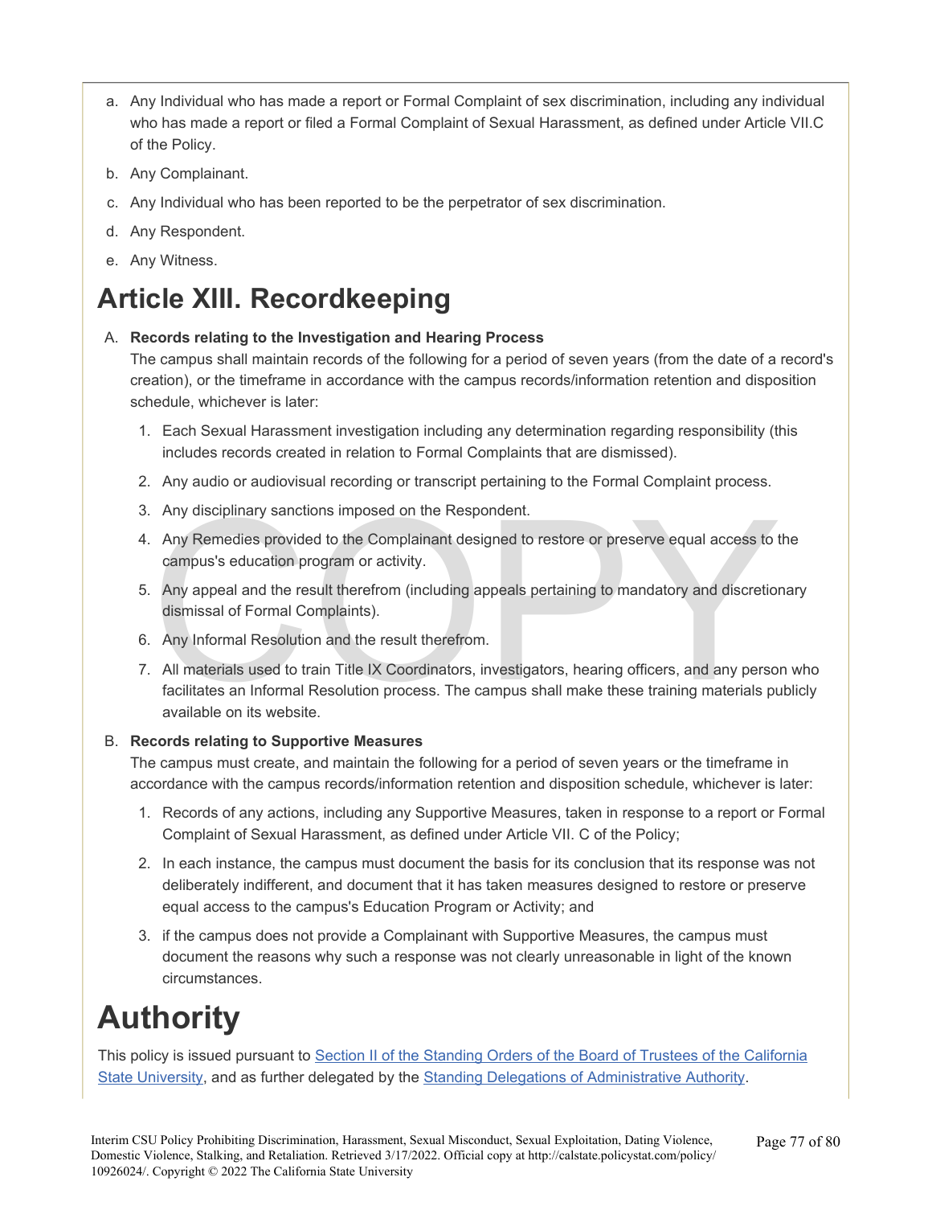a. Any Individual who has made a report or Formal Complaint of sex discrimination, including any individual who has made a report or filed a Formal Complaint of Sexual Harassment, as defined under Article VII.C of the Policy.
b. Any Complainant.
c. Any Individual who has been reported to be the perpetrator of sex discrimination.
d. Any Respondent.
e. Any Witness.

# Article XIII. Recordkeeping

A. **Records relating to the Investigation and Hearing Process**
The campus shall maintain records of the following for a period of seven years (from the date of a record's creation), or the timeframe in accordance with the campus records/information retention and disposition schedule, whichever is later:

1. Each Sexual Harassment investigation including any determination regarding responsibility (this includes records created in relation to Formal Complaints that are dismissed).
2. Any audio or audiovisual recording or transcript pertaining to the Formal Complaint process.
3. Any disciplinary sanctions imposed on the Respondent.
4. Any Remedies provided to the Complainant designed to restore or preserve equal access to the campus's education program or activity.
5. Any appeal and the result therefrom (including appeals pertaining to mandatory and discretionary dismissal of Formal Complaints).
6. Any Informal Resolution and the result therefrom.
7. All materials used to train Title IX Coordinators, investigators, hearing officers, and any person who facilitates an Informal Resolution process. The campus shall make these training materials publicly available on its website.

B. **Records relating to Supportive Measures**
The campus must create, and maintain the following for a period of seven years or the timeframe in accordance with the campus records/information retention and disposition schedule, whichever is later:

1. Records of any actions, including any Supportive Measures, taken in response to a report or Formal Complaint of Sexual Harassment, as defined under Article VII. C of the Policy;
2. In each instance, the campus must document the basis for its conclusion that its response was not deliberately indifferent, and document that it has taken measures designed to restore or preserve equal access to the campus's Education Program or Activity; and
3. if the campus does not provide a Complainant with Supportive Measures, the campus must document the reasons why such a response was not clearly unreasonable in light of the known circumstances.

# Authority

This policy is issued pursuant to Section II of the Standing Orders of the Board of Trustees of the California State University, and as further delegated by the Standing Delegations of Administrative Authority.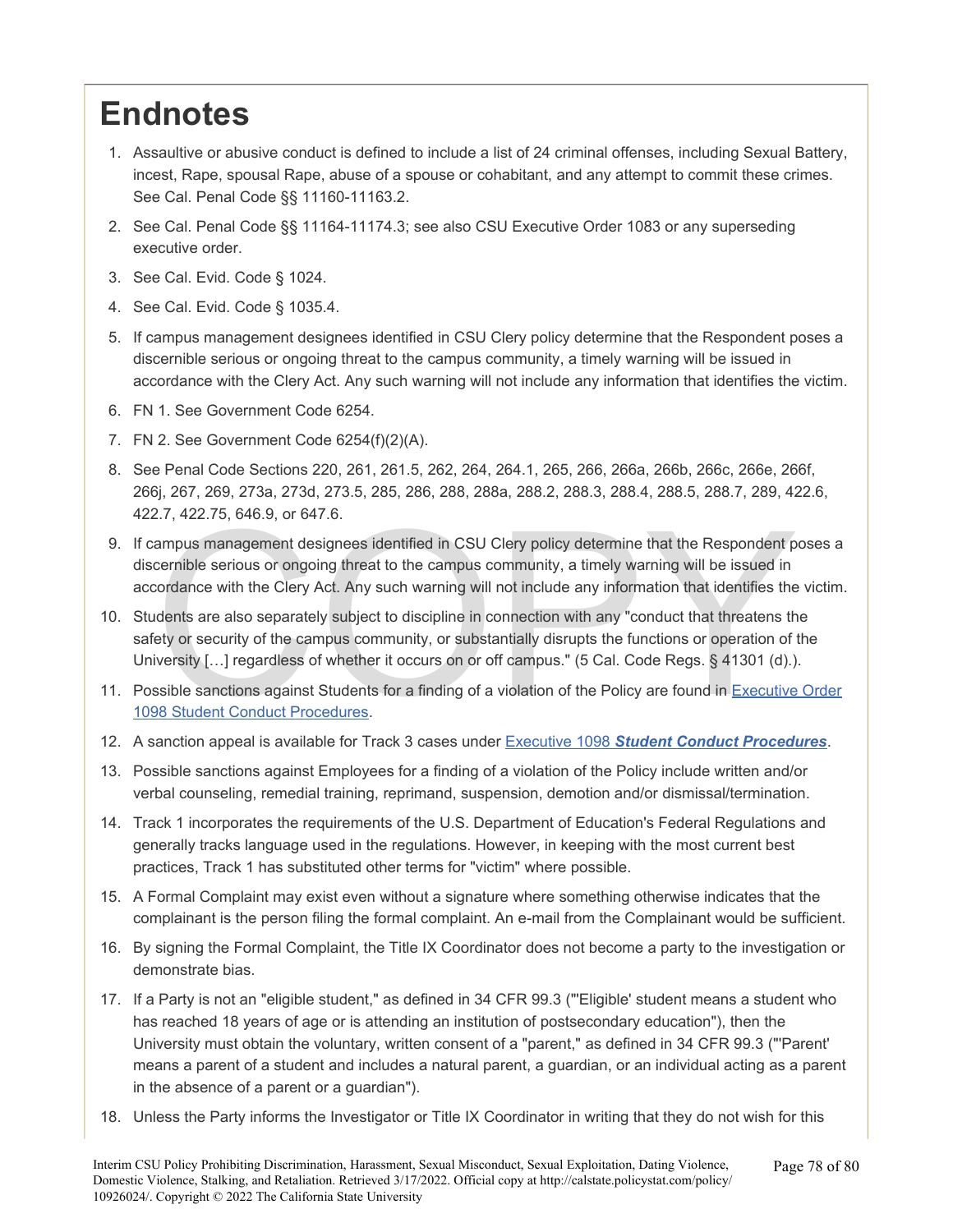# Endnotes

1. Assaultive or abusive conduct is defined to include a list of 24 criminal offenses, including Sexual Battery, incest, Rape, spousal Rape, abuse of a spouse or cohabitant, and any attempt to commit these crimes. See Cal. Penal Code §§ 11160-11163.2.
2. See Cal. Penal Code §§ 11164-11174.3; see also CSU Executive Order 1083 or any superseding executive order.
3. See Cal. Evid. Code § 1024.
4. See Cal. Evid. Code § 1035.4.
5. If campus management designees identified in CSU Clery policy determine that the Respondent poses a discernible serious or ongoing threat to the campus community, a timely warning will be issued in accordance with the Clery Act. Any such warning will not include any information that identifies the victim.
6. FN 1. See Government Code 6254.
7. FN 2. See Government Code 6254(f)(2)(A).
8. See Penal Code Sections 220, 261, 261.5, 262, 264, 264.1, 265, 266, 266a, 266b, 266c, 266e, 266f, 266j, 267, 269, 273a, 273d, 273.5, 285, 286, 288, 288a, 288.2, 288.3, 288.4, 288.5, 288.7, 289, 422.6, 422.7, 422.75, 646.9, or 647.6.
9. If campus management designees identified in CSU Clery policy determine that the Respondent poses a discernible serious or ongoing threat to the campus community, a timely warning will be issued in accordance with the Clery Act. Any such warning will not include any information that identifies the victim.
10. Students are also separately subject to discipline in connection with any "conduct that threatens the safety or security of the campus community, or substantially disrupts the functions or operation of the University […] regardless of whether it occurs on or off campus." (5 Cal. Code Regs. § 41301 (d).).
11. Possible sanctions against Students for a finding of a violation of the Policy are found in Executive Order 1098 Student Conduct Procedures.
12. A sanction appeal is available for Track 3 cases under Executive 1098 ***Student Conduct Procedures***.
13. Possible sanctions against Employees for a finding of a violation of the Policy include written and/or verbal counseling, remedial training, reprimand, suspension, demotion and/or dismissal/termination.
14. Track 1 incorporates the requirements of the U.S. Department of Education's Federal Regulations and generally tracks language used in the regulations. However, in keeping with the most current best practices, Track 1 has substituted other terms for "victim" where possible.
15. A Formal Complaint may exist even without a signature where something otherwise indicates that the complainant is the person filing the formal complaint. An e-mail from the Complainant would be sufficient.
16. By signing the Formal Complaint, the Title IX Coordinator does not become a party to the investigation or demonstrate bias.
17. If a Party is not an "eligible student," as defined in 34 CFR 99.3 ("'Eligible' student means a student who has reached 18 years of age or is attending an institution of postsecondary education"), then the University must obtain the voluntary, written consent of a "parent," as defined in 34 CFR 99.3 ("'Parent' means a parent of a student and includes a natural parent, a guardian, or an individual acting as a parent in the absence of a parent or a guardian").
18. Unless the Party informs the Investigator or Title IX Coordinator in writing that they do not wish for this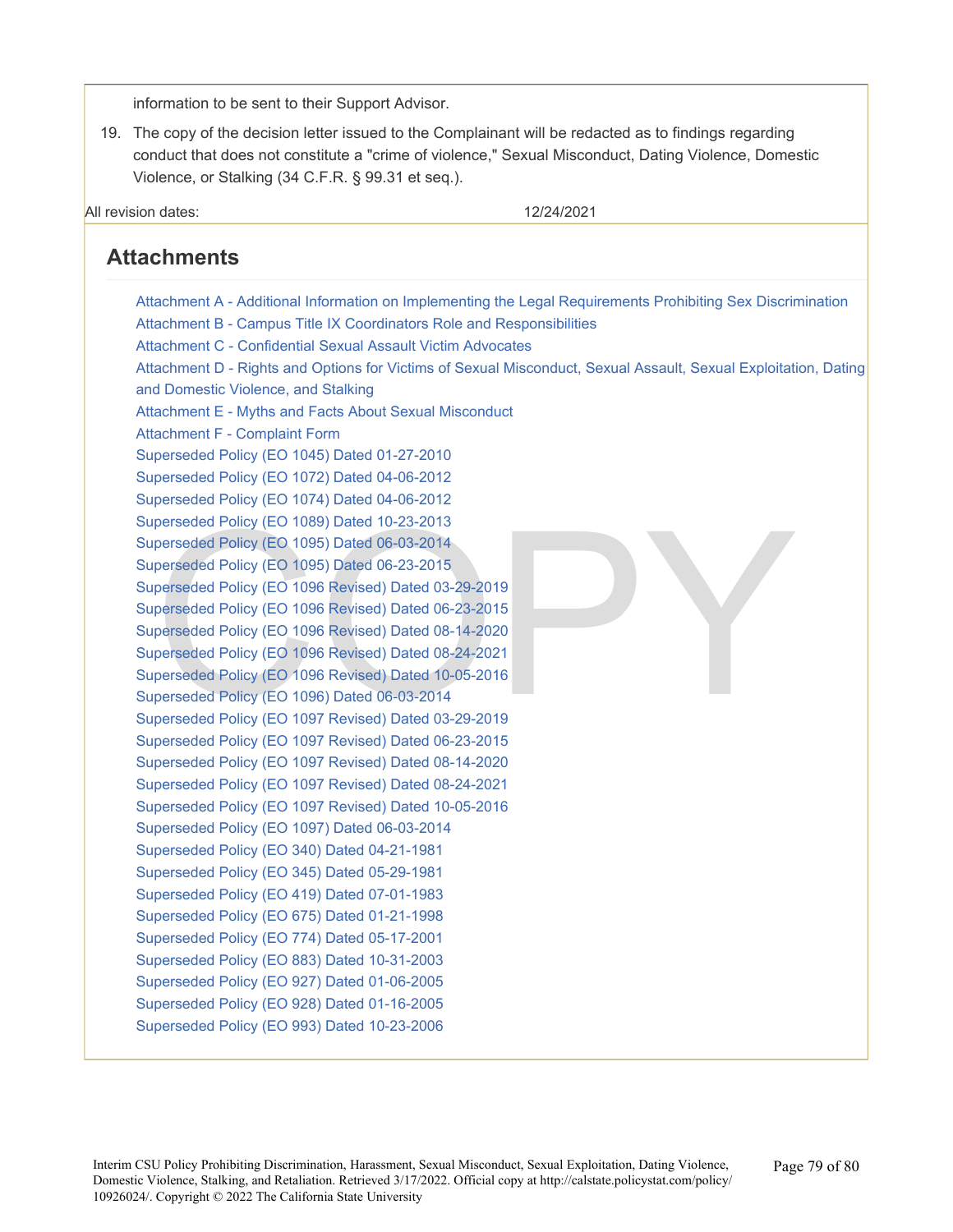information to be sent to their Support Advisor.

19. The copy of the decision letter issued to the Complainant will be redacted as to findings regarding conduct that does not constitute a "crime of violence," Sexual Misconduct, Dating Violence, Domestic Violence, or Stalking (34 C.F.R. § 99.31 et seq.).

| All revision dates: | 12/24/2021 |
| --- | --- |

## Attachments

- Attachment A - Additional Information on Implementing the Legal Requirements Prohibiting Sex Discrimination
- Attachment B - Campus Title IX Coordinators Role and Responsibilities
- Attachment C - Confidential Sexual Assault Victim Advocates
- Attachment D - Rights and Options for Victims of Sexual Misconduct, Sexual Assault, Sexual Exploitation, Dating and Domestic Violence, and Stalking
- Attachment E - Myths and Facts About Sexual Misconduct
- Attachment F - Complaint Form
- Superseded Policy (EO 1045) Dated 01-27-2010
- Superseded Policy (EO 1072) Dated 04-06-2012
- Superseded Policy (EO 1074) Dated 04-06-2012
- Superseded Policy (EO 1089) Dated 10-23-2013
- Superseded Policy (EO 1095) Dated 06-03-2014
- Superseded Policy (EO 1095) Dated 06-23-2015
- Superseded Policy (EO 1096 Revised) Dated 03-29-2019
- Superseded Policy (EO 1096 Revised) Dated 06-23-2015
- Superseded Policy (EO 1096 Revised) Dated 08-14-2020
- Superseded Policy (EO 1096 Revised) Dated 08-24-2021
- Superseded Policy (EO 1096 Revised) Dated 10-05-2016
- Superseded Policy (EO 1096) Dated 06-03-2014
- Superseded Policy (EO 1097 Revised) Dated 03-29-2019
- Superseded Policy (EO 1097 Revised) Dated 06-23-2015
- Superseded Policy (EO 1097 Revised) Dated 08-14-2020
- Superseded Policy (EO 1097 Revised) Dated 08-24-2021
- Superseded Policy (EO 1097 Revised) Dated 10-05-2016
- Superseded Policy (EO 1097) Dated 06-03-2014
- Superseded Policy (EO 340) Dated 04-21-1981
- Superseded Policy (EO 345) Dated 05-29-1981
- Superseded Policy (EO 419) Dated 07-01-1983
- Superseded Policy (EO 675) Dated 01-21-1998
- Superseded Policy (EO 774) Dated 05-17-2001
- Superseded Policy (EO 883) Dated 10-31-2003
- Superseded Policy (EO 927) Dated 01-06-2005
- Superseded Policy (EO 928) Dated 01-16-2005
- Superseded Policy (EO 993) Dated 10-23-2006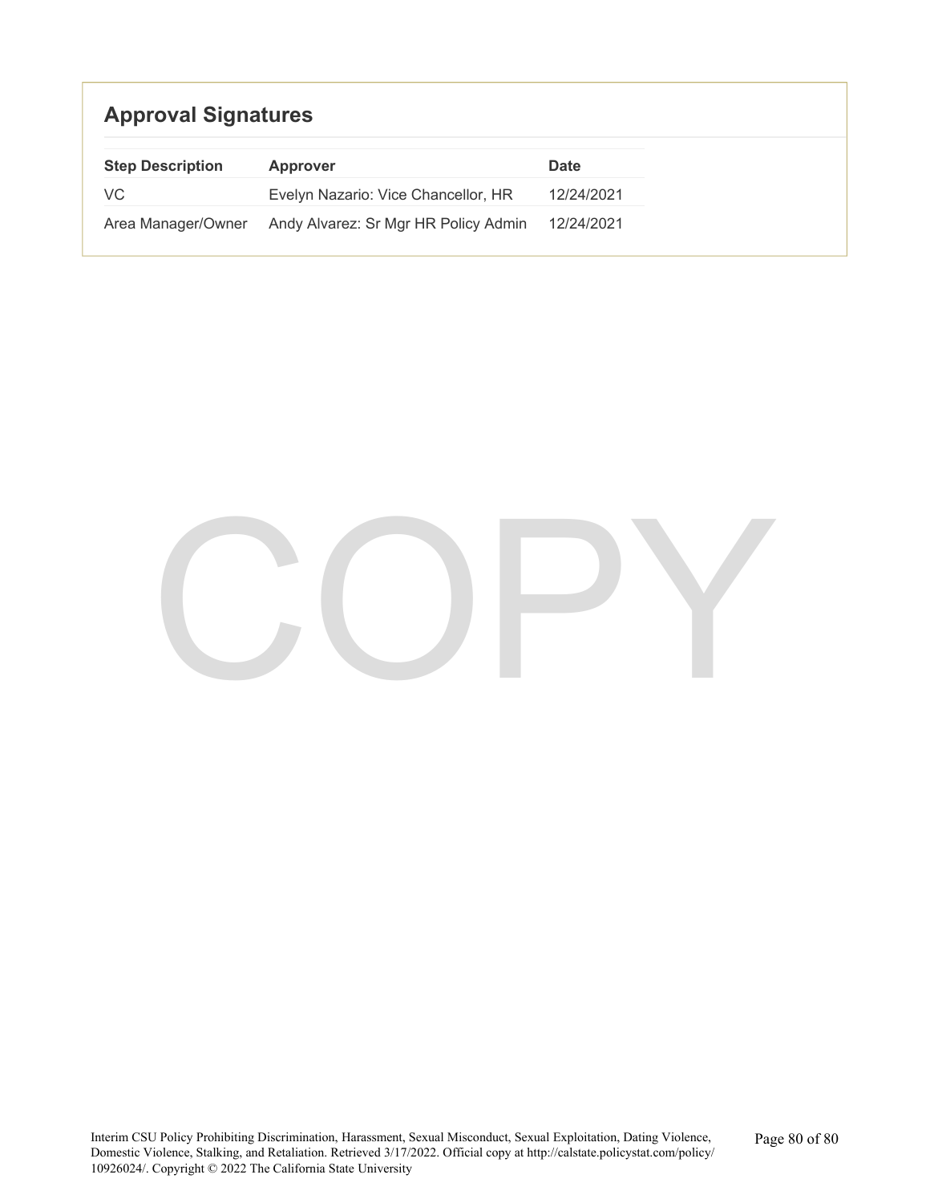## Approval Signatures

| Step Description | Approver | Date |
|---|---|---|
| VC | Evelyn Nazario: Vice Chancellor, HR | 12/24/2021 |
| Area Manager/Owner | Andy Alvarez: Sr Mgr HR Policy Admin | 12/24/2021 |